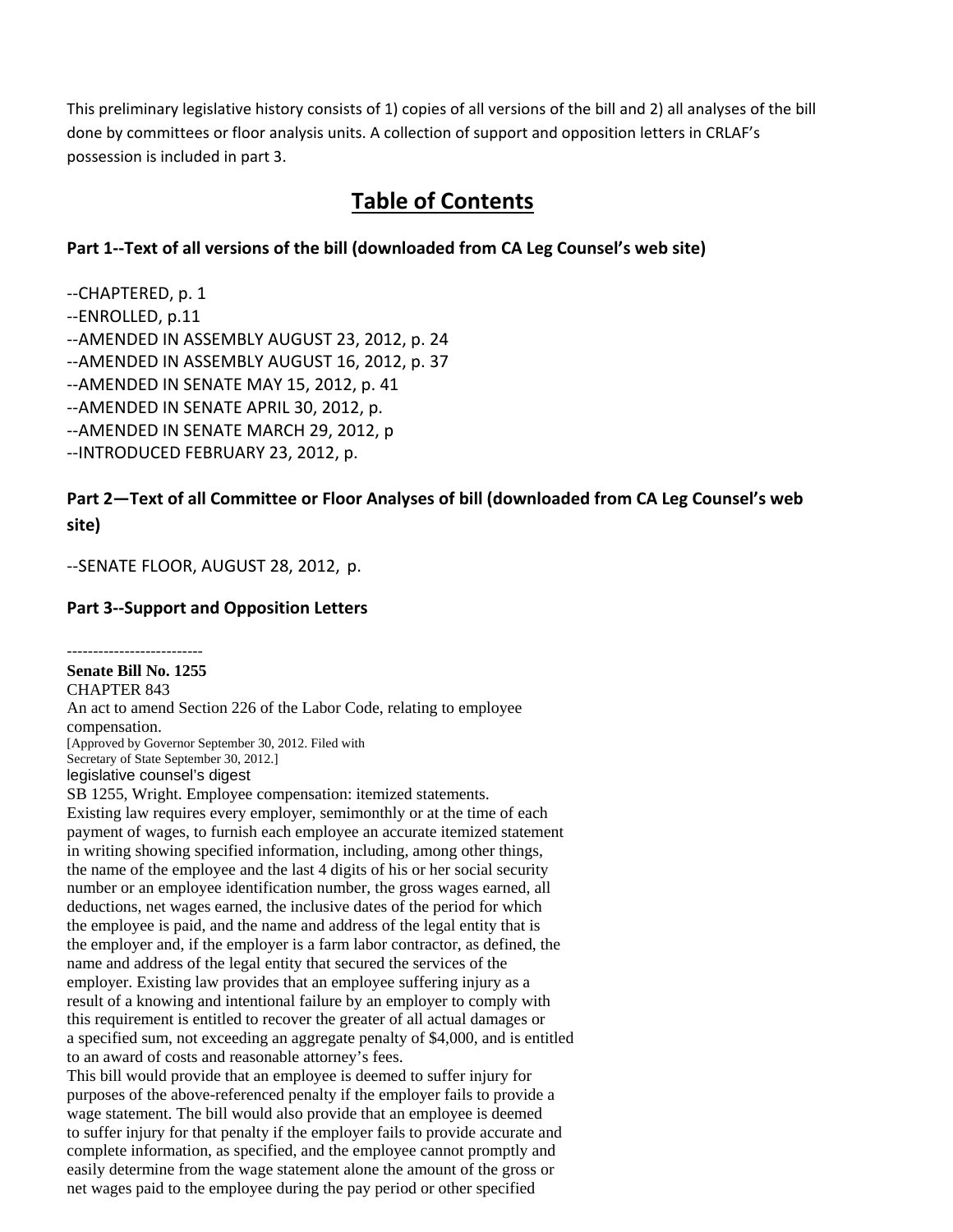This preliminary legislative history consists of 1) copies of all versions of the bill and 2) all analyses of the bill done by committees or floor analysis units. A collection of support and opposition letters in CRLAF's possession is included in part 3.

# Table of Contents

### Part 1--Text of all versions of the bill (downloaded from CA Leg Counsel's web site)

--CHAPTERED, p. 1
--ENROLLED, p.11
--AMENDED IN ASSEMBLY AUGUST 23, 2012, p. 24
--AMENDED IN ASSEMBLY AUGUST 16, 2012, p. 37
--AMENDED IN SENATE MAY 15, 2012, p. 41
--AMENDED IN SENATE APRIL 30, 2012, p.
--AMENDED IN SENATE MARCH 29, 2012, p
--INTRODUCED FEBRUARY 23, 2012, p.

### Part 2—Text of all Committee or Floor Analyses of bill (downloaded from CA Leg Counsel's web site)

--SENATE FLOOR, AUGUST 28, 2012, p.

### Part 3--Support and Opposition Letters

--------------------------

**Senate Bill No. 1255**

CHAPTER 843

An act to amend Section 226 of the Labor Code, relating to employee compensation.

[Approved by Governor September 30, 2012. Filed with Secretary of State September 30, 2012.]

legislative counsel's digest

SB 1255, Wright. Employee compensation: itemized statements.

Existing law requires every employer, semimonthly or at the time of each payment of wages, to furnish each employee an accurate itemized statement in writing showing specified information, including, among other things, the name of the employee and the last 4 digits of his or her social security number or an employee identification number, the gross wages earned, all deductions, net wages earned, the inclusive dates of the period for which the employee is paid, and the name and address of the legal entity that is the employer and, if the employer is a farm labor contractor, as defined, the name and address of the legal entity that secured the services of the employer. Existing law provides that an employee suffering injury as a result of a knowing and intentional failure by an employer to comply with this requirement is entitled to recover the greater of all actual damages or a specified sum, not exceeding an aggregate penalty of $4,000, and is entitled to an award of costs and reasonable attorney's fees.

This bill would provide that an employee is deemed to suffer injury for purposes of the above-referenced penalty if the employer fails to provide a wage statement. The bill would also provide that an employee is deemed to suffer injury for that penalty if the employer fails to provide accurate and complete information, as specified, and the employee cannot promptly and easily determine from the wage statement alone the amount of the gross or net wages paid to the employee during the pay period or other specified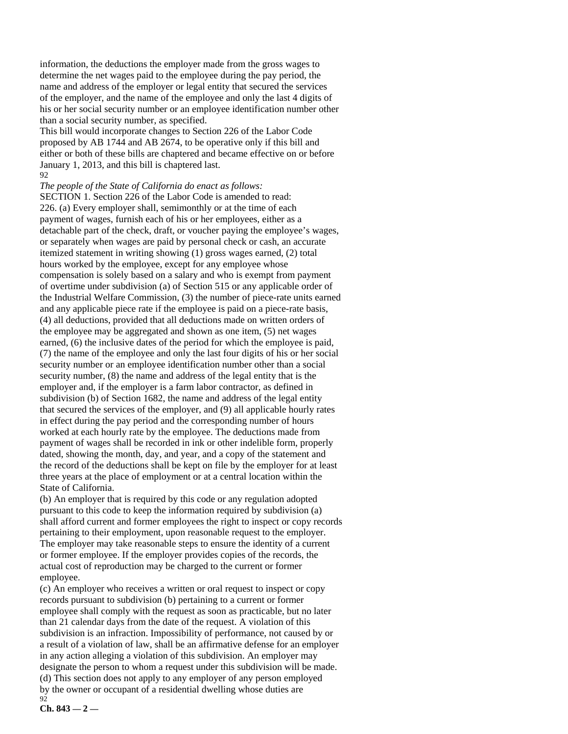information, the deductions the employer made from the gross wages to determine the net wages paid to the employee during the pay period, the name and address of the employer or legal entity that secured the services of the employer, and the name of the employee and only the last 4 digits of his or her social security number or an employee identification number other than a social security number, as specified.

This bill would incorporate changes to Section 226 of the Labor Code proposed by AB 1744 and AB 2674, to be operative only if this bill and either or both of these bills are chaptered and became effective on or before January 1, 2013, and this bill is chaptered last.

*The people of the State of California do enact as follows:*

SECTION 1. Section 226 of the Labor Code is amended to read:

226. (a) Every employer shall, semimonthly or at the time of each payment of wages, furnish each of his or her employees, either as a detachable part of the check, draft, or voucher paying the employee's wages, or separately when wages are paid by personal check or cash, an accurate itemized statement in writing showing (1) gross wages earned, (2) total hours worked by the employee, except for any employee whose compensation is solely based on a salary and who is exempt from payment of overtime under subdivision (a) of Section 515 or any applicable order of the Industrial Welfare Commission, (3) the number of piece-rate units earned and any applicable piece rate if the employee is paid on a piece-rate basis, (4) all deductions, provided that all deductions made on written orders of the employee may be aggregated and shown as one item, (5) net wages earned, (6) the inclusive dates of the period for which the employee is paid, (7) the name of the employee and only the last four digits of his or her social security number or an employee identification number other than a social security number, (8) the name and address of the legal entity that is the employer and, if the employer is a farm labor contractor, as defined in subdivision (b) of Section 1682, the name and address of the legal entity that secured the services of the employer, and (9) all applicable hourly rates in effect during the pay period and the corresponding number of hours worked at each hourly rate by the employee. The deductions made from payment of wages shall be recorded in ink or other indelible form, properly dated, showing the month, day, and year, and a copy of the statement and the record of the deductions shall be kept on file by the employer for at least three years at the place of employment or at a central location within the State of California.

(b) An employer that is required by this code or any regulation adopted pursuant to this code to keep the information required by subdivision (a) shall afford current and former employees the right to inspect or copy records pertaining to their employment, upon reasonable request to the employer. The employer may take reasonable steps to ensure the identity of a current or former employee. If the employer provides copies of the records, the actual cost of reproduction may be charged to the current or former employee.

(c) An employer who receives a written or oral request to inspect or copy records pursuant to subdivision (b) pertaining to a current or former employee shall comply with the request as soon as practicable, but no later than 21 calendar days from the date of the request. A violation of this subdivision is an infraction. Impossibility of performance, not caused by or a result of a violation of law, shall be an affirmative defense for an employer in any action alleging a violation of this subdivision. An employer may designate the person to whom a request under this subdivision will be made.

(d) This section does not apply to any employer of any person employed by the owner or occupant of a residential dwelling whose duties are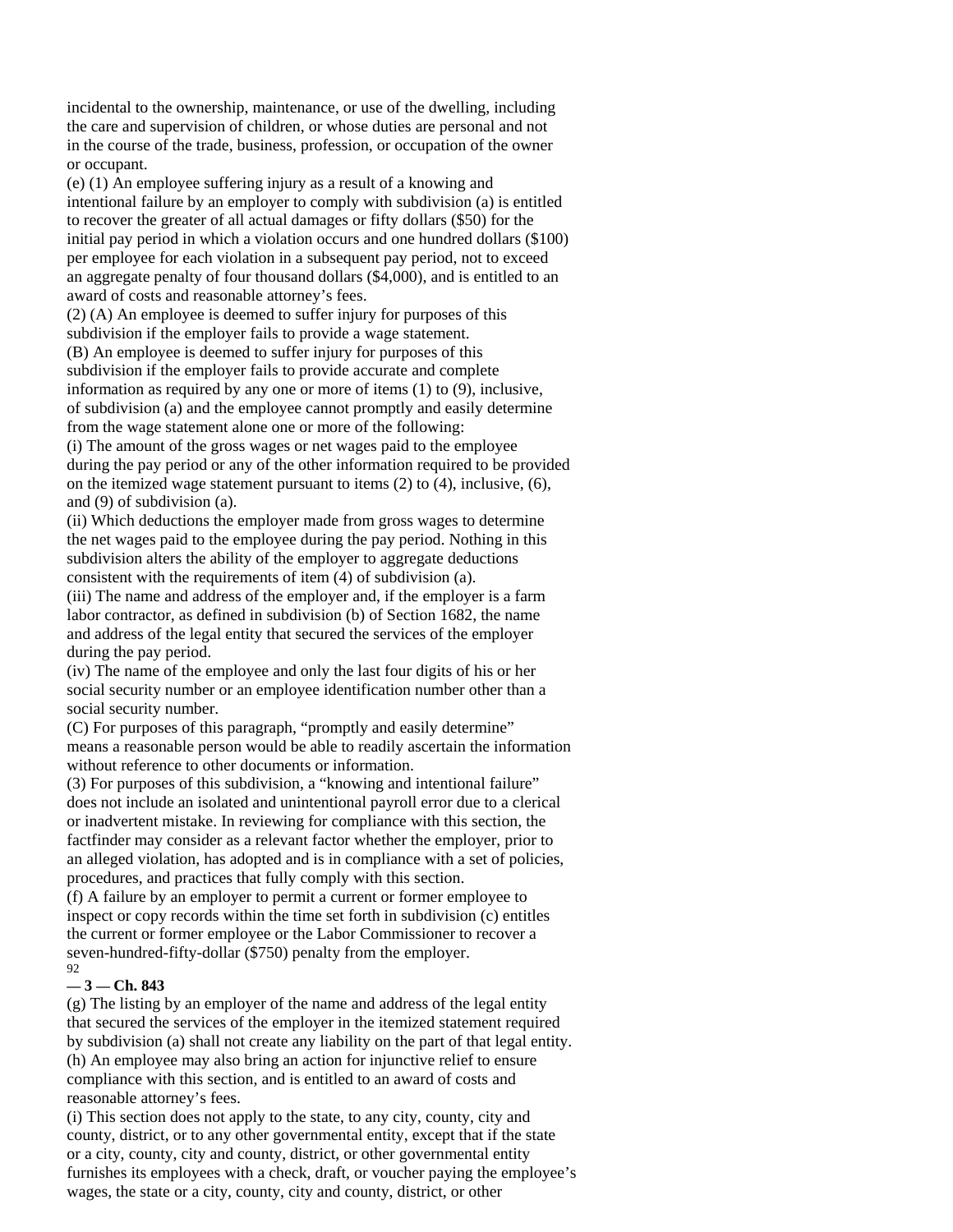incidental to the ownership, maintenance, or use of the dwelling, including the care and supervision of children, or whose duties are personal and not in the course of the trade, business, profession, or occupation of the owner or occupant.

(e) (1) An employee suffering injury as a result of a knowing and intentional failure by an employer to comply with subdivision (a) is entitled to recover the greater of all actual damages or fifty dollars ($50) for the initial pay period in which a violation occurs and one hundred dollars ($100) per employee for each violation in a subsequent pay period, not to exceed an aggregate penalty of four thousand dollars ($4,000), and is entitled to an award of costs and reasonable attorney's fees.

(2) (A) An employee is deemed to suffer injury for purposes of this subdivision if the employer fails to provide a wage statement.

(B) An employee is deemed to suffer injury for purposes of this subdivision if the employer fails to provide accurate and complete information as required by any one or more of items (1) to (9), inclusive, of subdivision (a) and the employee cannot promptly and easily determine from the wage statement alone one or more of the following:

(i) The amount of the gross wages or net wages paid to the employee during the pay period or any of the other information required to be provided on the itemized wage statement pursuant to items (2) to (4), inclusive, (6), and (9) of subdivision (a).

(ii) Which deductions the employer made from gross wages to determine the net wages paid to the employee during the pay period. Nothing in this subdivision alters the ability of the employer to aggregate deductions consistent with the requirements of item (4) of subdivision (a).

(iii) The name and address of the employer and, if the employer is a farm labor contractor, as defined in subdivision (b) of Section 1682, the name and address of the legal entity that secured the services of the employer during the pay period.

(iv) The name of the employee and only the last four digits of his or her social security number or an employee identification number other than a social security number.

(C) For purposes of this paragraph, "promptly and easily determine" means a reasonable person would be able to readily ascertain the information without reference to other documents or information.

(3) For purposes of this subdivision, a "knowing and intentional failure" does not include an isolated and unintentional payroll error due to a clerical or inadvertent mistake. In reviewing for compliance with this section, the factfinder may consider as a relevant factor whether the employer, prior to an alleged violation, has adopted and is in compliance with a set of policies, procedures, and practices that fully comply with this section.

(f) A failure by an employer to permit a current or former employee to inspect or copy records within the time set forth in subdivision (c) entitles the current or former employee or the Labor Commissioner to recover a seven-hundred-fifty-dollar ($750) penalty from the employer.

(g) The listing by an employer of the name and address of the legal entity that secured the services of the employer in the itemized statement required by subdivision (a) shall not create any liability on the part of that legal entity.

(h) An employee may also bring an action for injunctive relief to ensure compliance with this section, and is entitled to an award of costs and reasonable attorney's fees.

(i) This section does not apply to the state, to any city, county, city and county, district, or to any other governmental entity, except that if the state or a city, county, city and county, district, or other governmental entity furnishes its employees with a check, draft, or voucher paying the employee's wages, the state or a city, county, city and county, district, or other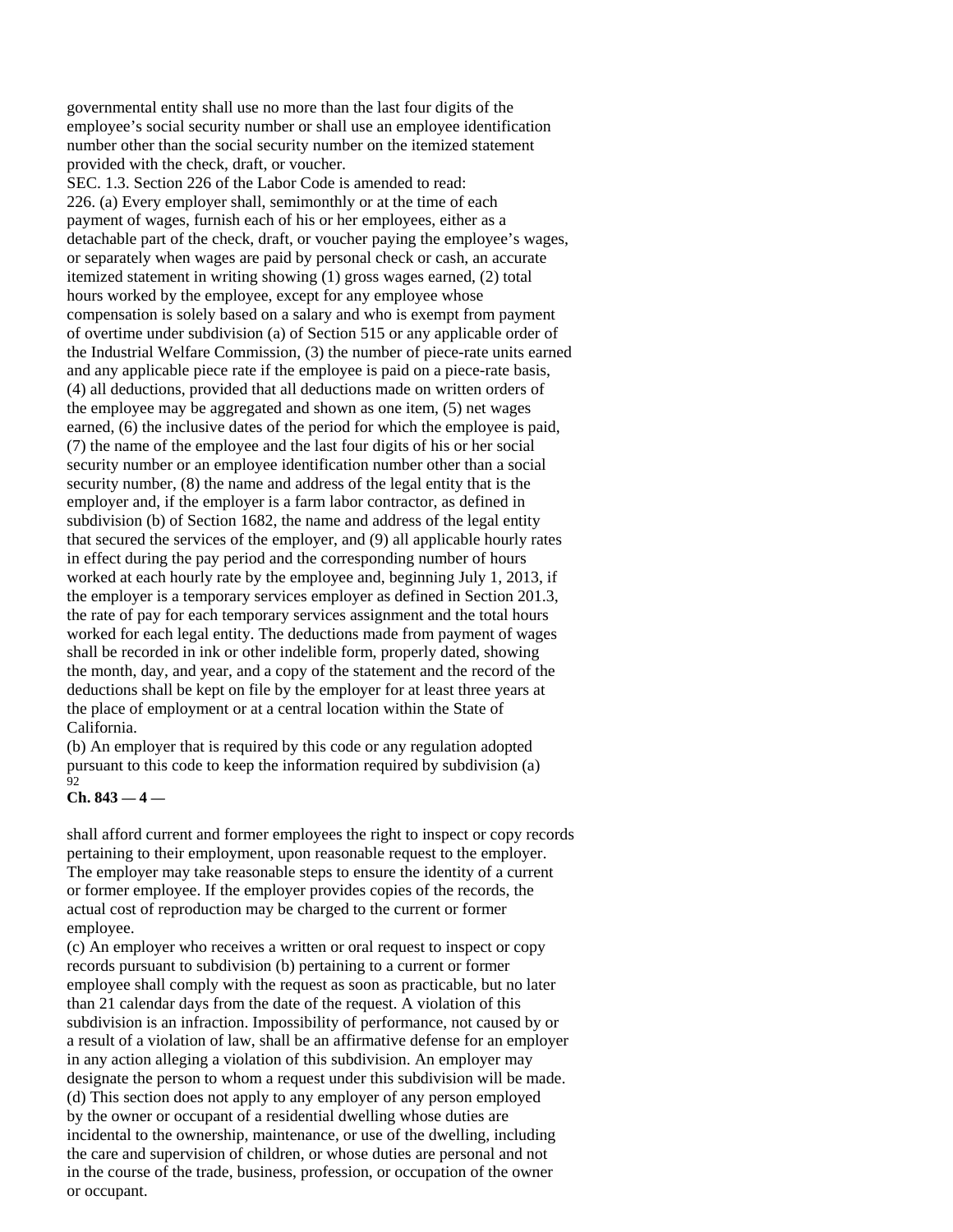governmental entity shall use no more than the last four digits of the employee's social security number or shall use an employee identification number other than the social security number on the itemized statement provided with the check, draft, or voucher.

SEC. 1.3. Section 226 of the Labor Code is amended to read:

226. (a) Every employer shall, semimonthly or at the time of each payment of wages, furnish each of his or her employees, either as a detachable part of the check, draft, or voucher paying the employee's wages, or separately when wages are paid by personal check or cash, an accurate itemized statement in writing showing (1) gross wages earned, (2) total hours worked by the employee, except for any employee whose compensation is solely based on a salary and who is exempt from payment of overtime under subdivision (a) of Section 515 or any applicable order of the Industrial Welfare Commission, (3) the number of piece-rate units earned and any applicable piece rate if the employee is paid on a piece-rate basis, (4) all deductions, provided that all deductions made on written orders of the employee may be aggregated and shown as one item, (5) net wages earned, (6) the inclusive dates of the period for which the employee is paid, (7) the name of the employee and the last four digits of his or her social security number or an employee identification number other than a social security number, (8) the name and address of the legal entity that is the employer and, if the employer is a farm labor contractor, as defined in subdivision (b) of Section 1682, the name and address of the legal entity that secured the services of the employer, and (9) all applicable hourly rates in effect during the pay period and the corresponding number of hours worked at each hourly rate by the employee and, beginning July 1, 2013, if the employer is a temporary services employer as defined in Section 201.3, the rate of pay for each temporary services assignment and the total hours worked for each legal entity. The deductions made from payment of wages shall be recorded in ink or other indelible form, properly dated, showing the month, day, and year, and a copy of the statement and the record of the deductions shall be kept on file by the employer for at least three years at the place of employment or at a central location within the State of California.

(b) An employer that is required by this code or any regulation adopted pursuant to this code to keep the information required by subdivision (a) shall afford current and former employees the right to inspect or copy records pertaining to their employment, upon reasonable request to the employer. The employer may take reasonable steps to ensure the identity of a current or former employee. If the employer provides copies of the records, the actual cost of reproduction may be charged to the current or former employee.

(c) An employer who receives a written or oral request to inspect or copy records pursuant to subdivision (b) pertaining to a current or former employee shall comply with the request as soon as practicable, but no later than 21 calendar days from the date of the request. A violation of this subdivision is an infraction. Impossibility of performance, not caused by or a result of a violation of law, shall be an affirmative defense for an employer in any action alleging a violation of this subdivision. An employer may designate the person to whom a request under this subdivision will be made.

(d) This section does not apply to any employer of any person employed by the owner or occupant of a residential dwelling whose duties are incidental to the ownership, maintenance, or use of the dwelling, including the care and supervision of children, or whose duties are personal and not in the course of the trade, business, profession, or occupation of the owner or occupant.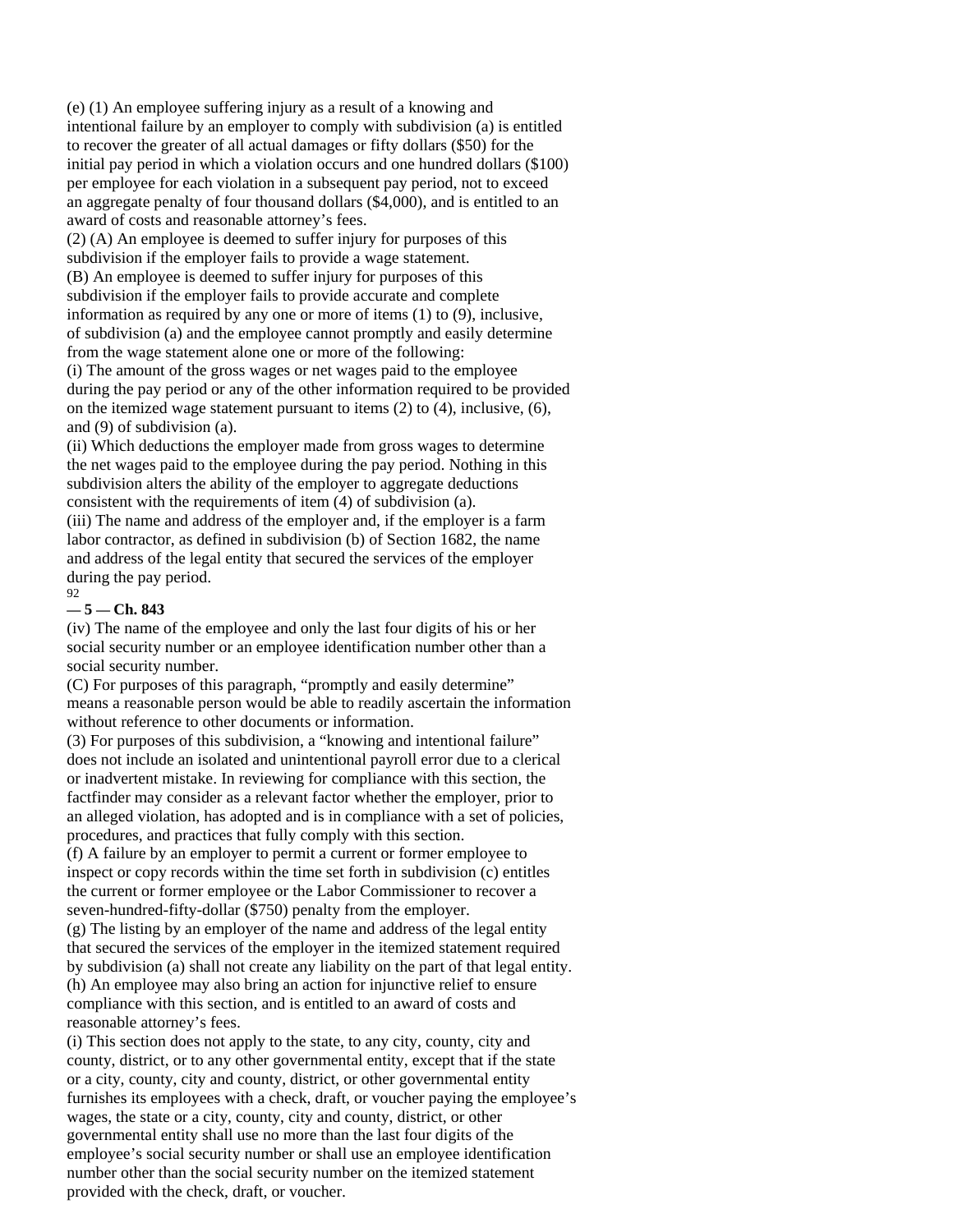(e) (1) An employee suffering injury as a result of a knowing and intentional failure by an employer to comply with subdivision (a) is entitled to recover the greater of all actual damages or fifty dollars ($50) for the initial pay period in which a violation occurs and one hundred dollars ($100) per employee for each violation in a subsequent pay period, not to exceed an aggregate penalty of four thousand dollars ($4,000), and is entitled to an award of costs and reasonable attorney's fees.

(2) (A) An employee is deemed to suffer injury for purposes of this subdivision if the employer fails to provide a wage statement.

(B) An employee is deemed to suffer injury for purposes of this subdivision if the employer fails to provide accurate and complete information as required by any one or more of items (1) to (9), inclusive, of subdivision (a) and the employee cannot promptly and easily determine from the wage statement alone one or more of the following:

(i) The amount of the gross wages or net wages paid to the employee during the pay period or any of the other information required to be provided on the itemized wage statement pursuant to items (2) to (4), inclusive, (6), and (9) of subdivision (a).

(ii) Which deductions the employer made from gross wages to determine the net wages paid to the employee during the pay period. Nothing in this subdivision alters the ability of the employer to aggregate deductions consistent with the requirements of item (4) of subdivision (a).

(iii) The name and address of the employer and, if the employer is a farm labor contractor, as defined in subdivision (b) of Section 1682, the name and address of the legal entity that secured the services of the employer during the pay period.

(iv) The name of the employee and only the last four digits of his or her social security number or an employee identification number other than a social security number.

(C) For purposes of this paragraph, "promptly and easily determine" means a reasonable person would be able to readily ascertain the information without reference to other documents or information.

(3) For purposes of this subdivision, a "knowing and intentional failure" does not include an isolated and unintentional payroll error due to a clerical or inadvertent mistake. In reviewing for compliance with this section, the factfinder may consider as a relevant factor whether the employer, prior to an alleged violation, has adopted and is in compliance with a set of policies, procedures, and practices that fully comply with this section.

(f) A failure by an employer to permit a current or former employee to inspect or copy records within the time set forth in subdivision (c) entitles the current or former employee or the Labor Commissioner to recover a seven-hundred-fifty-dollar ($750) penalty from the employer.

(g) The listing by an employer of the name and address of the legal entity that secured the services of the employer in the itemized statement required by subdivision (a) shall not create any liability on the part of that legal entity.

(h) An employee may also bring an action for injunctive relief to ensure compliance with this section, and is entitled to an award of costs and reasonable attorney's fees.

(i) This section does not apply to the state, to any city, county, city and county, district, or to any other governmental entity, except that if the state or a city, county, city and county, district, or other governmental entity furnishes its employees with a check, draft, or voucher paying the employee's wages, the state or a city, county, city and county, district, or other governmental entity shall use no more than the last four digits of the employee's social security number or shall use an employee identification number other than the social security number on the itemized statement provided with the check, draft, or voucher.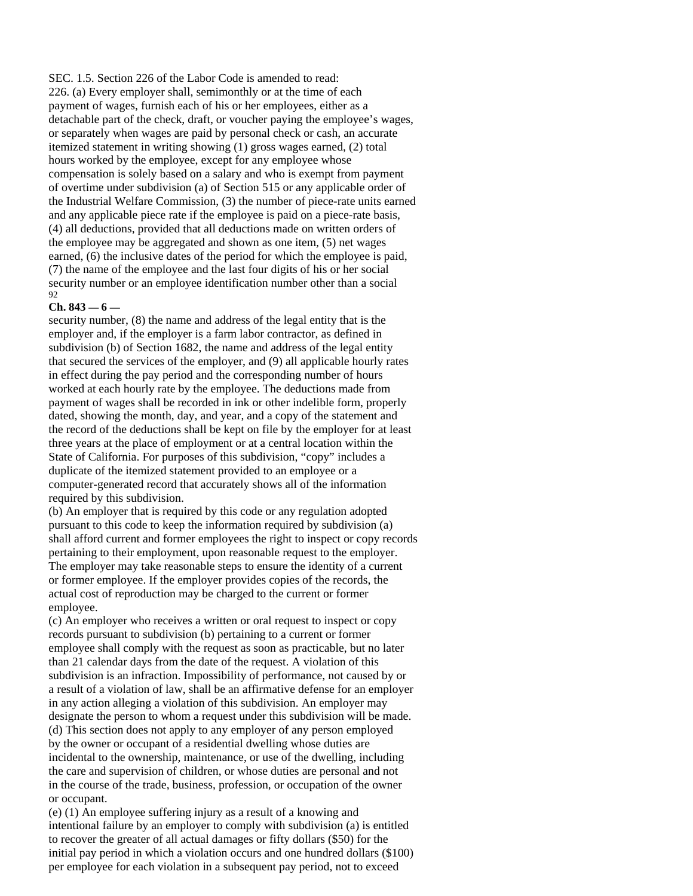SEC. 1.5. Section 226 of the Labor Code is amended to read:

226. (a) Every employer shall, semimonthly or at the time of each payment of wages, furnish each of his or her employees, either as a detachable part of the check, draft, or voucher paying the employee's wages, or separately when wages are paid by personal check or cash, an accurate itemized statement in writing showing (1) gross wages earned, (2) total hours worked by the employee, except for any employee whose compensation is solely based on a salary and who is exempt from payment of overtime under subdivision (a) of Section 515 or any applicable order of the Industrial Welfare Commission, (3) the number of piece-rate units earned and any applicable piece rate if the employee is paid on a piece-rate basis, (4) all deductions, provided that all deductions made on written orders of the employee may be aggregated and shown as one item, (5) net wages earned, (6) the inclusive dates of the period for which the employee is paid, (7) the name of the employee and the last four digits of his or her social security number or an employee identification number other than a social security number, (8) the name and address of the legal entity that is the employer and, if the employer is a farm labor contractor, as defined in subdivision (b) of Section 1682, the name and address of the legal entity that secured the services of the employer, and (9) all applicable hourly rates in effect during the pay period and the corresponding number of hours worked at each hourly rate by the employee. The deductions made from payment of wages shall be recorded in ink or other indelible form, properly dated, showing the month, day, and year, and a copy of the statement and the record of the deductions shall be kept on file by the employer for at least three years at the place of employment or at a central location within the State of California. For purposes of this subdivision, "copy" includes a duplicate of the itemized statement provided to an employee or a computer-generated record that accurately shows all of the information required by this subdivision.

(b) An employer that is required by this code or any regulation adopted pursuant to this code to keep the information required by subdivision (a) shall afford current and former employees the right to inspect or copy records pertaining to their employment, upon reasonable request to the employer. The employer may take reasonable steps to ensure the identity of a current or former employee. If the employer provides copies of the records, the actual cost of reproduction may be charged to the current or former employee.

(c) An employer who receives a written or oral request to inspect or copy records pursuant to subdivision (b) pertaining to a current or former employee shall comply with the request as soon as practicable, but no later than 21 calendar days from the date of the request. A violation of this subdivision is an infraction. Impossibility of performance, not caused by or a result of a violation of law, shall be an affirmative defense for an employer in any action alleging a violation of this subdivision. An employer may designate the person to whom a request under this subdivision will be made.

(d) This section does not apply to any employer of any person employed by the owner or occupant of a residential dwelling whose duties are incidental to the ownership, maintenance, or use of the dwelling, including the care and supervision of children, or whose duties are personal and not in the course of the trade, business, profession, or occupation of the owner or occupant.

(e) (1) An employee suffering injury as a result of a knowing and intentional failure by an employer to comply with subdivision (a) is entitled to recover the greater of all actual damages or fifty dollars ($50) for the initial pay period in which a violation occurs and one hundred dollars ($100) per employee for each violation in a subsequent pay period, not to exceed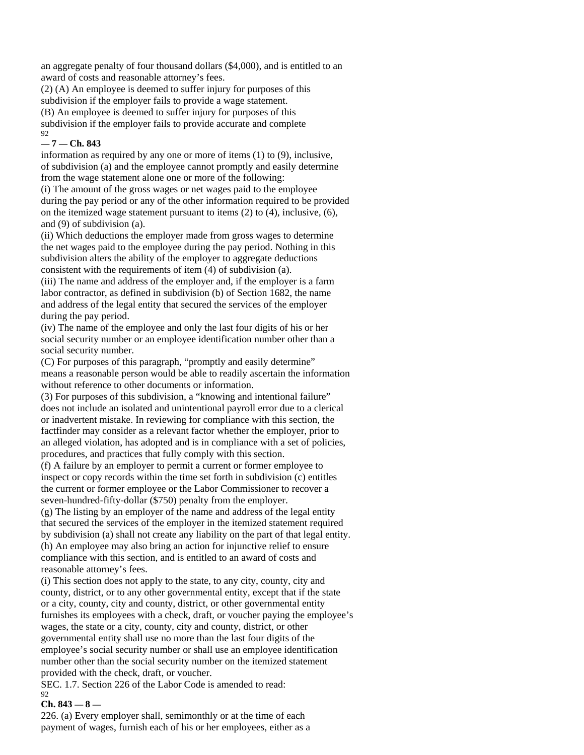an aggregate penalty of four thousand dollars ($4,000), and is entitled to an award of costs and reasonable attorney's fees.

(2) (A) An employee is deemed to suffer injury for purposes of this subdivision if the employer fails to provide a wage statement.

(B) An employee is deemed to suffer injury for purposes of this subdivision if the employer fails to provide accurate and complete information as required by any one or more of items (1) to (9), inclusive, of subdivision (a) and the employee cannot promptly and easily determine from the wage statement alone one or more of the following:

(i) The amount of the gross wages or net wages paid to the employee during the pay period or any of the other information required to be provided on the itemized wage statement pursuant to items (2) to (4), inclusive, (6), and (9) of subdivision (a).

(ii) Which deductions the employer made from gross wages to determine the net wages paid to the employee during the pay period. Nothing in this subdivision alters the ability of the employer to aggregate deductions consistent with the requirements of item (4) of subdivision (a).

(iii) The name and address of the employer and, if the employer is a farm labor contractor, as defined in subdivision (b) of Section 1682, the name and address of the legal entity that secured the services of the employer during the pay period.

(iv) The name of the employee and only the last four digits of his or her social security number or an employee identification number other than a social security number.

(C) For purposes of this paragraph, "promptly and easily determine" means a reasonable person would be able to readily ascertain the information without reference to other documents or information.

(3) For purposes of this subdivision, a "knowing and intentional failure" does not include an isolated and unintentional payroll error due to a clerical or inadvertent mistake. In reviewing for compliance with this section, the factfinder may consider as a relevant factor whether the employer, prior to an alleged violation, has adopted and is in compliance with a set of policies, procedures, and practices that fully comply with this section.

(f) A failure by an employer to permit a current or former employee to inspect or copy records within the time set forth in subdivision (c) entitles the current or former employee or the Labor Commissioner to recover a seven-hundred-fifty-dollar ($750) penalty from the employer.

(g) The listing by an employer of the name and address of the legal entity that secured the services of the employer in the itemized statement required by subdivision (a) shall not create any liability on the part of that legal entity.

(h) An employee may also bring an action for injunctive relief to ensure compliance with this section, and is entitled to an award of costs and reasonable attorney's fees.

(i) This section does not apply to the state, to any city, county, city and county, district, or to any other governmental entity, except that if the state or a city, county, city and county, district, or other governmental entity furnishes its employees with a check, draft, or voucher paying the employee's wages, the state or a city, county, city and county, district, or other governmental entity shall use no more than the last four digits of the employee's social security number or shall use an employee identification number other than the social security number on the itemized statement provided with the check, draft, or voucher.

SEC. 1.7. Section 226 of the Labor Code is amended to read:

226. (a) Every employer shall, semimonthly or at the time of each payment of wages, furnish each of his or her employees, either as a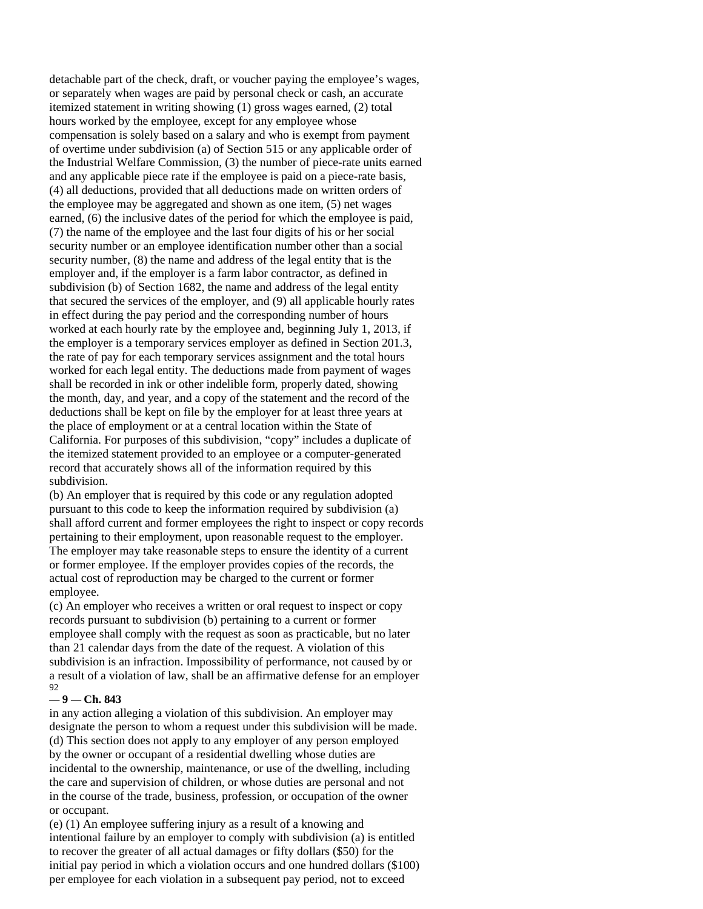detachable part of the check, draft, or voucher paying the employee's wages, or separately when wages are paid by personal check or cash, an accurate itemized statement in writing showing (1) gross wages earned, (2) total hours worked by the employee, except for any employee whose compensation is solely based on a salary and who is exempt from payment of overtime under subdivision (a) of Section 515 or any applicable order of the Industrial Welfare Commission, (3) the number of piece-rate units earned and any applicable piece rate if the employee is paid on a piece-rate basis, (4) all deductions, provided that all deductions made on written orders of the employee may be aggregated and shown as one item, (5) net wages earned, (6) the inclusive dates of the period for which the employee is paid, (7) the name of the employee and the last four digits of his or her social security number or an employee identification number other than a social security number, (8) the name and address of the legal entity that is the employer and, if the employer is a farm labor contractor, as defined in subdivision (b) of Section 1682, the name and address of the legal entity that secured the services of the employer, and (9) all applicable hourly rates in effect during the pay period and the corresponding number of hours worked at each hourly rate by the employee and, beginning July 1, 2013, if the employer is a temporary services employer as defined in Section 201.3, the rate of pay for each temporary services assignment and the total hours worked for each legal entity. The deductions made from payment of wages shall be recorded in ink or other indelible form, properly dated, showing the month, day, and year, and a copy of the statement and the record of the deductions shall be kept on file by the employer for at least three years at the place of employment or at a central location within the State of California. For purposes of this subdivision, "copy" includes a duplicate of the itemized statement provided to an employee or a computer-generated record that accurately shows all of the information required by this subdivision.

(b) An employer that is required by this code or any regulation adopted pursuant to this code to keep the information required by subdivision (a) shall afford current and former employees the right to inspect or copy records pertaining to their employment, upon reasonable request to the employer. The employer may take reasonable steps to ensure the identity of a current or former employee. If the employer provides copies of the records, the actual cost of reproduction may be charged to the current or former employee.

(c) An employer who receives a written or oral request to inspect or copy records pursuant to subdivision (b) pertaining to a current or former employee shall comply with the request as soon as practicable, but no later than 21 calendar days from the date of the request. A violation of this subdivision is an infraction. Impossibility of performance, not caused by or a result of a violation of law, shall be an affirmative defense for an employer in any action alleging a violation of this subdivision. An employer may designate the person to whom a request under this subdivision will be made.

(d) This section does not apply to any employer of any person employed by the owner or occupant of a residential dwelling whose duties are incidental to the ownership, maintenance, or use of the dwelling, including the care and supervision of children, or whose duties are personal and not in the course of the trade, business, profession, or occupation of the owner or occupant.

(e) (1) An employee suffering injury as a result of a knowing and intentional failure by an employer to comply with subdivision (a) is entitled to recover the greater of all actual damages or fifty dollars ($50) for the initial pay period in which a violation occurs and one hundred dollars ($100) per employee for each violation in a subsequent pay period, not to exceed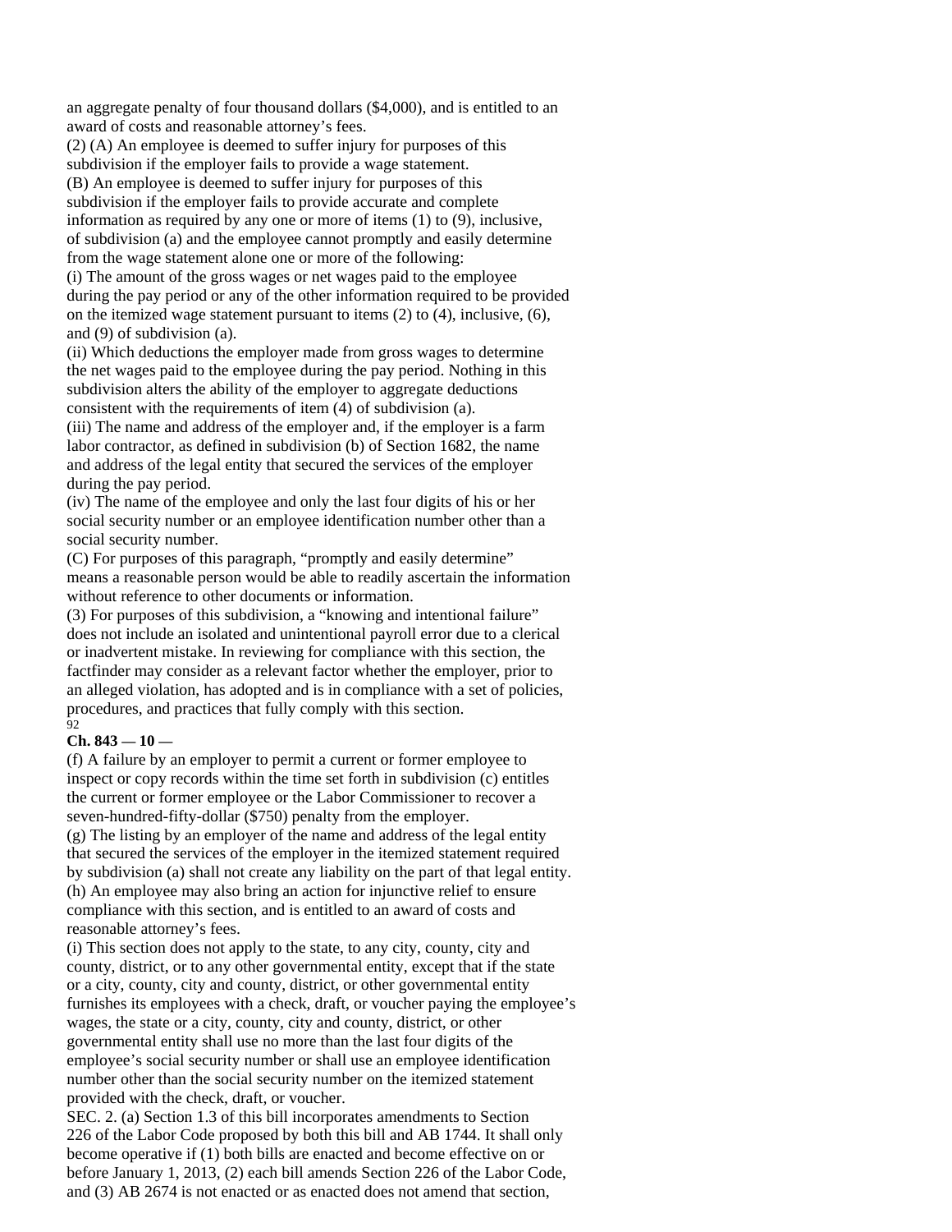an aggregate penalty of four thousand dollars ($4,000), and is entitled to an award of costs and reasonable attorney's fees.

(2) (A) An employee is deemed to suffer injury for purposes of this subdivision if the employer fails to provide a wage statement.

(B) An employee is deemed to suffer injury for purposes of this subdivision if the employer fails to provide accurate and complete information as required by any one or more of items (1) to (9), inclusive, of subdivision (a) and the employee cannot promptly and easily determine from the wage statement alone one or more of the following:

(i) The amount of the gross wages or net wages paid to the employee during the pay period or any of the other information required to be provided on the itemized wage statement pursuant to items (2) to (4), inclusive, (6), and (9) of subdivision (a).

(ii) Which deductions the employer made from gross wages to determine the net wages paid to the employee during the pay period. Nothing in this subdivision alters the ability of the employer to aggregate deductions consistent with the requirements of item (4) of subdivision (a).

(iii) The name and address of the employer and, if the employer is a farm labor contractor, as defined in subdivision (b) of Section 1682, the name and address of the legal entity that secured the services of the employer during the pay period.

(iv) The name of the employee and only the last four digits of his or her social security number or an employee identification number other than a social security number.

(C) For purposes of this paragraph, "promptly and easily determine" means a reasonable person would be able to readily ascertain the information without reference to other documents or information.

(3) For purposes of this subdivision, a "knowing and intentional failure" does not include an isolated and unintentional payroll error due to a clerical or inadvertent mistake. In reviewing for compliance with this section, the factfinder may consider as a relevant factor whether the employer, prior to an alleged violation, has adopted and is in compliance with a set of policies, procedures, and practices that fully comply with this section.

(f) A failure by an employer to permit a current or former employee to inspect or copy records within the time set forth in subdivision (c) entitles the current or former employee or the Labor Commissioner to recover a seven-hundred-fifty-dollar ($750) penalty from the employer.

(g) The listing by an employer of the name and address of the legal entity that secured the services of the employer in the itemized statement required by subdivision (a) shall not create any liability on the part of that legal entity.

(h) An employee may also bring an action for injunctive relief to ensure compliance with this section, and is entitled to an award of costs and reasonable attorney's fees.

(i) This section does not apply to the state, to any city, county, city and county, district, or to any other governmental entity, except that if the state or a city, county, city and county, district, or other governmental entity furnishes its employees with a check, draft, or voucher paying the employee's wages, the state or a city, county, city and county, district, or other governmental entity shall use no more than the last four digits of the employee's social security number or shall use an employee identification number other than the social security number on the itemized statement provided with the check, draft, or voucher.

SEC. 2. (a) Section 1.3 of this bill incorporates amendments to Section 226 of the Labor Code proposed by both this bill and AB 1744. It shall only become operative if (1) both bills are enacted and become effective on or before January 1, 2013, (2) each bill amends Section 226 of the Labor Code, and (3) AB 2674 is not enacted or as enacted does not amend that section,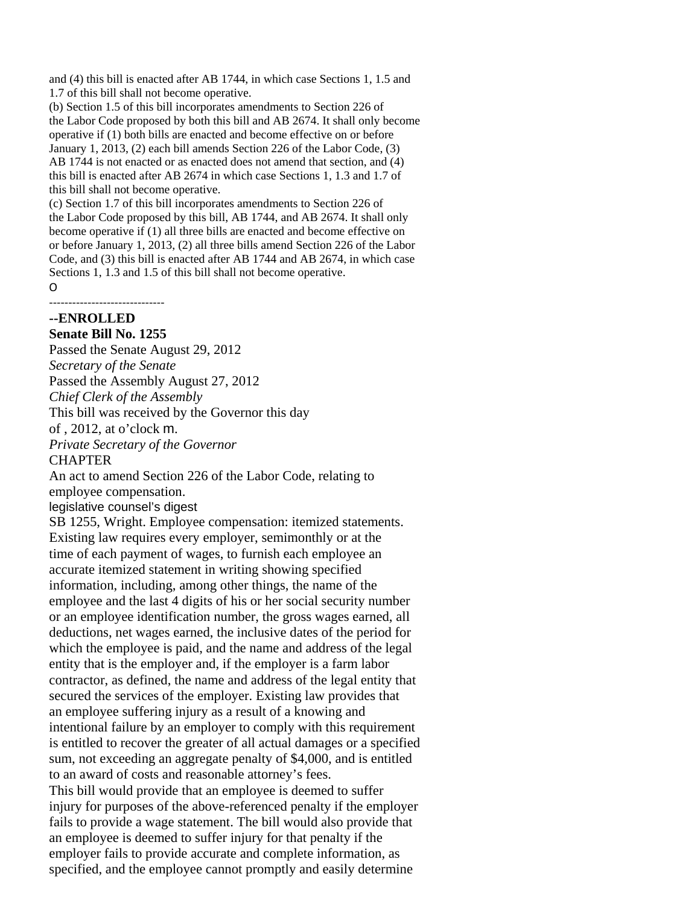and (4) this bill is enacted after AB 1744, in which case Sections 1, 1.5 and 1.7 of this bill shall not become operative.

(b) Section 1.5 of this bill incorporates amendments to Section 226 of the Labor Code proposed by both this bill and AB 2674. It shall only become operative if (1) both bills are enacted and become effective on or before January 1, 2013, (2) each bill amends Section 226 of the Labor Code, (3) AB 1744 is not enacted or as enacted does not amend that section, and (4) this bill is enacted after AB 2674 in which case Sections 1, 1.3 and 1.7 of this bill shall not become operative.

(c) Section 1.7 of this bill incorporates amendments to Section 226 of the Labor Code proposed by this bill, AB 1744, and AB 2674. It shall only become operative if (1) all three bills are enacted and become effective on or before January 1, 2013, (2) all three bills amend Section 226 of the Labor Code, and (3) this bill is enacted after AB 1744 and AB 2674, in which case Sections 1, 1.3 and 1.5 of this bill shall not become operative.

O

------------------------------

**--ENROLLED**

**Senate Bill No. 1255**

Passed the Senate August 29, 2012

*Secretary of the Senate*

Passed the Assembly August 27, 2012

*Chief Clerk of the Assembly*

This bill was received by the Governor this day of , 2012, at o'clock m.

*Private Secretary of the Governor*

CHAPTER

An act to amend Section 226 of the Labor Code, relating to employee compensation.

legislative counsel's digest

SB 1255, Wright. Employee compensation: itemized statements.

Existing law requires every employer, semimonthly or at the time of each payment of wages, to furnish each employee an accurate itemized statement in writing showing specified information, including, among other things, the name of the employee and the last 4 digits of his or her social security number or an employee identification number, the gross wages earned, all deductions, net wages earned, the inclusive dates of the period for which the employee is paid, and the name and address of the legal entity that is the employer and, if the employer is a farm labor contractor, as defined, the name and address of the legal entity that secured the services of the employer. Existing law provides that an employee suffering injury as a result of a knowing and intentional failure by an employer to comply with this requirement is entitled to recover the greater of all actual damages or a specified sum, not exceeding an aggregate penalty of $4,000, and is entitled to an award of costs and reasonable attorney's fees.

This bill would provide that an employee is deemed to suffer injury for purposes of the above-referenced penalty if the employer fails to provide a wage statement. The bill would also provide that an employee is deemed to suffer injury for that penalty if the employer fails to provide accurate and complete information, as specified, and the employee cannot promptly and easily determine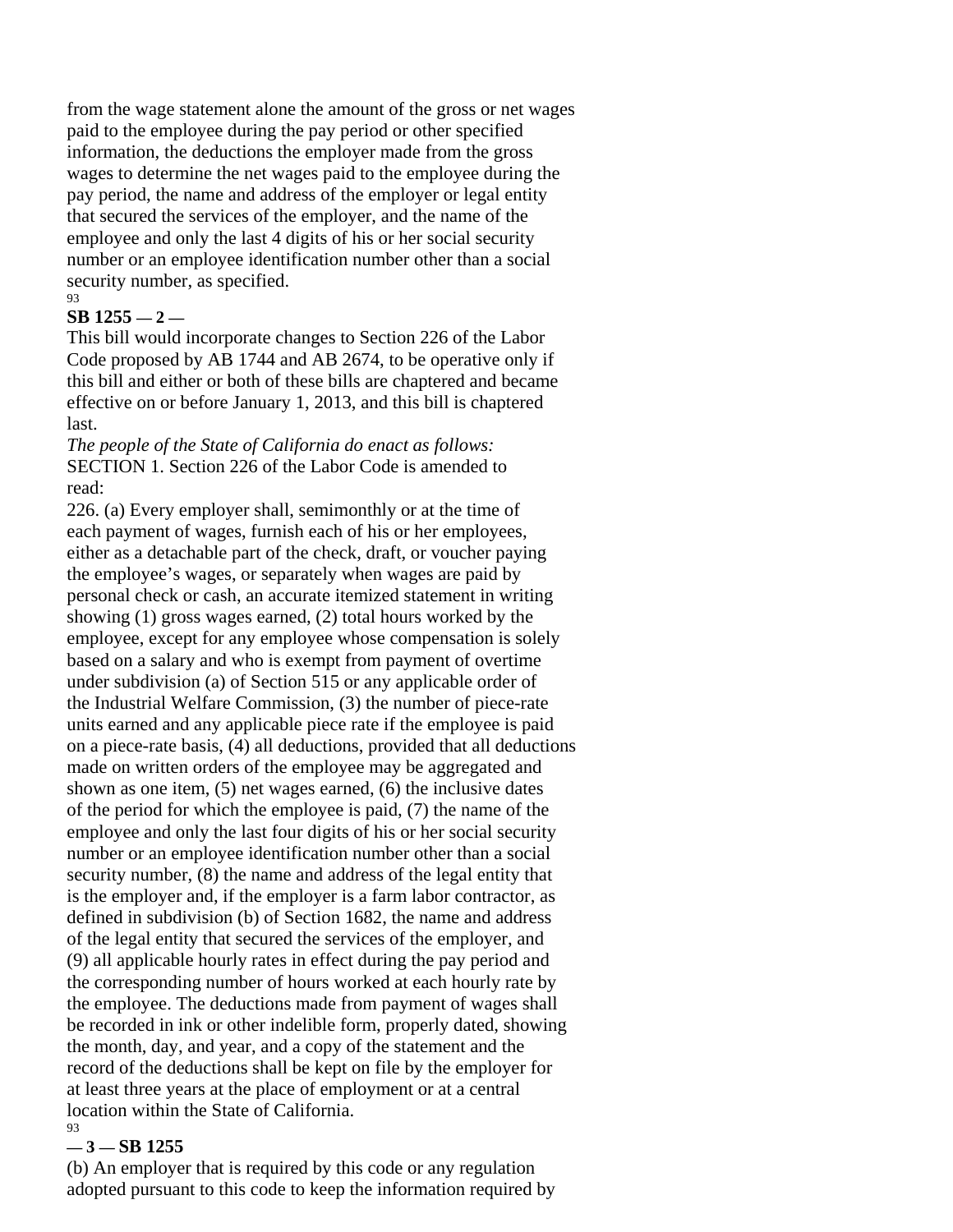from the wage statement alone the amount of the gross or net wages paid to the employee during the pay period or other specified information, the deductions the employer made from the gross wages to determine the net wages paid to the employee during the pay period, the name and address of the employer or legal entity that secured the services of the employer, and the name of the employee and only the last 4 digits of his or her social security number or an employee identification number other than a social security number, as specified.

This bill would incorporate changes to Section 226 of the Labor Code proposed by AB 1744 and AB 2674, to be operative only if this bill and either or both of these bills are chaptered and became effective on or before January 1, 2013, and this bill is chaptered last.

*The people of the State of California do enact as follows:*

SECTION 1. Section 226 of the Labor Code is amended to read:

226. (a) Every employer shall, semimonthly or at the time of each payment of wages, furnish each of his or her employees, either as a detachable part of the check, draft, or voucher paying the employee's wages, or separately when wages are paid by personal check or cash, an accurate itemized statement in writing showing (1) gross wages earned, (2) total hours worked by the employee, except for any employee whose compensation is solely based on a salary and who is exempt from payment of overtime under subdivision (a) of Section 515 or any applicable order of the Industrial Welfare Commission, (3) the number of piece-rate units earned and any applicable piece rate if the employee is paid on a piece-rate basis, (4) all deductions, provided that all deductions made on written orders of the employee may be aggregated and shown as one item, (5) net wages earned, (6) the inclusive dates of the period for which the employee is paid, (7) the name of the employee and only the last four digits of his or her social security number or an employee identification number other than a social security number, (8) the name and address of the legal entity that is the employer and, if the employer is a farm labor contractor, as defined in subdivision (b) of Section 1682, the name and address of the legal entity that secured the services of the employer, and (9) all applicable hourly rates in effect during the pay period and the corresponding number of hours worked at each hourly rate by the employee. The deductions made from payment of wages shall be recorded in ink or other indelible form, properly dated, showing the month, day, and year, and a copy of the statement and the record of the deductions shall be kept on file by the employer for at least three years at the place of employment or at a central location within the State of California.

(b) An employer that is required by this code or any regulation adopted pursuant to this code to keep the information required by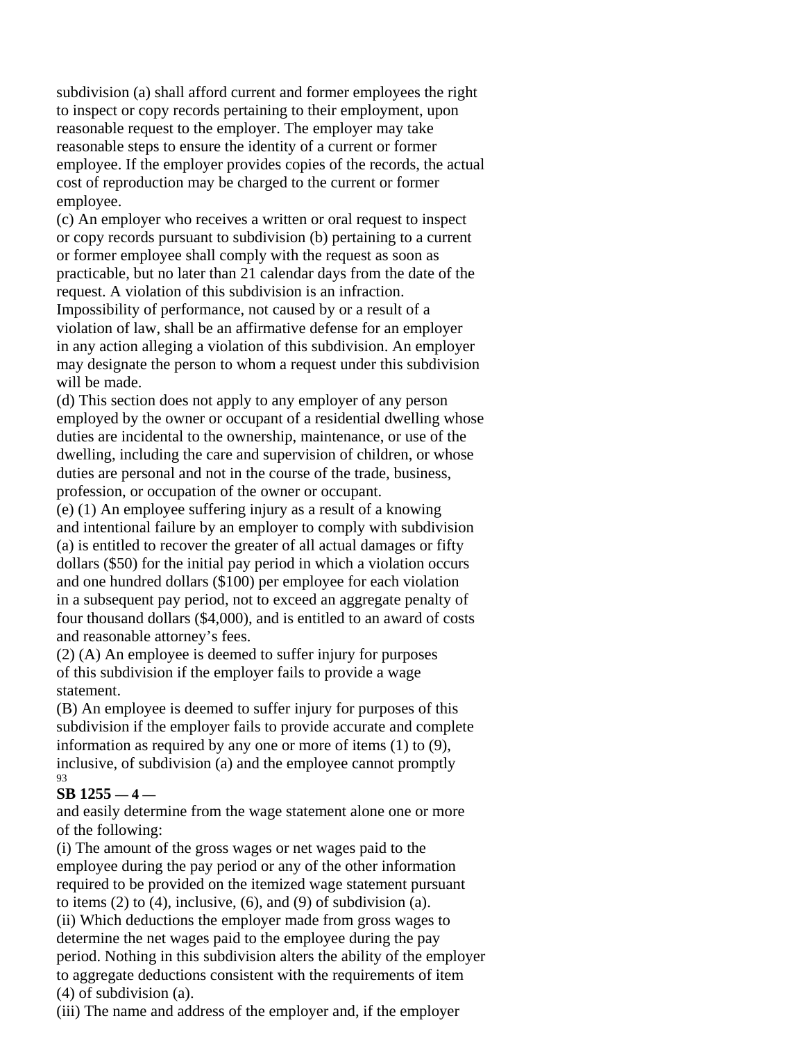subdivision (a) shall afford current and former employees the right to inspect or copy records pertaining to their employment, upon reasonable request to the employer. The employer may take reasonable steps to ensure the identity of a current or former employee. If the employer provides copies of the records, the actual cost of reproduction may be charged to the current or former employee.

(c) An employer who receives a written or oral request to inspect or copy records pursuant to subdivision (b) pertaining to a current or former employee shall comply with the request as soon as practicable, but no later than 21 calendar days from the date of the request. A violation of this subdivision is an infraction. Impossibility of performance, not caused by or a result of a violation of law, shall be an affirmative defense for an employer in any action alleging a violation of this subdivision. An employer may designate the person to whom a request under this subdivision will be made.

(d) This section does not apply to any employer of any person employed by the owner or occupant of a residential dwelling whose duties are incidental to the ownership, maintenance, or use of the dwelling, including the care and supervision of children, or whose duties are personal and not in the course of the trade, business, profession, or occupation of the owner or occupant.

(e) (1) An employee suffering injury as a result of a knowing and intentional failure by an employer to comply with subdivision (a) is entitled to recover the greater of all actual damages or fifty dollars ($50) for the initial pay period in which a violation occurs and one hundred dollars ($100) per employee for each violation in a subsequent pay period, not to exceed an aggregate penalty of four thousand dollars ($4,000), and is entitled to an award of costs and reasonable attorney's fees.

(2) (A) An employee is deemed to suffer injury for purposes of this subdivision if the employer fails to provide a wage statement.

(B) An employee is deemed to suffer injury for purposes of this subdivision if the employer fails to provide accurate and complete information as required by any one or more of items (1) to (9), inclusive, of subdivision (a) and the employee cannot promptly and easily determine from the wage statement alone one or more of the following:

(i) The amount of the gross wages or net wages paid to the employee during the pay period or any of the other information required to be provided on the itemized wage statement pursuant to items (2) to (4), inclusive, (6), and (9) of subdivision (a).

(ii) Which deductions the employer made from gross wages to determine the net wages paid to the employee during the pay period. Nothing in this subdivision alters the ability of the employer to aggregate deductions consistent with the requirements of item (4) of subdivision (a).

(iii) The name and address of the employer and, if the employer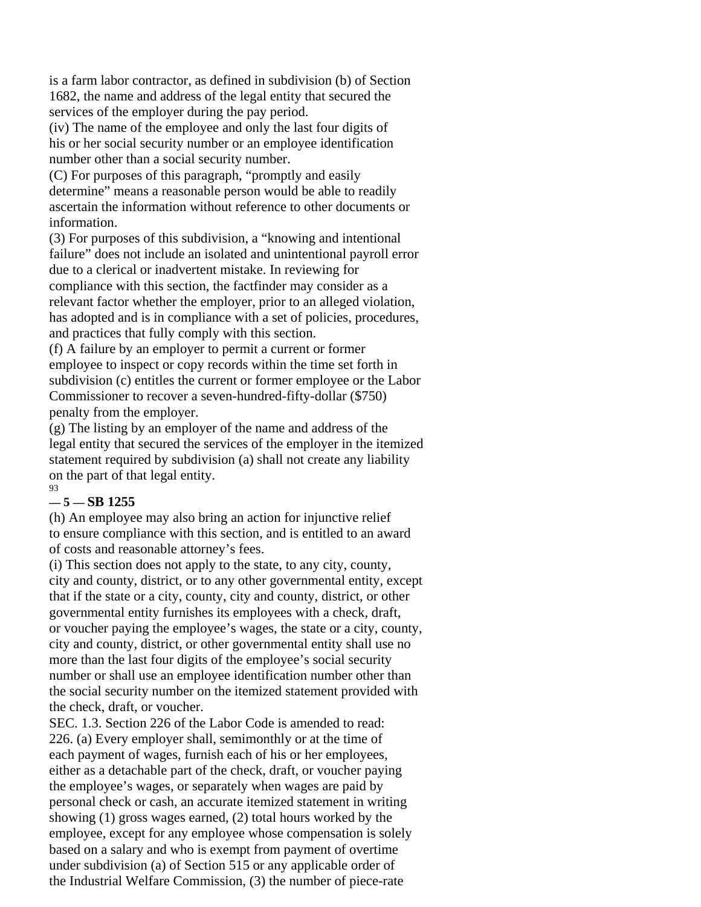is a farm labor contractor, as defined in subdivision (b) of Section 1682, the name and address of the legal entity that secured the services of the employer during the pay period.

(iv) The name of the employee and only the last four digits of his or her social security number or an employee identification number other than a social security number.

(C) For purposes of this paragraph, "promptly and easily determine" means a reasonable person would be able to readily ascertain the information without reference to other documents or information.

(3) For purposes of this subdivision, a "knowing and intentional failure" does not include an isolated and unintentional payroll error due to a clerical or inadvertent mistake. In reviewing for compliance with this section, the factfinder may consider as a relevant factor whether the employer, prior to an alleged violation, has adopted and is in compliance with a set of policies, procedures, and practices that fully comply with this section.

(f) A failure by an employer to permit a current or former employee to inspect or copy records within the time set forth in subdivision (c) entitles the current or former employee or the Labor Commissioner to recover a seven-hundred-fifty-dollar ($750) penalty from the employer.

(g) The listing by an employer of the name and address of the legal entity that secured the services of the employer in the itemized statement required by subdivision (a) shall not create any liability on the part of that legal entity.

(h) An employee may also bring an action for injunctive relief to ensure compliance with this section, and is entitled to an award of costs and reasonable attorney's fees.

(i) This section does not apply to the state, to any city, county, city and county, district, or to any other governmental entity, except that if the state or a city, county, city and county, district, or other governmental entity furnishes its employees with a check, draft, or voucher paying the employee's wages, the state or a city, county, city and county, district, or other governmental entity shall use no more than the last four digits of the employee's social security number or shall use an employee identification number other than the social security number on the itemized statement provided with the check, draft, or voucher.

SEC. 1.3. Section 226 of the Labor Code is amended to read:

226. (a) Every employer shall, semimonthly or at the time of each payment of wages, furnish each of his or her employees, either as a detachable part of the check, draft, or voucher paying the employee's wages, or separately when wages are paid by personal check or cash, an accurate itemized statement in writing showing (1) gross wages earned, (2) total hours worked by the employee, except for any employee whose compensation is solely based on a salary and who is exempt from payment of overtime under subdivision (a) of Section 515 or any applicable order of the Industrial Welfare Commission, (3) the number of piece-rate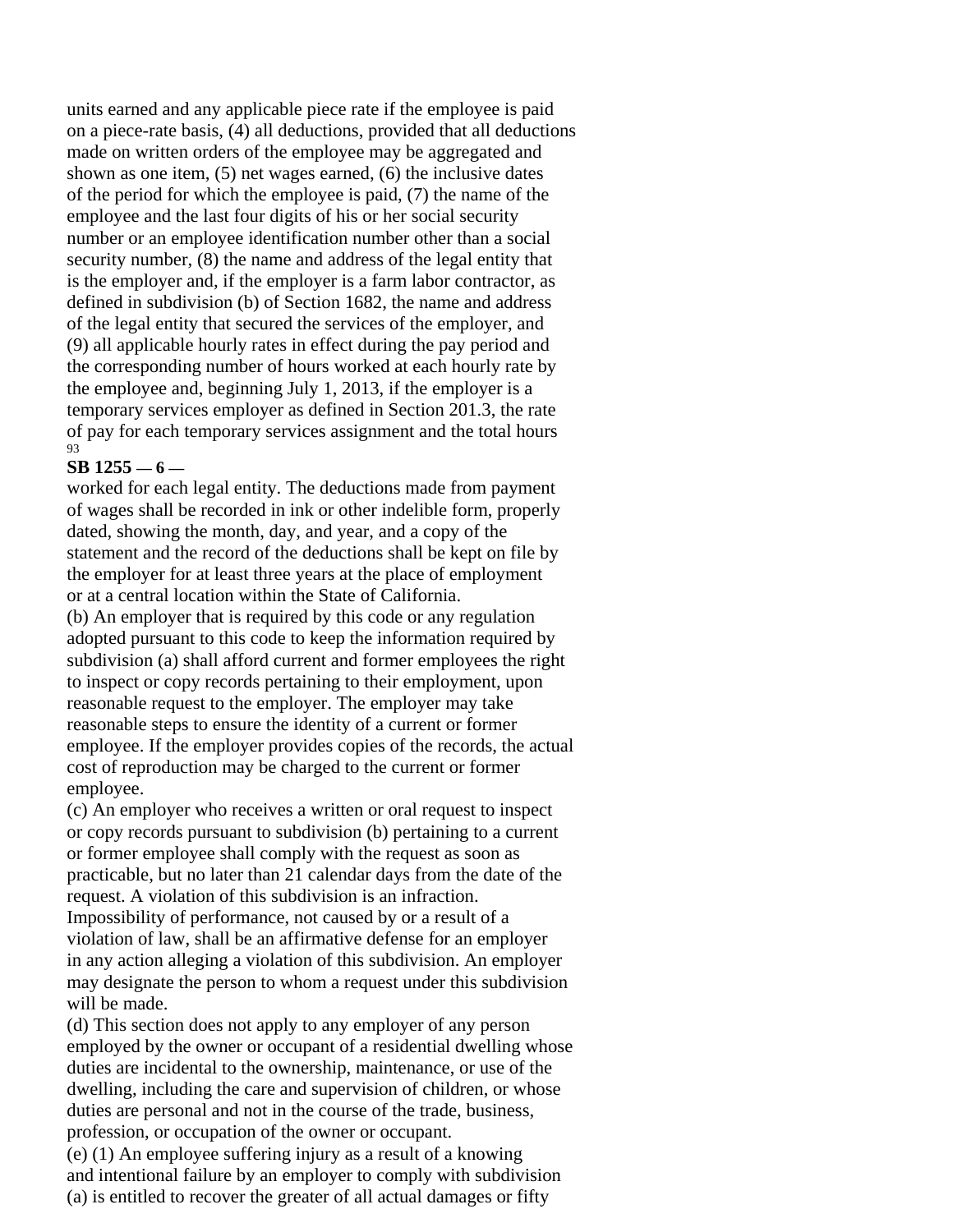units earned and any applicable piece rate if the employee is paid on a piece-rate basis, (4) all deductions, provided that all deductions made on written orders of the employee may be aggregated and shown as one item, (5) net wages earned, (6) the inclusive dates of the period for which the employee is paid, (7) the name of the employee and the last four digits of his or her social security number or an employee identification number other than a social security number, (8) the name and address of the legal entity that is the employer and, if the employer is a farm labor contractor, as defined in subdivision (b) of Section 1682, the name and address of the legal entity that secured the services of the employer, and (9) all applicable hourly rates in effect during the pay period and the corresponding number of hours worked at each hourly rate by the employee and, beginning July 1, 2013, if the employer is a temporary services employer as defined in Section 201.3, the rate of pay for each temporary services assignment and the total hours worked for each legal entity. The deductions made from payment of wages shall be recorded in ink or other indelible form, properly dated, showing the month, day, and year, and a copy of the statement and the record of the deductions shall be kept on file by the employer for at least three years at the place of employment or at a central location within the State of California.

(b) An employer that is required by this code or any regulation adopted pursuant to this code to keep the information required by subdivision (a) shall afford current and former employees the right to inspect or copy records pertaining to their employment, upon reasonable request to the employer. The employer may take reasonable steps to ensure the identity of a current or former employee. If the employer provides copies of the records, the actual cost of reproduction may be charged to the current or former employee.

(c) An employer who receives a written or oral request to inspect or copy records pursuant to subdivision (b) pertaining to a current or former employee shall comply with the request as soon as practicable, but no later than 21 calendar days from the date of the request. A violation of this subdivision is an infraction. Impossibility of performance, not caused by or a result of a violation of law, shall be an affirmative defense for an employer in any action alleging a violation of this subdivision. An employer may designate the person to whom a request under this subdivision will be made.

(d) This section does not apply to any employer of any person employed by the owner or occupant of a residential dwelling whose duties are incidental to the ownership, maintenance, or use of the dwelling, including the care and supervision of children, or whose duties are personal and not in the course of the trade, business, profession, or occupation of the owner or occupant.

(e) (1) An employee suffering injury as a result of a knowing and intentional failure by an employer to comply with subdivision (a) is entitled to recover the greater of all actual damages or fifty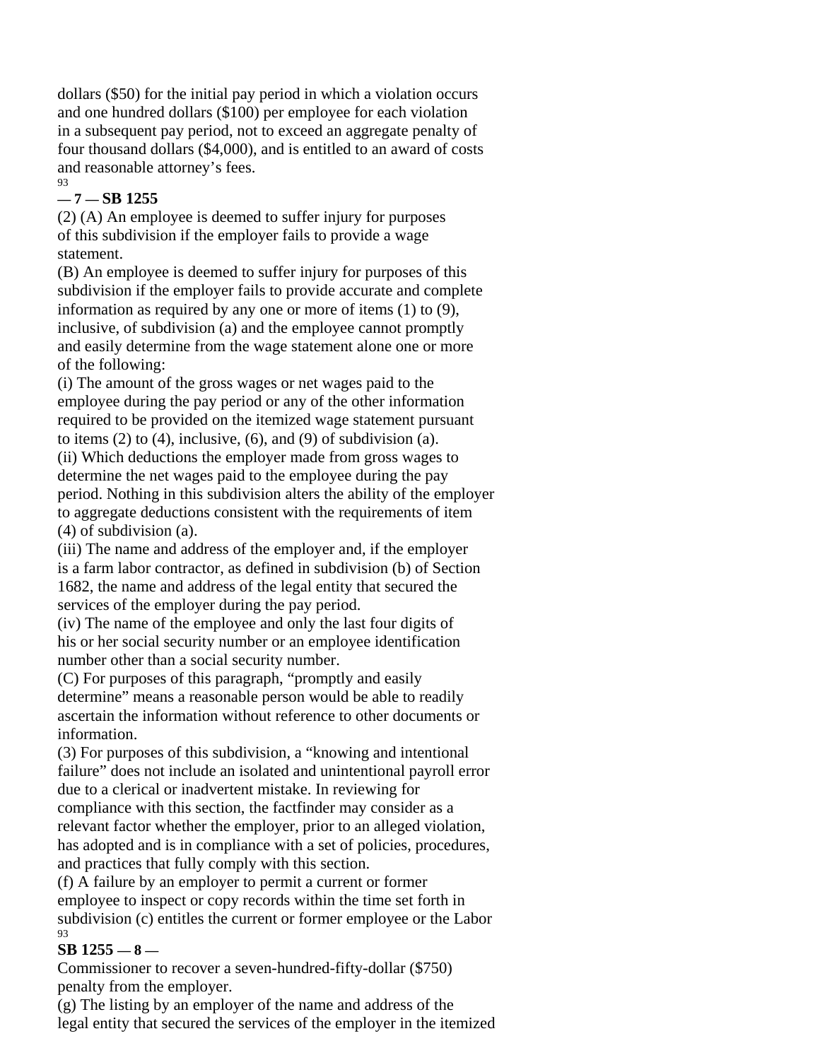dollars ($50) for the initial pay period in which a violation occurs and one hundred dollars ($100) per employee for each violation in a subsequent pay period, not to exceed an aggregate penalty of four thousand dollars ($4,000), and is entitled to an award of costs and reasonable attorney's fees.

(2) (A) An employee is deemed to suffer injury for purposes of this subdivision if the employer fails to provide a wage statement.

(B) An employee is deemed to suffer injury for purposes of this subdivision if the employer fails to provide accurate and complete information as required by any one or more of items (1) to (9), inclusive, of subdivision (a) and the employee cannot promptly and easily determine from the wage statement alone one or more of the following:

(i) The amount of the gross wages or net wages paid to the employee during the pay period or any of the other information required to be provided on the itemized wage statement pursuant to items (2) to (4), inclusive, (6), and (9) of subdivision (a).

(ii) Which deductions the employer made from gross wages to determine the net wages paid to the employee during the pay period. Nothing in this subdivision alters the ability of the employer to aggregate deductions consistent with the requirements of item (4) of subdivision (a).

(iii) The name and address of the employer and, if the employer is a farm labor contractor, as defined in subdivision (b) of Section 1682, the name and address of the legal entity that secured the services of the employer during the pay period.

(iv) The name of the employee and only the last four digits of his or her social security number or an employee identification number other than a social security number.

(C) For purposes of this paragraph, "promptly and easily determine" means a reasonable person would be able to readily ascertain the information without reference to other documents or information.

(3) For purposes of this subdivision, a "knowing and intentional failure" does not include an isolated and unintentional payroll error due to a clerical or inadvertent mistake. In reviewing for compliance with this section, the factfinder may consider as a relevant factor whether the employer, prior to an alleged violation, has adopted and is in compliance with a set of policies, procedures, and practices that fully comply with this section.

(f) A failure by an employer to permit a current or former employee to inspect or copy records within the time set forth in subdivision (c) entitles the current or former employee or the Labor Commissioner to recover a seven-hundred-fifty-dollar ($750) penalty from the employer.

(g) The listing by an employer of the name and address of the legal entity that secured the services of the employer in the itemized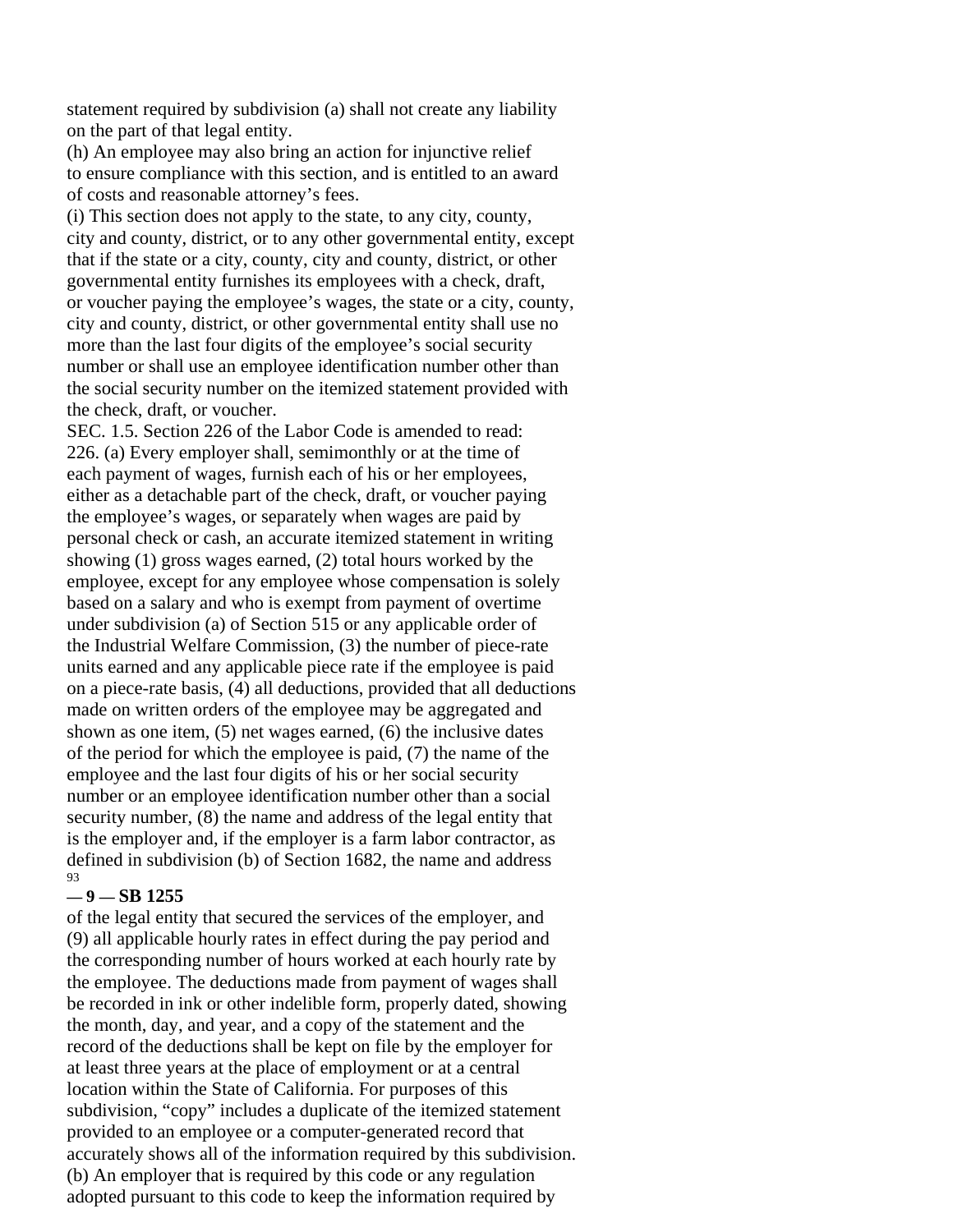statement required by subdivision (a) shall not create any liability on the part of that legal entity.

(h) An employee may also bring an action for injunctive relief to ensure compliance with this section, and is entitled to an award of costs and reasonable attorney's fees.

(i) This section does not apply to the state, to any city, county, city and county, district, or to any other governmental entity, except that if the state or a city, county, city and county, district, or other governmental entity furnishes its employees with a check, draft, or voucher paying the employee's wages, the state or a city, county, city and county, district, or other governmental entity shall use no more than the last four digits of the employee's social security number or shall use an employee identification number other than the social security number on the itemized statement provided with the check, draft, or voucher.

SEC. 1.5. Section 226 of the Labor Code is amended to read:

226. (a) Every employer shall, semimonthly or at the time of each payment of wages, furnish each of his or her employees, either as a detachable part of the check, draft, or voucher paying the employee's wages, or separately when wages are paid by personal check or cash, an accurate itemized statement in writing showing (1) gross wages earned, (2) total hours worked by the employee, except for any employee whose compensation is solely based on a salary and who is exempt from payment of overtime under subdivision (a) of Section 515 or any applicable order of the Industrial Welfare Commission, (3) the number of piece-rate units earned and any applicable piece rate if the employee is paid on a piece-rate basis, (4) all deductions, provided that all deductions made on written orders of the employee may be aggregated and shown as one item, (5) net wages earned, (6) the inclusive dates of the period for which the employee is paid, (7) the name of the employee and the last four digits of his or her social security number or an employee identification number other than a social security number, (8) the name and address of the legal entity that is the employer and, if the employer is a farm labor contractor, as defined in subdivision (b) of Section 1682, the name and address of the legal entity that secured the services of the employer, and (9) all applicable hourly rates in effect during the pay period and the corresponding number of hours worked at each hourly rate by the employee. The deductions made from payment of wages shall be recorded in ink or other indelible form, properly dated, showing the month, day, and year, and a copy of the statement and the record of the deductions shall be kept on file by the employer for at least three years at the place of employment or at a central location within the State of California. For purposes of this subdivision, "copy" includes a duplicate of the itemized statement provided to an employee or a computer-generated record that accurately shows all of the information required by this subdivision.

(b) An employer that is required by this code or any regulation adopted pursuant to this code to keep the information required by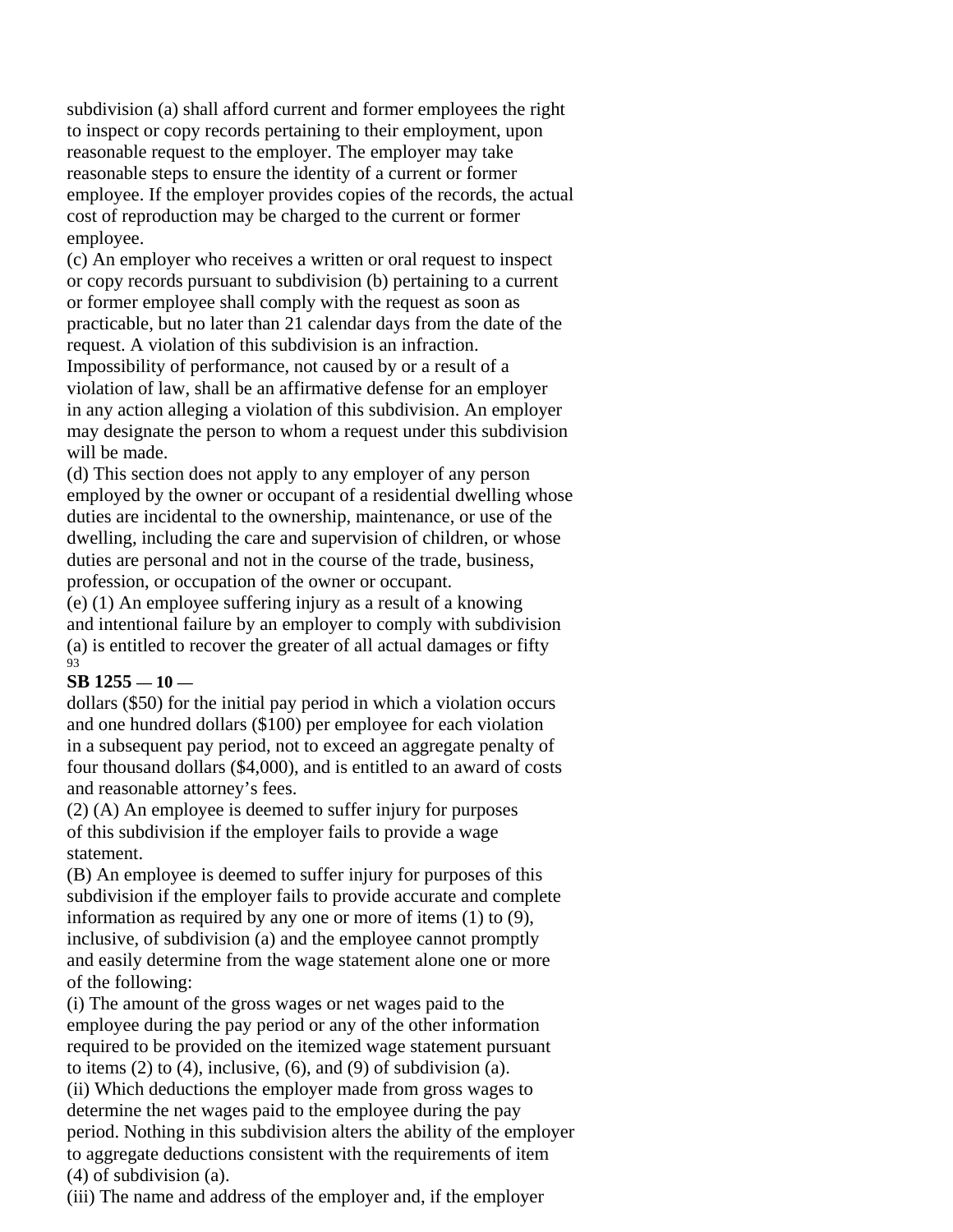subdivision (a) shall afford current and former employees the right to inspect or copy records pertaining to their employment, upon reasonable request to the employer. The employer may take reasonable steps to ensure the identity of a current or former employee. If the employer provides copies of the records, the actual cost of reproduction may be charged to the current or former employee.

(c) An employer who receives a written or oral request to inspect or copy records pursuant to subdivision (b) pertaining to a current or former employee shall comply with the request as soon as practicable, but no later than 21 calendar days from the date of the request. A violation of this subdivision is an infraction. Impossibility of performance, not caused by or a result of a violation of law, shall be an affirmative defense for an employer in any action alleging a violation of this subdivision. An employer may designate the person to whom a request under this subdivision will be made.

(d) This section does not apply to any employer of any person employed by the owner or occupant of a residential dwelling whose duties are incidental to the ownership, maintenance, or use of the dwelling, including the care and supervision of children, or whose duties are personal and not in the course of the trade, business, profession, or occupation of the owner or occupant.

(e) (1) An employee suffering injury as a result of a knowing and intentional failure by an employer to comply with subdivision (a) is entitled to recover the greater of all actual damages or fifty dollars ($50) for the initial pay period in which a violation occurs and one hundred dollars ($100) per employee for each violation in a subsequent pay period, not to exceed an aggregate penalty of four thousand dollars ($4,000), and is entitled to an award of costs and reasonable attorney's fees.

(2) (A) An employee is deemed to suffer injury for purposes of this subdivision if the employer fails to provide a wage statement.

(B) An employee is deemed to suffer injury for purposes of this subdivision if the employer fails to provide accurate and complete information as required by any one or more of items (1) to (9), inclusive, of subdivision (a) and the employee cannot promptly and easily determine from the wage statement alone one or more of the following:

(i) The amount of the gross wages or net wages paid to the employee during the pay period or any of the other information required to be provided on the itemized wage statement pursuant to items (2) to (4), inclusive, (6), and (9) of subdivision (a).

(ii) Which deductions the employer made from gross wages to determine the net wages paid to the employee during the pay period. Nothing in this subdivision alters the ability of the employer to aggregate deductions consistent with the requirements of item (4) of subdivision (a).

(iii) The name and address of the employer and, if the employer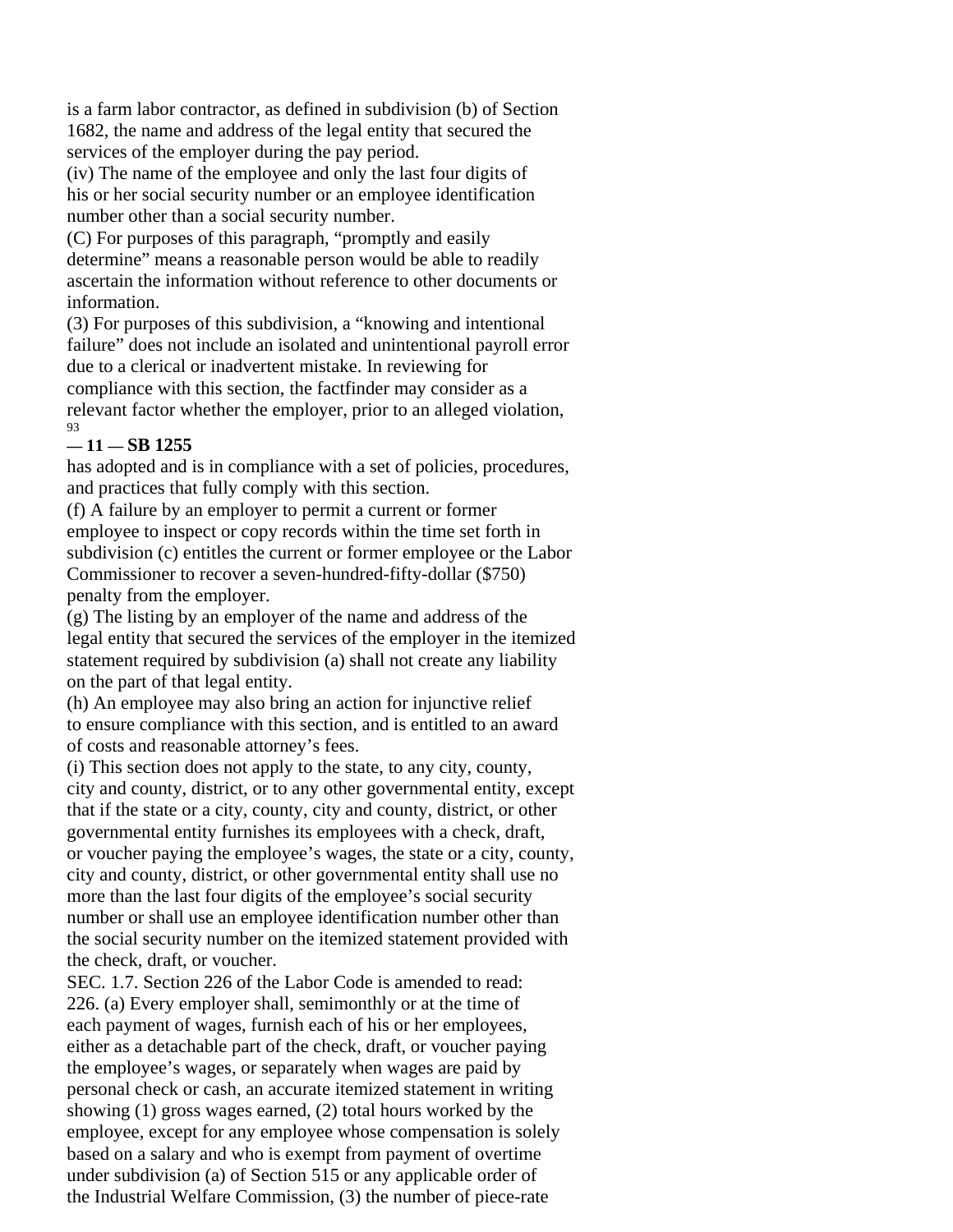is a farm labor contractor, as defined in subdivision (b) of Section 1682, the name and address of the legal entity that secured the services of the employer during the pay period.

(iv) The name of the employee and only the last four digits of his or her social security number or an employee identification number other than a social security number.

(C) For purposes of this paragraph, "promptly and easily determine" means a reasonable person would be able to readily ascertain the information without reference to other documents or information.

(3) For purposes of this subdivision, a "knowing and intentional failure" does not include an isolated and unintentional payroll error due to a clerical or inadvertent mistake. In reviewing for compliance with this section, the factfinder may consider as a relevant factor whether the employer, prior to an alleged violation, has adopted and is in compliance with a set of policies, procedures, and practices that fully comply with this section.

(f) A failure by an employer to permit a current or former employee to inspect or copy records within the time set forth in subdivision (c) entitles the current or former employee or the Labor Commissioner to recover a seven-hundred-fifty-dollar ($750) penalty from the employer.

(g) The listing by an employer of the name and address of the legal entity that secured the services of the employer in the itemized statement required by subdivision (a) shall not create any liability on the part of that legal entity.

(h) An employee may also bring an action for injunctive relief to ensure compliance with this section, and is entitled to an award of costs and reasonable attorney's fees.

(i) This section does not apply to the state, to any city, county, city and county, district, or to any other governmental entity, except that if the state or a city, county, city and county, district, or other governmental entity furnishes its employees with a check, draft, or voucher paying the employee's wages, the state or a city, county, city and county, district, or other governmental entity shall use no more than the last four digits of the employee's social security number or shall use an employee identification number other than the social security number on the itemized statement provided with the check, draft, or voucher.

SEC. 1.7. Section 226 of the Labor Code is amended to read:

226. (a) Every employer shall, semimonthly or at the time of each payment of wages, furnish each of his or her employees, either as a detachable part of the check, draft, or voucher paying the employee's wages, or separately when wages are paid by personal check or cash, an accurate itemized statement in writing showing (1) gross wages earned, (2) total hours worked by the employee, except for any employee whose compensation is solely based on a salary and who is exempt from payment of overtime under subdivision (a) of Section 515 or any applicable order of the Industrial Welfare Commission, (3) the number of piece-rate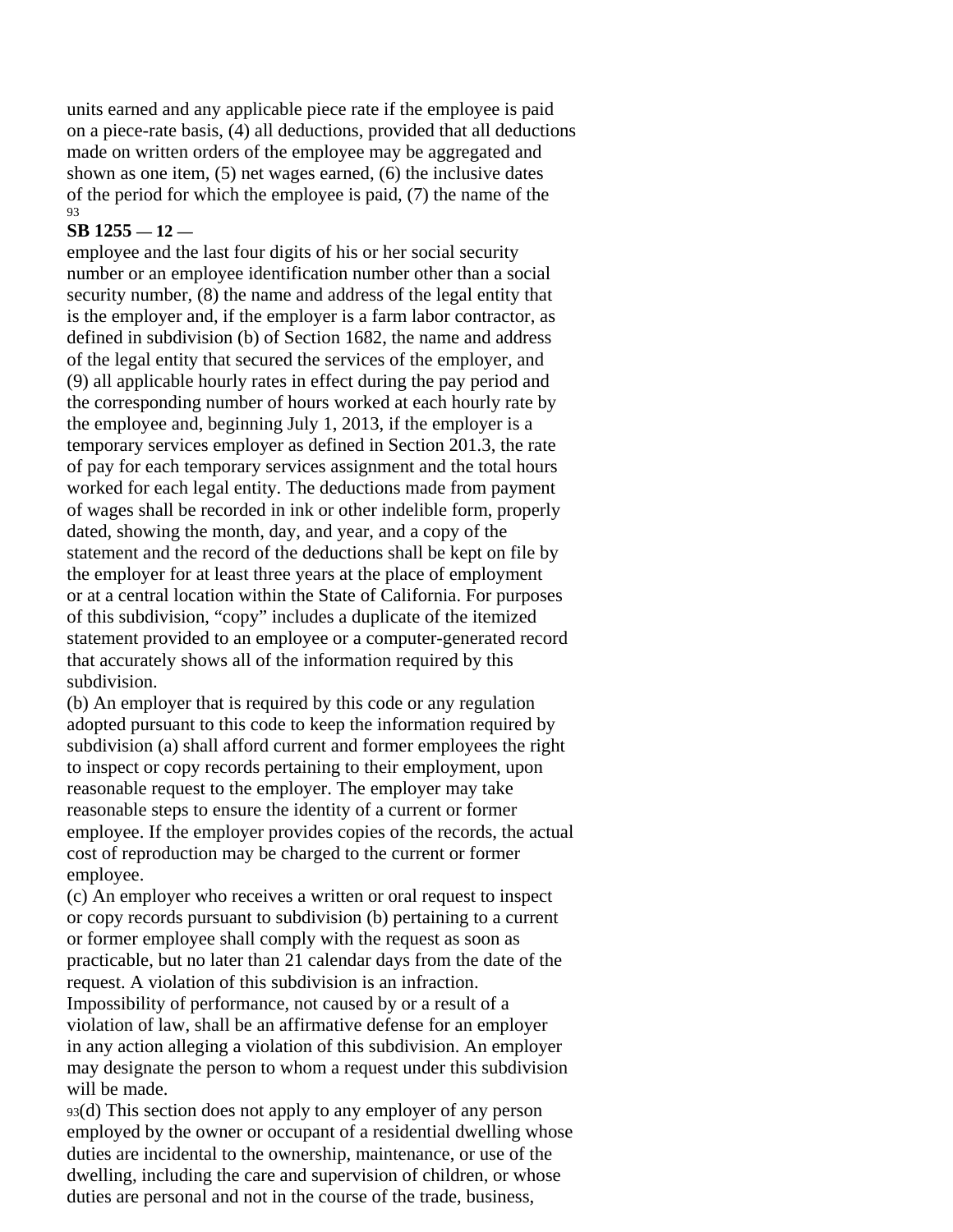units earned and any applicable piece rate if the employee is paid on a piece-rate basis, (4) all deductions, provided that all deductions made on written orders of the employee may be aggregated and shown as one item, (5) net wages earned, (6) the inclusive dates of the period for which the employee is paid, (7) the name of the employee and the last four digits of his or her social security number or an employee identification number other than a social security number, (8) the name and address of the legal entity that is the employer and, if the employer is a farm labor contractor, as defined in subdivision (b) of Section 1682, the name and address of the legal entity that secured the services of the employer, and (9) all applicable hourly rates in effect during the pay period and the corresponding number of hours worked at each hourly rate by the employee and, beginning July 1, 2013, if the employer is a temporary services employer as defined in Section 201.3, the rate of pay for each temporary services assignment and the total hours worked for each legal entity. The deductions made from payment of wages shall be recorded in ink or other indelible form, properly dated, showing the month, day, and year, and a copy of the statement and the record of the deductions shall be kept on file by the employer for at least three years at the place of employment or at a central location within the State of California. For purposes of this subdivision, "copy" includes a duplicate of the itemized statement provided to an employee or a computer-generated record that accurately shows all of the information required by this subdivision.

(b) An employer that is required by this code or any regulation adopted pursuant to this code to keep the information required by subdivision (a) shall afford current and former employees the right to inspect or copy records pertaining to their employment, upon reasonable request to the employer. The employer may take reasonable steps to ensure the identity of a current or former employee. If the employer provides copies of the records, the actual cost of reproduction may be charged to the current or former employee.

(c) An employer who receives a written or oral request to inspect or copy records pursuant to subdivision (b) pertaining to a current or former employee shall comply with the request as soon as practicable, but no later than 21 calendar days from the date of the request. A violation of this subdivision is an infraction. Impossibility of performance, not caused by or a result of a violation of law, shall be an affirmative defense for an employer in any action alleging a violation of this subdivision. An employer may designate the person to whom a request under this subdivision will be made.

(d) This section does not apply to any employer of any person employed by the owner or occupant of a residential dwelling whose duties are incidental to the ownership, maintenance, or use of the dwelling, including the care and supervision of children, or whose duties are personal and not in the course of the trade, business,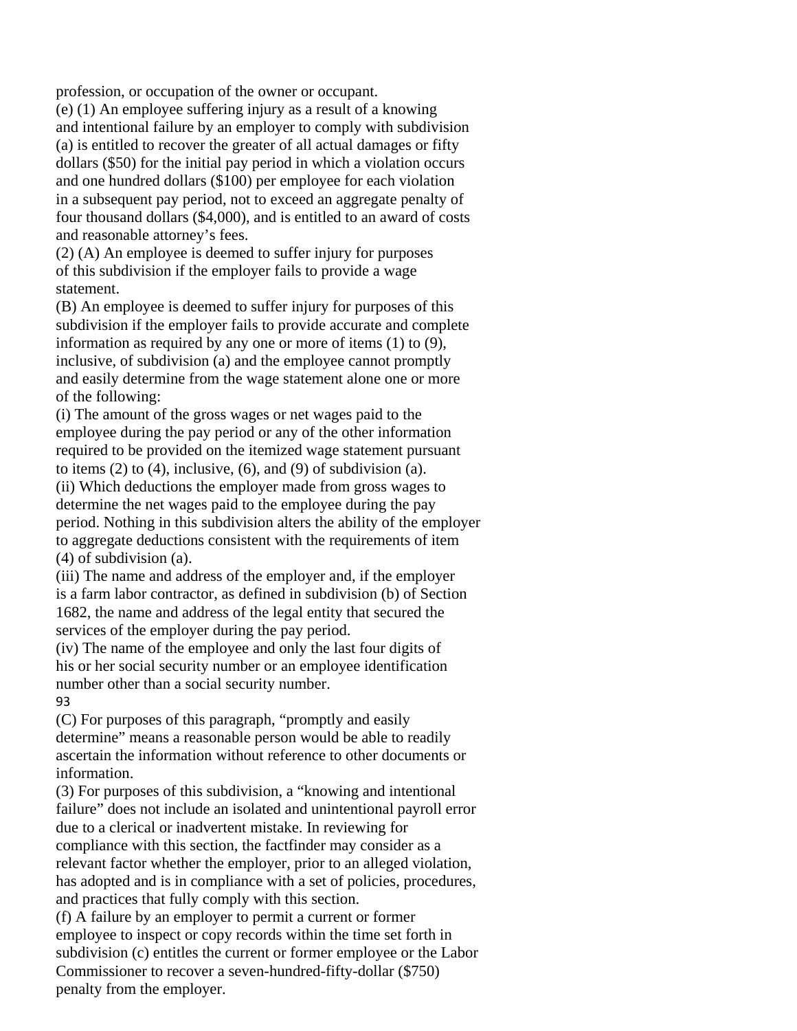profession, or occupation of the owner or occupant.

(e) (1) An employee suffering injury as a result of a knowing and intentional failure by an employer to comply with subdivision (a) is entitled to recover the greater of all actual damages or fifty dollars ($50) for the initial pay period in which a violation occurs and one hundred dollars ($100) per employee for each violation in a subsequent pay period, not to exceed an aggregate penalty of four thousand dollars ($4,000), and is entitled to an award of costs and reasonable attorney's fees.

(2) (A) An employee is deemed to suffer injury for purposes of this subdivision if the employer fails to provide a wage statement.

(B) An employee is deemed to suffer injury for purposes of this subdivision if the employer fails to provide accurate and complete information as required by any one or more of items (1) to (9), inclusive, of subdivision (a) and the employee cannot promptly and easily determine from the wage statement alone one or more of the following:

(i) The amount of the gross wages or net wages paid to the employee during the pay period or any of the other information required to be provided on the itemized wage statement pursuant to items (2) to (4), inclusive, (6), and (9) of subdivision (a).

(ii) Which deductions the employer made from gross wages to determine the net wages paid to the employee during the pay period. Nothing in this subdivision alters the ability of the employer to aggregate deductions consistent with the requirements of item (4) of subdivision (a).

(iii) The name and address of the employer and, if the employer is a farm labor contractor, as defined in subdivision (b) of Section 1682, the name and address of the legal entity that secured the services of the employer during the pay period.

(iv) The name of the employee and only the last four digits of his or her social security number or an employee identification number other than a social security number.

(C) For purposes of this paragraph, "promptly and easily determine" means a reasonable person would be able to readily ascertain the information without reference to other documents or information.

(3) For purposes of this subdivision, a "knowing and intentional failure" does not include an isolated and unintentional payroll error due to a clerical or inadvertent mistake. In reviewing for compliance with this section, the factfinder may consider as a relevant factor whether the employer, prior to an alleged violation, has adopted and is in compliance with a set of policies, procedures, and practices that fully comply with this section.

(f) A failure by an employer to permit a current or former employee to inspect or copy records within the time set forth in subdivision (c) entitles the current or former employee or the Labor Commissioner to recover a seven-hundred-fifty-dollar ($750) penalty from the employer.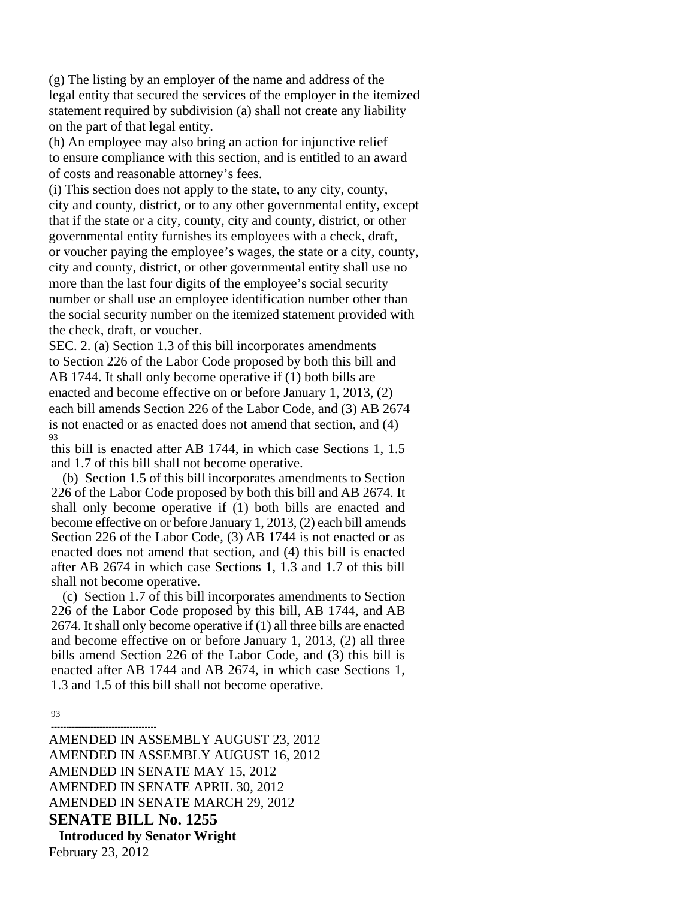(g) The listing by an employer of the name and address of the legal entity that secured the services of the employer in the itemized statement required by subdivision (a) shall not create any liability on the part of that legal entity.

(h) An employee may also bring an action for injunctive relief to ensure compliance with this section, and is entitled to an award of costs and reasonable attorney's fees.

(i) This section does not apply to the state, to any city, county, city and county, district, or to any other governmental entity, except that if the state or a city, county, city and county, district, or other governmental entity furnishes its employees with a check, draft, or voucher paying the employee's wages, the state or a city, county, city and county, district, or other governmental entity shall use no more than the last four digits of the employee's social security number or shall use an employee identification number other than the social security number on the itemized statement provided with the check, draft, or voucher.

SEC. 2. (a) Section 1.3 of this bill incorporates amendments to Section 226 of the Labor Code proposed by both this bill and AB 1744. It shall only become operative if (1) both bills are enacted and become effective on or before January 1, 2013, (2) each bill amends Section 226 of the Labor Code, and (3) AB 2674 is not enacted or as enacted does not amend that section, and (4) this bill is enacted after AB 1744, in which case Sections 1, 1.5 and 1.7 of this bill shall not become operative.

(b) Section 1.5 of this bill incorporates amendments to Section 226 of the Labor Code proposed by both this bill and AB 2674. It shall only become operative if (1) both bills are enacted and become effective on or before January 1, 2013, (2) each bill amends Section 226 of the Labor Code, (3) AB 1744 is not enacted or as enacted does not amend that section, and (4) this bill is enacted after AB 2674 in which case Sections 1, 1.3 and 1.7 of this bill shall not become operative.

(c) Section 1.7 of this bill incorporates amendments to Section 226 of the Labor Code proposed by this bill, AB 1744, and AB 2674. It shall only become operative if (1) all three bills are enacted and become effective on or before January 1, 2013, (2) all three bills amend Section 226 of the Labor Code, and (3) this bill is enacted after AB 1744 and AB 2674, in which case Sections 1, 1.3 and 1.5 of this bill shall not become operative.

---

AMENDED IN ASSEMBLY AUGUST 23, 2012
AMENDED IN ASSEMBLY AUGUST 16, 2012
AMENDED IN SENATE MAY 15, 2012
AMENDED IN SENATE APRIL 30, 2012
AMENDED IN SENATE MARCH 29, 2012

## SENATE BILL No. 1255

**Introduced by Senator Wright**

February 23, 2012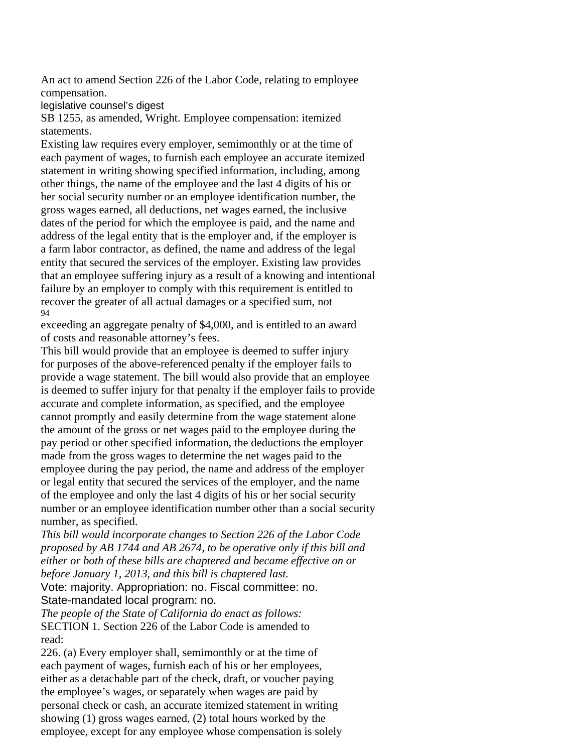An act to amend Section 226 of the Labor Code, relating to employee compensation.

legislative counsel's digest

SB 1255, as amended, Wright. Employee compensation: itemized statements.

Existing law requires every employer, semimonthly or at the time of each payment of wages, to furnish each employee an accurate itemized statement in writing showing specified information, including, among other things, the name of the employee and the last 4 digits of his or her social security number or an employee identification number, the gross wages earned, all deductions, net wages earned, the inclusive dates of the period for which the employee is paid, and the name and address of the legal entity that is the employer and, if the employer is a farm labor contractor, as defined, the name and address of the legal entity that secured the services of the employer. Existing law provides that an employee suffering injury as a result of a knowing and intentional failure by an employer to comply with this requirement is entitled to recover the greater of all actual damages or a specified sum, not exceeding an aggregate penalty of $4,000, and is entitled to an award of costs and reasonable attorney's fees.

This bill would provide that an employee is deemed to suffer injury for purposes of the above-referenced penalty if the employer fails to provide a wage statement. The bill would also provide that an employee is deemed to suffer injury for that penalty if the employer fails to provide accurate and complete information, as specified, and the employee cannot promptly and easily determine from the wage statement alone the amount of the gross or net wages paid to the employee during the pay period or other specified information, the deductions the employer made from the gross wages to determine the net wages paid to the employee during the pay period, the name and address of the employer or legal entity that secured the services of the employer, and the name of the employee and only the last 4 digits of his or her social security number or an employee identification number other than a social security number, as specified.

*This bill would incorporate changes to Section 226 of the Labor Code proposed by AB 1744 and AB 2674, to be operative only if this bill and either or both of these bills are chaptered and became effective on or before January 1, 2013, and this bill is chaptered last.*

Vote: majority. Appropriation: no. Fiscal committee: no. State-mandated local program: no.

*The people of the State of California do enact as follows:*

SECTION 1. Section 226 of the Labor Code is amended to read:

226. (a) Every employer shall, semimonthly or at the time of each payment of wages, furnish each of his or her employees, either as a detachable part of the check, draft, or voucher paying the employee's wages, or separately when wages are paid by personal check or cash, an accurate itemized statement in writing showing (1) gross wages earned, (2) total hours worked by the employee, except for any employee whose compensation is solely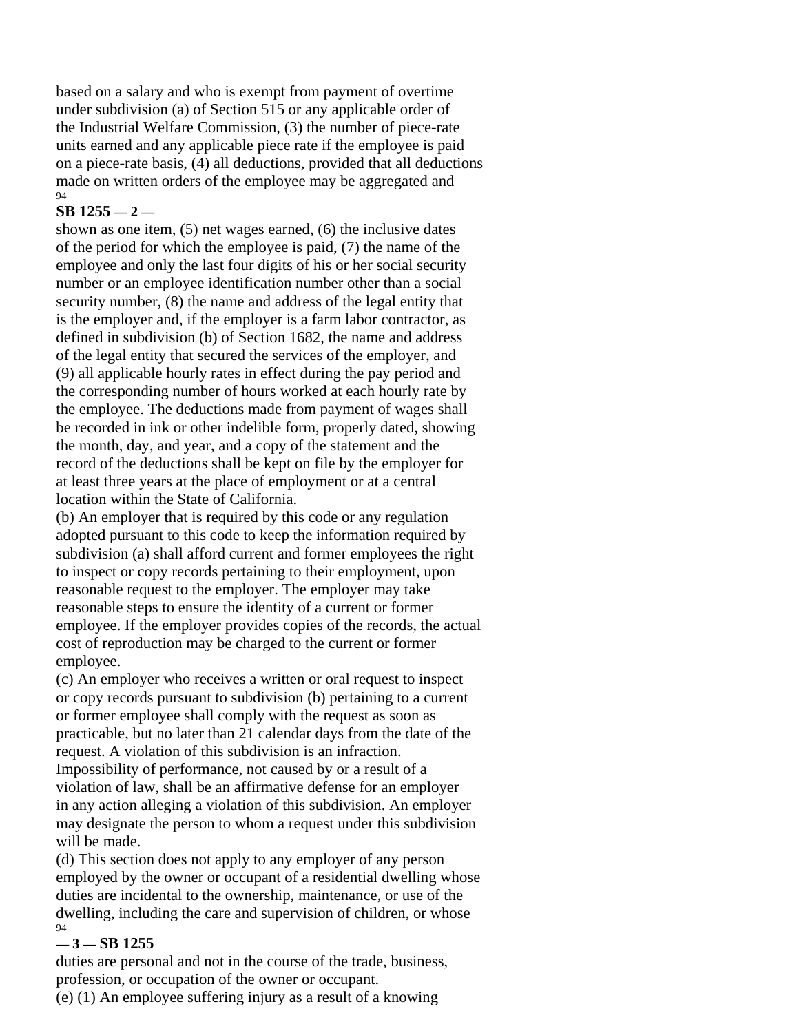based on a salary and who is exempt from payment of overtime under subdivision (a) of Section 515 or any applicable order of the Industrial Welfare Commission, (3) the number of piece-rate units earned and any applicable piece rate if the employee is paid on a piece-rate basis, (4) all deductions, provided that all deductions made on written orders of the employee may be aggregated and shown as one item, (5) net wages earned, (6) the inclusive dates of the period for which the employee is paid, (7) the name of the employee and only the last four digits of his or her social security number or an employee identification number other than a social security number, (8) the name and address of the legal entity that is the employer and, if the employer is a farm labor contractor, as defined in subdivision (b) of Section 1682, the name and address of the legal entity that secured the services of the employer, and (9) all applicable hourly rates in effect during the pay period and the corresponding number of hours worked at each hourly rate by the employee. The deductions made from payment of wages shall be recorded in ink or other indelible form, properly dated, showing the month, day, and year, and a copy of the statement and the record of the deductions shall be kept on file by the employer for at least three years at the place of employment or at a central location within the State of California.

(b) An employer that is required by this code or any regulation adopted pursuant to this code to keep the information required by subdivision (a) shall afford current and former employees the right to inspect or copy records pertaining to their employment, upon reasonable request to the employer. The employer may take reasonable steps to ensure the identity of a current or former employee. If the employer provides copies of the records, the actual cost of reproduction may be charged to the current or former employee.

(c) An employer who receives a written or oral request to inspect or copy records pursuant to subdivision (b) pertaining to a current or former employee shall comply with the request as soon as practicable, but no later than 21 calendar days from the date of the request. A violation of this subdivision is an infraction. Impossibility of performance, not caused by or a result of a violation of law, shall be an affirmative defense for an employer in any action alleging a violation of this subdivision. An employer may designate the person to whom a request under this subdivision will be made.

(d) This section does not apply to any employer of any person employed by the owner or occupant of a residential dwelling whose duties are incidental to the ownership, maintenance, or use of the dwelling, including the care and supervision of children, or whose duties are personal and not in the course of the trade, business, profession, or occupation of the owner or occupant.

(e) (1) An employee suffering injury as a result of a knowing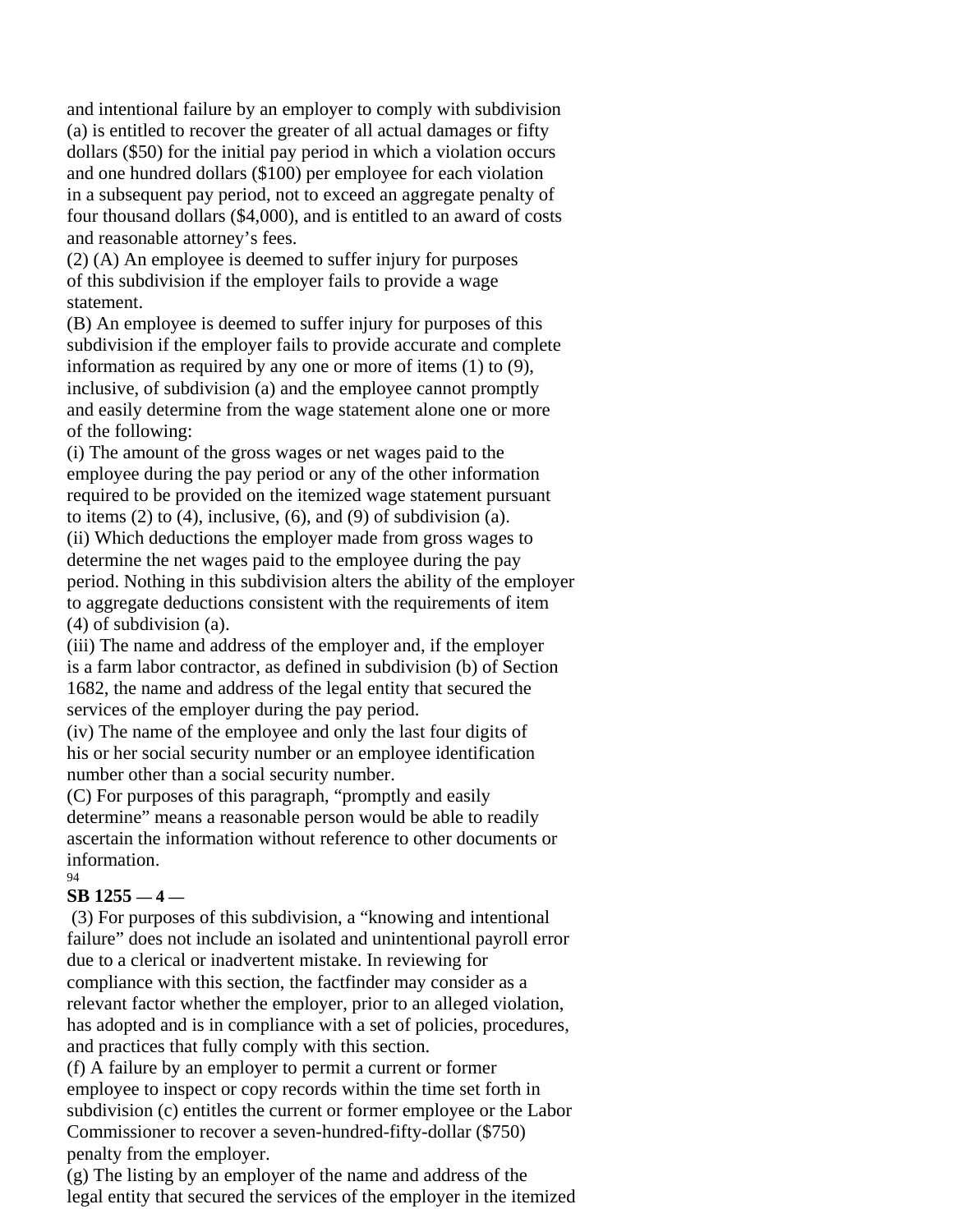and intentional failure by an employer to comply with subdivision (a) is entitled to recover the greater of all actual damages or fifty dollars ($50) for the initial pay period in which a violation occurs and one hundred dollars ($100) per employee for each violation in a subsequent pay period, not to exceed an aggregate penalty of four thousand dollars ($4,000), and is entitled to an award of costs and reasonable attorney's fees.

(2) (A) An employee is deemed to suffer injury for purposes of this subdivision if the employer fails to provide a wage statement.

(B) An employee is deemed to suffer injury for purposes of this subdivision if the employer fails to provide accurate and complete information as required by any one or more of items (1) to (9), inclusive, of subdivision (a) and the employee cannot promptly and easily determine from the wage statement alone one or more of the following:

(i) The amount of the gross wages or net wages paid to the employee during the pay period or any of the other information required to be provided on the itemized wage statement pursuant to items (2) to (4), inclusive, (6), and (9) of subdivision (a).

(ii) Which deductions the employer made from gross wages to determine the net wages paid to the employee during the pay period. Nothing in this subdivision alters the ability of the employer to aggregate deductions consistent with the requirements of item (4) of subdivision (a).

(iii) The name and address of the employer and, if the employer is a farm labor contractor, as defined in subdivision (b) of Section 1682, the name and address of the legal entity that secured the services of the employer during the pay period.

(iv) The name of the employee and only the last four digits of his or her social security number or an employee identification number other than a social security number.

(C) For purposes of this paragraph, "promptly and easily determine" means a reasonable person would be able to readily ascertain the information without reference to other documents or information.

(3) For purposes of this subdivision, a "knowing and intentional failure" does not include an isolated and unintentional payroll error due to a clerical or inadvertent mistake. In reviewing for compliance with this section, the factfinder may consider as a relevant factor whether the employer, prior to an alleged violation, has adopted and is in compliance with a set of policies, procedures, and practices that fully comply with this section.

(f) A failure by an employer to permit a current or former employee to inspect or copy records within the time set forth in subdivision (c) entitles the current or former employee or the Labor Commissioner to recover a seven-hundred-fifty-dollar ($750) penalty from the employer.

(g) The listing by an employer of the name and address of the legal entity that secured the services of the employer in the itemized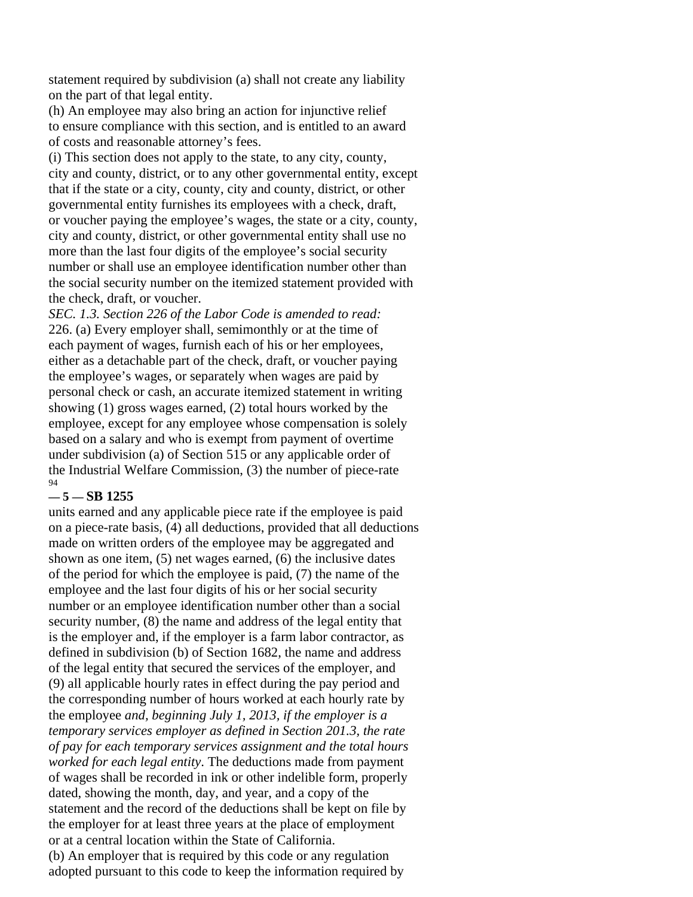statement required by subdivision (a) shall not create any liability on the part of that legal entity.

(h) An employee may also bring an action for injunctive relief to ensure compliance with this section, and is entitled to an award of costs and reasonable attorney's fees.

(i) This section does not apply to the state, to any city, county, city and county, district, or to any other governmental entity, except that if the state or a city, county, city and county, district, or other governmental entity furnishes its employees with a check, draft, or voucher paying the employee's wages, the state or a city, county, city and county, district, or other governmental entity shall use no more than the last four digits of the employee's social security number or shall use an employee identification number other than the social security number on the itemized statement provided with the check, draft, or voucher.

*SEC. 1.3. Section 226 of the Labor Code is amended to read:*

226. (a) Every employer shall, semimonthly or at the time of each payment of wages, furnish each of his or her employees, either as a detachable part of the check, draft, or voucher paying the employee's wages, or separately when wages are paid by personal check or cash, an accurate itemized statement in writing showing (1) gross wages earned, (2) total hours worked by the employee, except for any employee whose compensation is solely based on a salary and who is exempt from payment of overtime under subdivision (a) of Section 515 or any applicable order of the Industrial Welfare Commission, (3) the number of piece-rate units earned and any applicable piece rate if the employee is paid on a piece-rate basis, (4) all deductions, provided that all deductions made on written orders of the employee may be aggregated and shown as one item, (5) net wages earned, (6) the inclusive dates of the period for which the employee is paid, (7) the name of the employee and the last four digits of his or her social security number or an employee identification number other than a social security number, (8) the name and address of the legal entity that is the employer and, if the employer is a farm labor contractor, as defined in subdivision (b) of Section 1682, the name and address of the legal entity that secured the services of the employer, and (9) all applicable hourly rates in effect during the pay period and the corresponding number of hours worked at each hourly rate by the employee *and, beginning July 1, 2013, if the employer is a temporary services employer as defined in Section 201.3, the rate of pay for each temporary services assignment and the total hours worked for each legal entity*. The deductions made from payment of wages shall be recorded in ink or other indelible form, properly dated, showing the month, day, and year, and a copy of the statement and the record of the deductions shall be kept on file by the employer for at least three years at the place of employment or at a central location within the State of California.

(b) An employer that is required by this code or any regulation adopted pursuant to this code to keep the information required by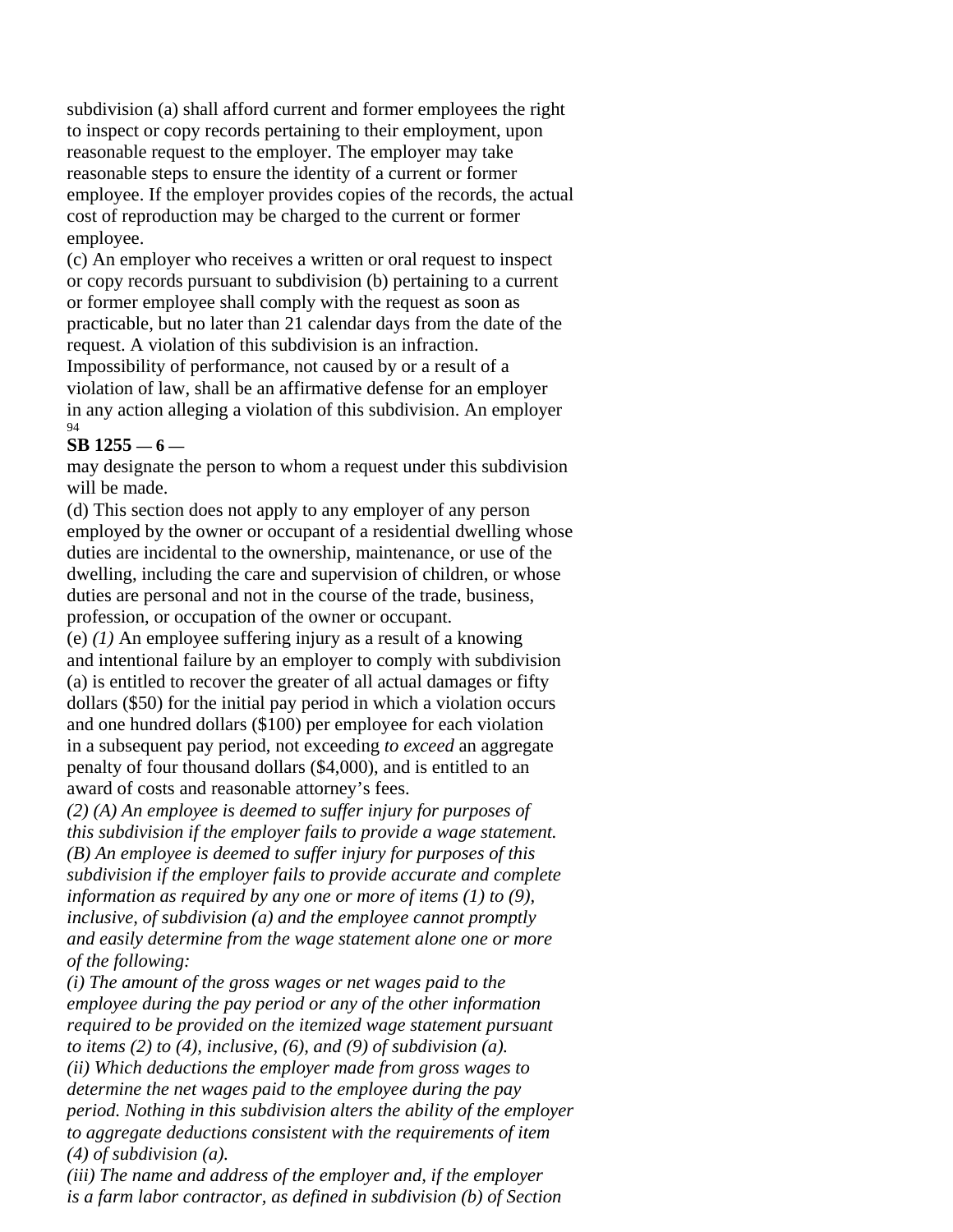subdivision (a) shall afford current and former employees the right to inspect or copy records pertaining to their employment, upon reasonable request to the employer. The employer may take reasonable steps to ensure the identity of a current or former employee. If the employer provides copies of the records, the actual cost of reproduction may be charged to the current or former employee.

(c) An employer who receives a written or oral request to inspect or copy records pursuant to subdivision (b) pertaining to a current or former employee shall comply with the request as soon as practicable, but no later than 21 calendar days from the date of the request. A violation of this subdivision is an infraction. Impossibility of performance, not caused by or a result of a violation of law, shall be an affirmative defense for an employer in any action alleging a violation of this subdivision. An employer may designate the person to whom a request under this subdivision will be made.

(d) This section does not apply to any employer of any person employed by the owner or occupant of a residential dwelling whose duties are incidental to the ownership, maintenance, or use of the dwelling, including the care and supervision of children, or whose duties are personal and not in the course of the trade, business, profession, or occupation of the owner or occupant.

(e) *(1)* An employee suffering injury as a result of a knowing and intentional failure by an employer to comply with subdivision (a) is entitled to recover the greater of all actual damages or fifty dollars ($50) for the initial pay period in which a violation occurs and one hundred dollars ($100) per employee for each violation in a subsequent pay period, not exceeding *to exceed* an aggregate penalty of four thousand dollars ($4,000), and is entitled to an award of costs and reasonable attorney's fees.

*(2) (A) An employee is deemed to suffer injury for purposes of this subdivision if the employer fails to provide a wage statement.*

*(B) An employee is deemed to suffer injury for purposes of this subdivision if the employer fails to provide accurate and complete information as required by any one or more of items (1) to (9), inclusive, of subdivision (a) and the employee cannot promptly and easily determine from the wage statement alone one or more of the following:*

*(i) The amount of the gross wages or net wages paid to the employee during the pay period or any of the other information required to be provided on the itemized wage statement pursuant to items (2) to (4), inclusive, (6), and (9) of subdivision (a).*

*(ii) Which deductions the employer made from gross wages to determine the net wages paid to the employee during the pay period. Nothing in this subdivision alters the ability of the employer to aggregate deductions consistent with the requirements of item (4) of subdivision (a).*

*(iii) The name and address of the employer and, if the employer is a farm labor contractor, as defined in subdivision (b) of Section*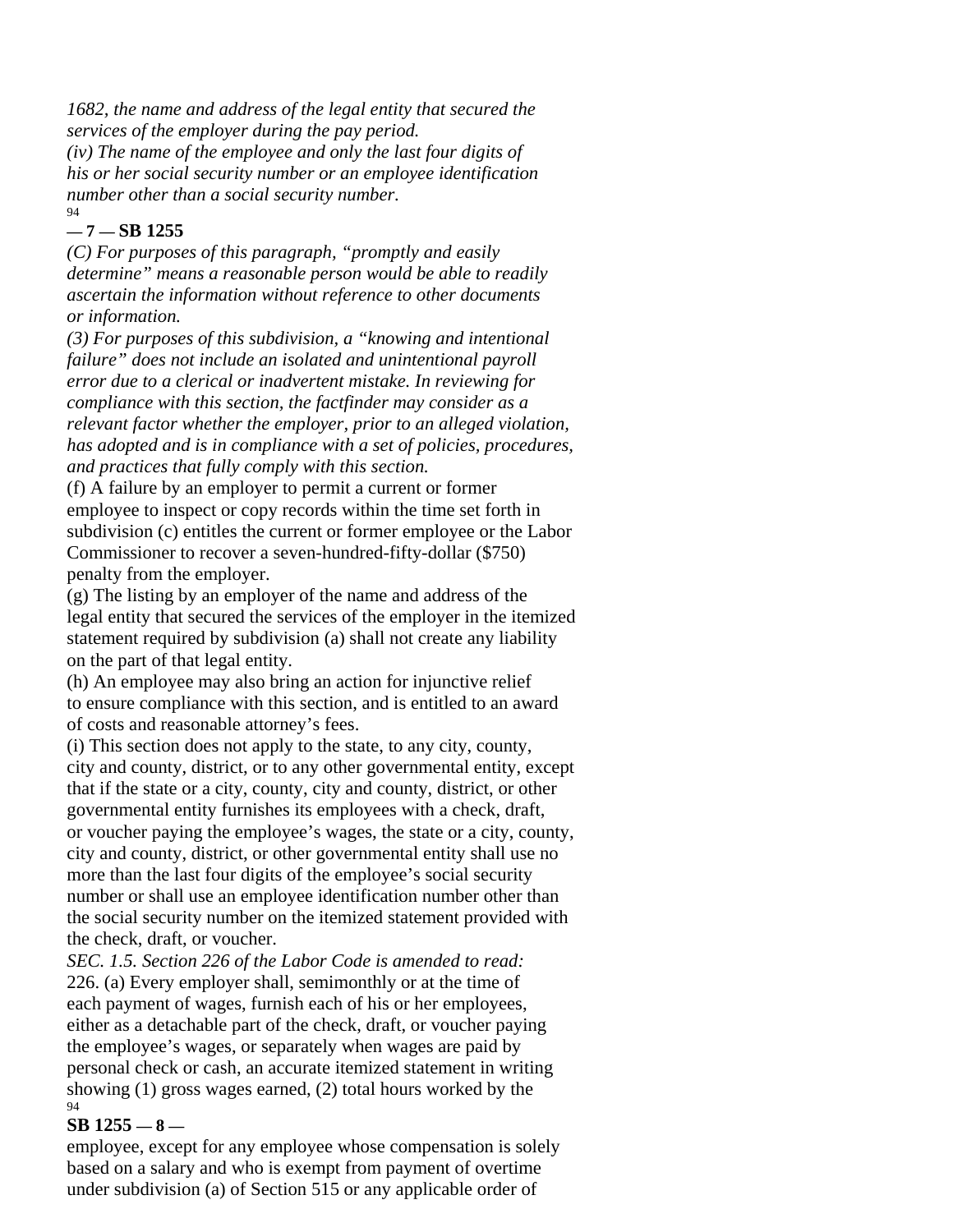*1682, the name and address of the legal entity that secured the services of the employer during the pay period.*

*(iv) The name of the employee and only the last four digits of his or her social security number or an employee identification number other than a social security number.*

*(C) For purposes of this paragraph, "promptly and easily determine" means a reasonable person would be able to readily ascertain the information without reference to other documents or information.*

*(3) For purposes of this subdivision, a "knowing and intentional failure" does not include an isolated and unintentional payroll error due to a clerical or inadvertent mistake. In reviewing for compliance with this section, the factfinder may consider as a relevant factor whether the employer, prior to an alleged violation, has adopted and is in compliance with a set of policies, procedures, and practices that fully comply with this section.*

(f) A failure by an employer to permit a current or former employee to inspect or copy records within the time set forth in subdivision (c) entitles the current or former employee or the Labor Commissioner to recover a seven-hundred-fifty-dollar ($750) penalty from the employer.

(g) The listing by an employer of the name and address of the legal entity that secured the services of the employer in the itemized statement required by subdivision (a) shall not create any liability on the part of that legal entity.

(h) An employee may also bring an action for injunctive relief to ensure compliance with this section, and is entitled to an award of costs and reasonable attorney's fees.

(i) This section does not apply to the state, to any city, county, city and county, district, or to any other governmental entity, except that if the state or a city, county, city and county, district, or other governmental entity furnishes its employees with a check, draft, or voucher paying the employee's wages, the state or a city, county, city and county, district, or other governmental entity shall use no more than the last four digits of the employee's social security number or shall use an employee identification number other than the social security number on the itemized statement provided with the check, draft, or voucher.

*SEC. 1.5. Section 226 of the Labor Code is amended to read:*

226. (a) Every employer shall, semimonthly or at the time of each payment of wages, furnish each of his or her employees, either as a detachable part of the check, draft, or voucher paying the employee's wages, or separately when wages are paid by personal check or cash, an accurate itemized statement in writing showing (1) gross wages earned, (2) total hours worked by the employee, except for any employee whose compensation is solely based on a salary and who is exempt from payment of overtime under subdivision (a) of Section 515 or any applicable order of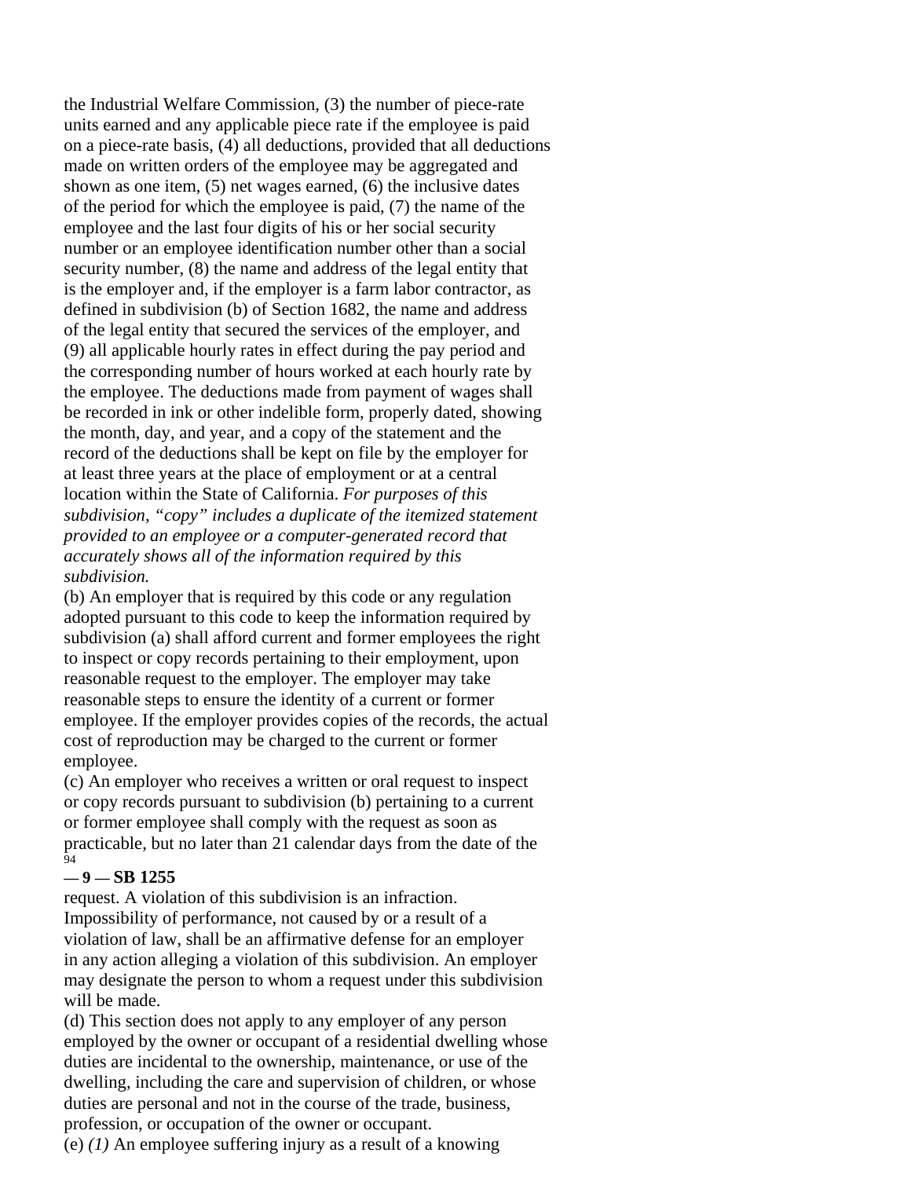the Industrial Welfare Commission, (3) the number of piece-rate units earned and any applicable piece rate if the employee is paid on a piece-rate basis, (4) all deductions, provided that all deductions made on written orders of the employee may be aggregated and shown as one item, (5) net wages earned, (6) the inclusive dates of the period for which the employee is paid, (7) the name of the employee and the last four digits of his or her social security number or an employee identification number other than a social security number, (8) the name and address of the legal entity that is the employer and, if the employer is a farm labor contractor, as defined in subdivision (b) of Section 1682, the name and address of the legal entity that secured the services of the employer, and (9) all applicable hourly rates in effect during the pay period and the corresponding number of hours worked at each hourly rate by the employee. The deductions made from payment of wages shall be recorded in ink or other indelible form, properly dated, showing the month, day, and year, and a copy of the statement and the record of the deductions shall be kept on file by the employer for at least three years at the place of employment or at a central location within the State of California. *For purposes of this subdivision, "copy" includes a duplicate of the itemized statement provided to an employee or a computer-generated record that accurately shows all of the information required by this subdivision.*

(b) An employer that is required by this code or any regulation adopted pursuant to this code to keep the information required by subdivision (a) shall afford current and former employees the right to inspect or copy records pertaining to their employment, upon reasonable request to the employer. The employer may take reasonable steps to ensure the identity of a current or former employee. If the employer provides copies of the records, the actual cost of reproduction may be charged to the current or former employee.

(c) An employer who receives a written or oral request to inspect or copy records pursuant to subdivision (b) pertaining to a current or former employee shall comply with the request as soon as practicable, but no later than 21 calendar days from the date of the request. A violation of this subdivision is an infraction. Impossibility of performance, not caused by or a result of a violation of law, shall be an affirmative defense for an employer in any action alleging a violation of this subdivision. An employer may designate the person to whom a request under this subdivision will be made.

(d) This section does not apply to any employer of any person employed by the owner or occupant of a residential dwelling whose duties are incidental to the ownership, maintenance, or use of the dwelling, including the care and supervision of children, or whose duties are personal and not in the course of the trade, business, profession, or occupation of the owner or occupant.

(e) *(1)* An employee suffering injury as a result of a knowing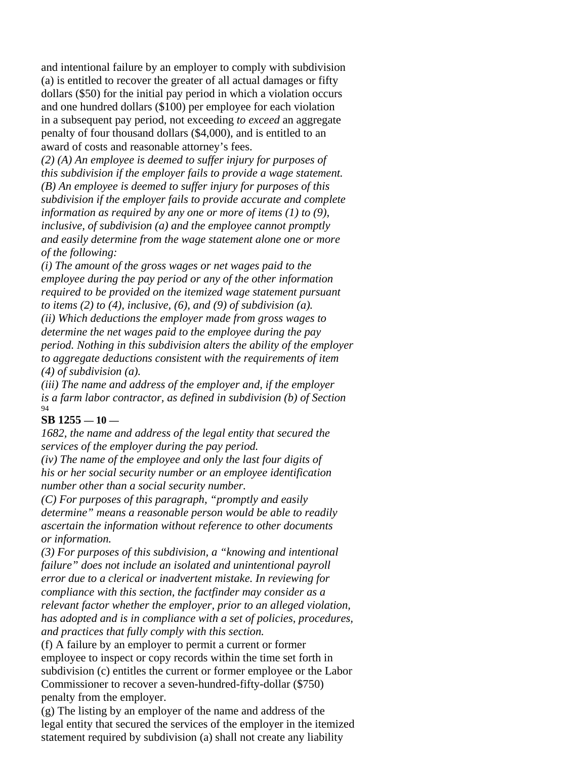and intentional failure by an employer to comply with subdivision (a) is entitled to recover the greater of all actual damages or fifty dollars ($50) for the initial pay period in which a violation occurs and one hundred dollars ($100) per employee for each violation in a subsequent pay period, not exceeding *to exceed* an aggregate penalty of four thousand dollars ($4,000), and is entitled to an award of costs and reasonable attorney's fees.

*(2) (A) An employee is deemed to suffer injury for purposes of this subdivision if the employer fails to provide a wage statement.*

*(B) An employee is deemed to suffer injury for purposes of this subdivision if the employer fails to provide accurate and complete information as required by any one or more of items (1) to (9), inclusive, of subdivision (a) and the employee cannot promptly and easily determine from the wage statement alone one or more of the following:*

*(i) The amount of the gross wages or net wages paid to the employee during the pay period or any of the other information required to be provided on the itemized wage statement pursuant to items (2) to (4), inclusive, (6), and (9) of subdivision (a).*

*(ii) Which deductions the employer made from gross wages to determine the net wages paid to the employee during the pay period. Nothing in this subdivision alters the ability of the employer to aggregate deductions consistent with the requirements of item (4) of subdivision (a).*

*(iii) The name and address of the employer and, if the employer is a farm labor contractor, as defined in subdivision (b) of Section 1682, the name and address of the legal entity that secured the services of the employer during the pay period.*

*(iv) The name of the employee and only the last four digits of his or her social security number or an employee identification number other than a social security number.*

*(C) For purposes of this paragraph, "promptly and easily determine" means a reasonable person would be able to readily ascertain the information without reference to other documents or information.*

*(3) For purposes of this subdivision, a "knowing and intentional failure" does not include an isolated and unintentional payroll error due to a clerical or inadvertent mistake. In reviewing for compliance with this section, the factfinder may consider as a relevant factor whether the employer, prior to an alleged violation, has adopted and is in compliance with a set of policies, procedures, and practices that fully comply with this section.*

(f) A failure by an employer to permit a current or former employee to inspect or copy records within the time set forth in subdivision (c) entitles the current or former employee or the Labor Commissioner to recover a seven-hundred-fifty-dollar ($750) penalty from the employer.

(g) The listing by an employer of the name and address of the legal entity that secured the services of the employer in the itemized statement required by subdivision (a) shall not create any liability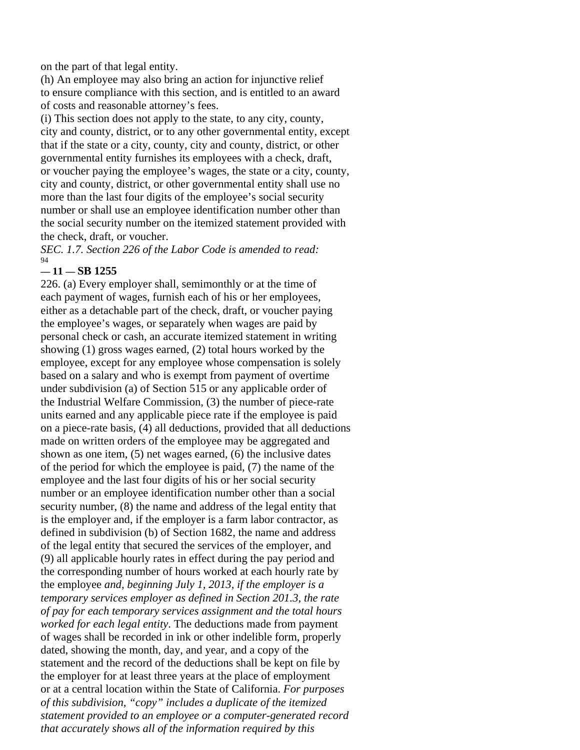on the part of that legal entity.

(h) An employee may also bring an action for injunctive relief to ensure compliance with this section, and is entitled to an award of costs and reasonable attorney's fees.

(i) This section does not apply to the state, to any city, county, city and county, district, or to any other governmental entity, except that if the state or a city, county, city and county, district, or other governmental entity furnishes its employees with a check, draft, or voucher paying the employee's wages, the state or a city, county, city and county, district, or other governmental entity shall use no more than the last four digits of the employee's social security number or shall use an employee identification number other than the social security number on the itemized statement provided with the check, draft, or voucher.

*SEC. 1.7. Section 226 of the Labor Code is amended to read:*

226. (a) Every employer shall, semimonthly or at the time of each payment of wages, furnish each of his or her employees, either as a detachable part of the check, draft, or voucher paying the employee's wages, or separately when wages are paid by personal check or cash, an accurate itemized statement in writing showing (1) gross wages earned, (2) total hours worked by the employee, except for any employee whose compensation is solely based on a salary and who is exempt from payment of overtime under subdivision (a) of Section 515 or any applicable order of the Industrial Welfare Commission, (3) the number of piece-rate units earned and any applicable piece rate if the employee is paid on a piece-rate basis, (4) all deductions, provided that all deductions made on written orders of the employee may be aggregated and shown as one item, (5) net wages earned, (6) the inclusive dates of the period for which the employee is paid, (7) the name of the employee and the last four digits of his or her social security number or an employee identification number other than a social security number, (8) the name and address of the legal entity that is the employer and, if the employer is a farm labor contractor, as defined in subdivision (b) of Section 1682, the name and address of the legal entity that secured the services of the employer, and (9) all applicable hourly rates in effect during the pay period and the corresponding number of hours worked at each hourly rate by the employee *and, beginning July 1, 2013, if the employer is a temporary services employer as defined in Section 201.3, the rate of pay for each temporary services assignment and the total hours worked for each legal entity*. The deductions made from payment of wages shall be recorded in ink or other indelible form, properly dated, showing the month, day, and year, and a copy of the statement and the record of the deductions shall be kept on file by the employer for at least three years at the place of employment or at a central location within the State of California. *For purposes of this subdivision, "copy" includes a duplicate of the itemized statement provided to an employee or a computer-generated record that accurately shows all of the information required by this*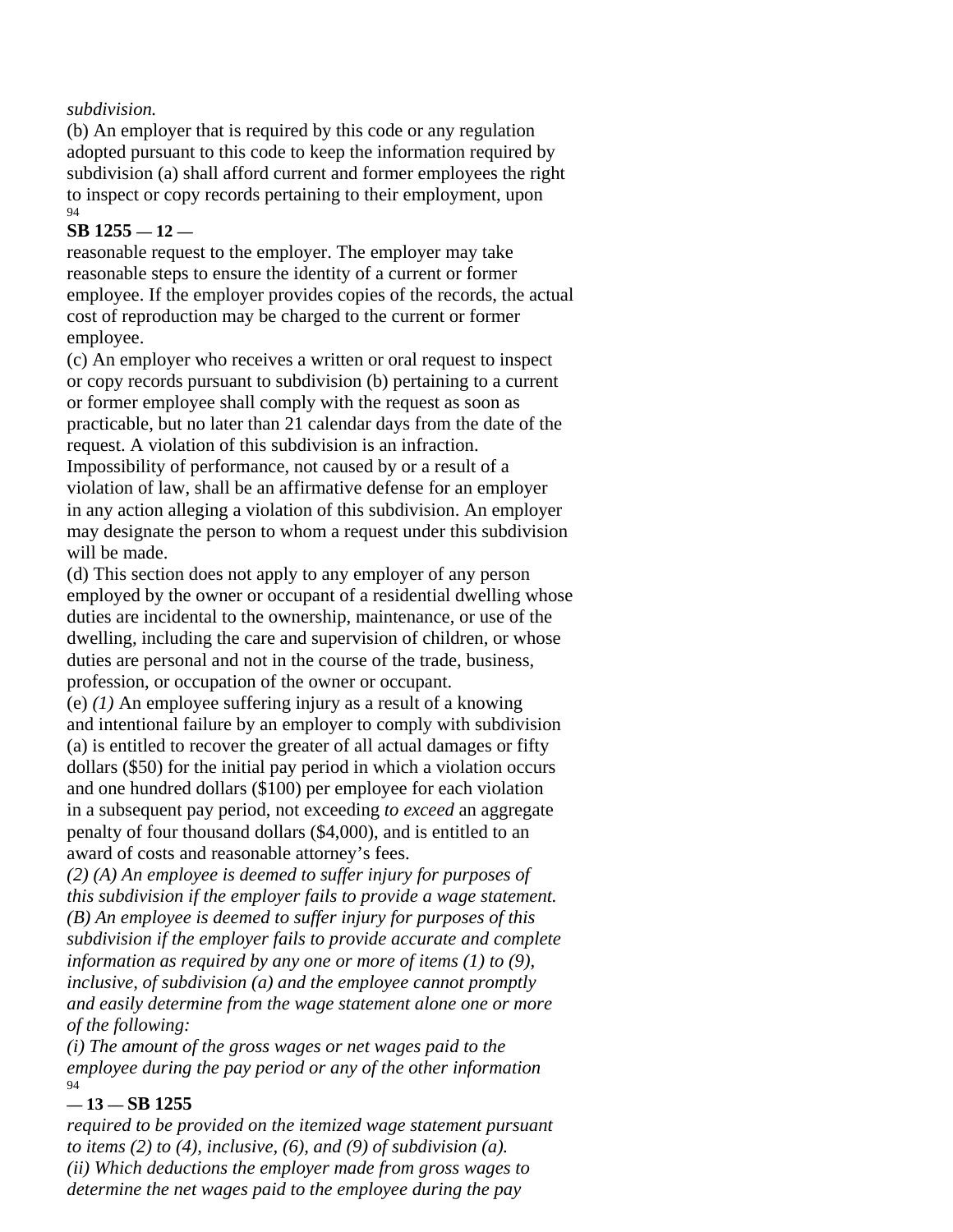*subdivision.*

(b) An employer that is required by this code or any regulation adopted pursuant to this code to keep the information required by subdivision (a) shall afford current and former employees the right to inspect or copy records pertaining to their employment, upon reasonable request to the employer. The employer may take reasonable steps to ensure the identity of a current or former employee. If the employer provides copies of the records, the actual cost of reproduction may be charged to the current or former employee.

(c) An employer who receives a written or oral request to inspect or copy records pursuant to subdivision (b) pertaining to a current or former employee shall comply with the request as soon as practicable, but no later than 21 calendar days from the date of the request. A violation of this subdivision is an infraction. Impossibility of performance, not caused by or a result of a violation of law, shall be an affirmative defense for an employer in any action alleging a violation of this subdivision. An employer may designate the person to whom a request under this subdivision will be made.

(d) This section does not apply to any employer of any person employed by the owner or occupant of a residential dwelling whose duties are incidental to the ownership, maintenance, or use of the dwelling, including the care and supervision of children, or whose duties are personal and not in the course of the trade, business, profession, or occupation of the owner or occupant.

(e) *(1)* An employee suffering injury as a result of a knowing and intentional failure by an employer to comply with subdivision (a) is entitled to recover the greater of all actual damages or fifty dollars ($50) for the initial pay period in which a violation occurs and one hundred dollars ($100) per employee for each violation in a subsequent pay period, not exceeding *to exceed* an aggregate penalty of four thousand dollars ($4,000), and is entitled to an award of costs and reasonable attorney's fees.

*(2) (A) An employee is deemed to suffer injury for purposes of this subdivision if the employer fails to provide a wage statement.*

*(B) An employee is deemed to suffer injury for purposes of this subdivision if the employer fails to provide accurate and complete information as required by any one or more of items (1) to (9), inclusive, of subdivision (a) and the employee cannot promptly and easily determine from the wage statement alone one or more of the following:*

*(i) The amount of the gross wages or net wages paid to the employee during the pay period or any of the other information required to be provided on the itemized wage statement pursuant to items (2) to (4), inclusive, (6), and (9) of subdivision (a).*

*(ii) Which deductions the employer made from gross wages to determine the net wages paid to the employee during the pay*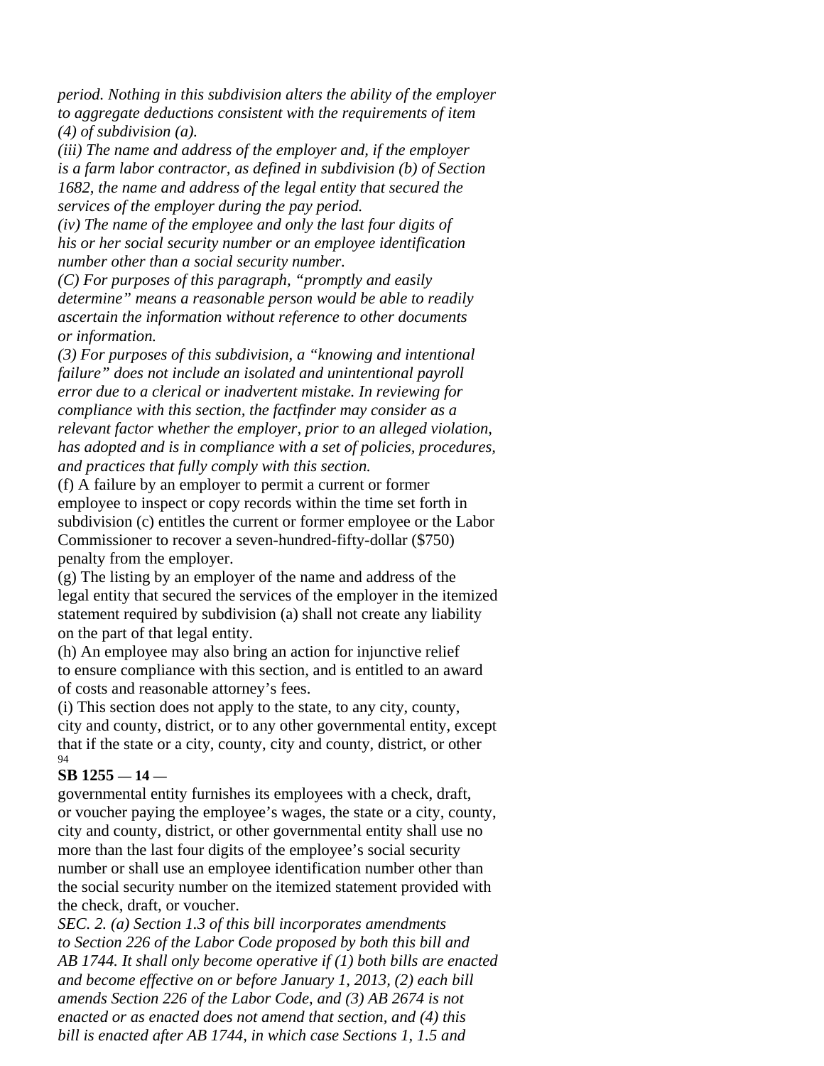*period. Nothing in this subdivision alters the ability of the employer to aggregate deductions consistent with the requirements of item (4) of subdivision (a).*

*(iii) The name and address of the employer and, if the employer is a farm labor contractor, as defined in subdivision (b) of Section 1682, the name and address of the legal entity that secured the services of the employer during the pay period.*

*(iv) The name of the employee and only the last four digits of his or her social security number or an employee identification number other than a social security number.*

*(C) For purposes of this paragraph, "promptly and easily determine" means a reasonable person would be able to readily ascertain the information without reference to other documents or information.*

*(3) For purposes of this subdivision, a "knowing and intentional failure" does not include an isolated and unintentional payroll error due to a clerical or inadvertent mistake. In reviewing for compliance with this section, the factfinder may consider as a relevant factor whether the employer, prior to an alleged violation, has adopted and is in compliance with a set of policies, procedures, and practices that fully comply with this section.*

(f) A failure by an employer to permit a current or former employee to inspect or copy records within the time set forth in subdivision (c) entitles the current or former employee or the Labor Commissioner to recover a seven-hundred-fifty-dollar ($750) penalty from the employer.

(g) The listing by an employer of the name and address of the legal entity that secured the services of the employer in the itemized statement required by subdivision (a) shall not create any liability on the part of that legal entity.

(h) An employee may also bring an action for injunctive relief to ensure compliance with this section, and is entitled to an award of costs and reasonable attorney's fees.

(i) This section does not apply to the state, to any city, county, city and county, district, or to any other governmental entity, except that if the state or a city, county, city and county, district, or other governmental entity furnishes its employees with a check, draft, or voucher paying the employee's wages, the state or a city, county, city and county, district, or other governmental entity shall use no more than the last four digits of the employee's social security number or shall use an employee identification number other than the social security number on the itemized statement provided with the check, draft, or voucher.

*SEC. 2. (a) Section 1.3 of this bill incorporates amendments to Section 226 of the Labor Code proposed by both this bill and AB 1744. It shall only become operative if (1) both bills are enacted and become effective on or before January 1, 2013, (2) each bill amends Section 226 of the Labor Code, and (3) AB 2674 is not enacted or as enacted does not amend that section, and (4) this bill is enacted after AB 1744, in which case Sections 1, 1.5 and*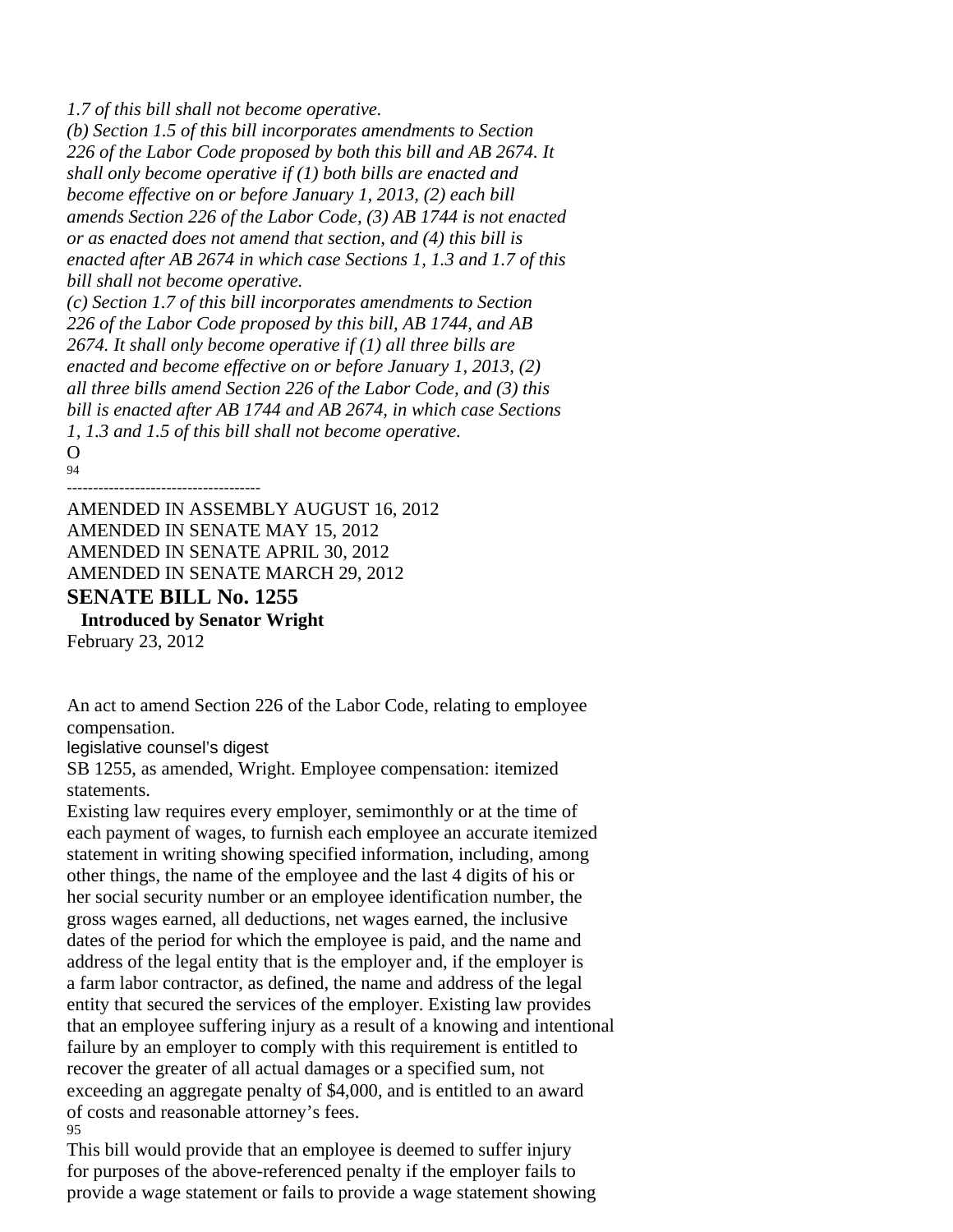*1.7 of this bill shall not become operative.*
*(b) Section 1.5 of this bill incorporates amendments to Section 226 of the Labor Code proposed by both this bill and AB 2674. It shall only become operative if (1) both bills are enacted and become effective on or before January 1, 2013, (2) each bill amends Section 226 of the Labor Code, (3) AB 1744 is not enacted or as enacted does not amend that section, and (4) this bill is enacted after AB 2674 in which case Sections 1, 1.3 and 1.7 of this bill shall not become operative.*
*(c) Section 1.7 of this bill incorporates amendments to Section 226 of the Labor Code proposed by this bill, AB 1744, and AB 2674. It shall only become operative if (1) all three bills are enacted and become effective on or before January 1, 2013, (2) all three bills amend Section 226 of the Labor Code, and (3) this bill is enacted after AB 1744 and AB 2674, in which case Sections 1, 1.3 and 1.5 of this bill shall not become operative.*
O
94

-------------------------------------

AMENDED IN ASSEMBLY AUGUST 16, 2012
AMENDED IN SENATE MAY 15, 2012
AMENDED IN SENATE APRIL 30, 2012
AMENDED IN SENATE MARCH 29, 2012

## SENATE BILL No. 1255

**Introduced by Senator Wright**

February 23, 2012

An act to amend Section 226 of the Labor Code, relating to employee compensation.

legislative counsel's digest

SB 1255, as amended, Wright. Employee compensation: itemized statements.

Existing law requires every employer, semimonthly or at the time of each payment of wages, to furnish each employee an accurate itemized statement in writing showing specified information, including, among other things, the name of the employee and the last 4 digits of his or her social security number or an employee identification number, the gross wages earned, all deductions, net wages earned, the inclusive dates of the period for which the employee is paid, and the name and address of the legal entity that is the employer and, if the employer is a farm labor contractor, as defined, the name and address of the legal entity that secured the services of the employer. Existing law provides that an employee suffering injury as a result of a knowing and intentional failure by an employer to comply with this requirement is entitled to recover the greater of all actual damages or a specified sum, not exceeding an aggregate penalty of $4,000, and is entitled to an award of costs and reasonable attorney's fees.
95

This bill would provide that an employee is deemed to suffer injury for purposes of the above-referenced penalty if the employer fails to provide a wage statement or fails to provide a wage statement showing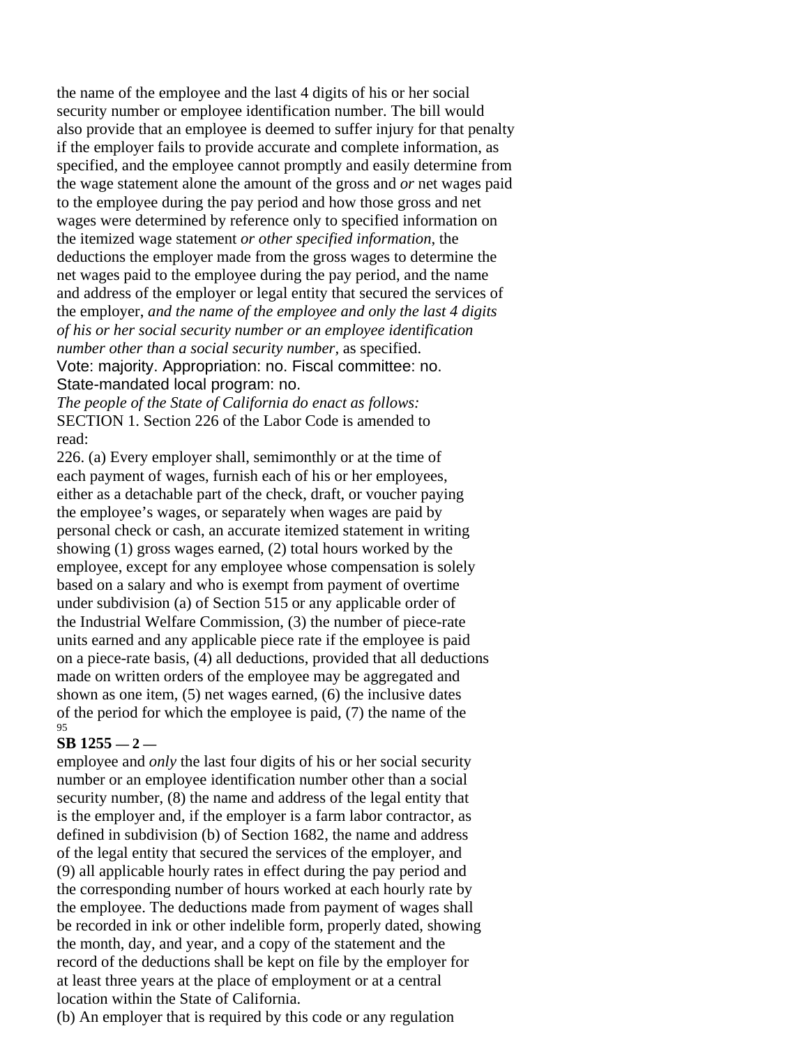the name of the employee and the last 4 digits of his or her social security number or employee identification number. The bill would also provide that an employee is deemed to suffer injury for that penalty if the employer fails to provide accurate and complete information, as specified, and the employee cannot promptly and easily determine from the wage statement alone the amount of the gross and *or* net wages paid to the employee during the pay period and how those gross and net wages were determined by reference only to specified information on the itemized wage statement *or other specified information*, the deductions the employer made from the gross wages to determine the net wages paid to the employee during the pay period, and the name and address of the employer or legal entity that secured the services of the employer, *and the name of the employee and only the last 4 digits of his or her social security number or an employee identification number other than a social security number*, as specified.

Vote: majority. Appropriation: no. Fiscal committee: no. State-mandated local program: no.

*The people of the State of California do enact as follows:*

SECTION 1. Section 226 of the Labor Code is amended to read:

226. (a) Every employer shall, semimonthly or at the time of each payment of wages, furnish each of his or her employees, either as a detachable part of the check, draft, or voucher paying the employee's wages, or separately when wages are paid by personal check or cash, an accurate itemized statement in writing showing (1) gross wages earned, (2) total hours worked by the employee, except for any employee whose compensation is solely based on a salary and who is exempt from payment of overtime under subdivision (a) of Section 515 or any applicable order of the Industrial Welfare Commission, (3) the number of piece-rate units earned and any applicable piece rate if the employee is paid on a piece-rate basis, (4) all deductions, provided that all deductions made on written orders of the employee may be aggregated and shown as one item, (5) net wages earned, (6) the inclusive dates of the period for which the employee is paid, (7) the name of the employee and *only* the last four digits of his or her social security number or an employee identification number other than a social security number, (8) the name and address of the legal entity that is the employer and, if the employer is a farm labor contractor, as defined in subdivision (b) of Section 1682, the name and address of the legal entity that secured the services of the employer, and (9) all applicable hourly rates in effect during the pay period and the corresponding number of hours worked at each hourly rate by the employee. The deductions made from payment of wages shall be recorded in ink or other indelible form, properly dated, showing the month, day, and year, and a copy of the statement and the record of the deductions shall be kept on file by the employer for at least three years at the place of employment or at a central location within the State of California.

(b) An employer that is required by this code or any regulation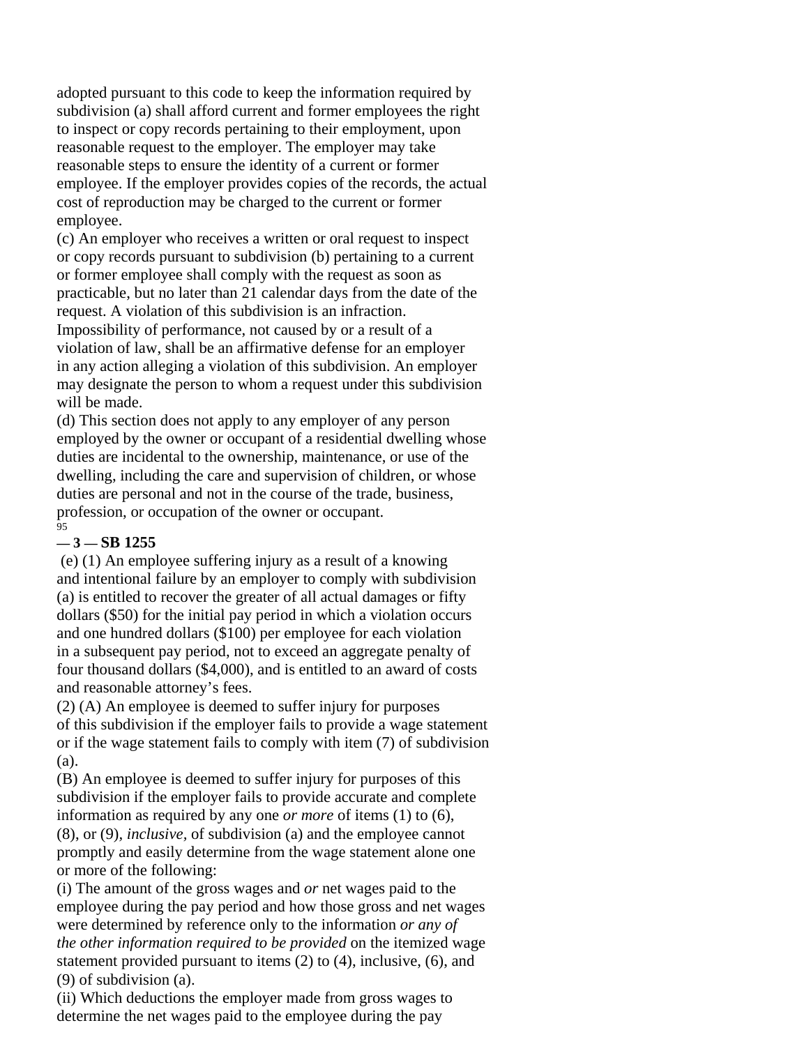adopted pursuant to this code to keep the information required by subdivision (a) shall afford current and former employees the right to inspect or copy records pertaining to their employment, upon reasonable request to the employer. The employer may take reasonable steps to ensure the identity of a current or former employee. If the employer provides copies of the records, the actual cost of reproduction may be charged to the current or former employee.

(c) An employer who receives a written or oral request to inspect or copy records pursuant to subdivision (b) pertaining to a current or former employee shall comply with the request as soon as practicable, but no later than 21 calendar days from the date of the request. A violation of this subdivision is an infraction. Impossibility of performance, not caused by or a result of a violation of law, shall be an affirmative defense for an employer in any action alleging a violation of this subdivision. An employer may designate the person to whom a request under this subdivision will be made.

(d) This section does not apply to any employer of any person employed by the owner or occupant of a residential dwelling whose duties are incidental to the ownership, maintenance, or use of the dwelling, including the care and supervision of children, or whose duties are personal and not in the course of the trade, business, profession, or occupation of the owner or occupant.

(e) (1) An employee suffering injury as a result of a knowing and intentional failure by an employer to comply with subdivision (a) is entitled to recover the greater of all actual damages or fifty dollars ($50) for the initial pay period in which a violation occurs and one hundred dollars ($100) per employee for each violation in a subsequent pay period, not to exceed an aggregate penalty of four thousand dollars ($4,000), and is entitled to an award of costs and reasonable attorney's fees.

(2) (A) An employee is deemed to suffer injury for purposes of this subdivision if the employer fails to provide a wage statement or if the wage statement fails to comply with item (7) of subdivision (a).

(B) An employee is deemed to suffer injury for purposes of this subdivision if the employer fails to provide accurate and complete information as required by any one *or more* of items (1) to (6), (8), or (9), *inclusive*, of subdivision (a) and the employee cannot promptly and easily determine from the wage statement alone one or more of the following:

(i) The amount of the gross wages and *or* net wages paid to the employee during the pay period and how those gross and net wages were determined by reference only to the information *or any of the other information required to be provided* on the itemized wage statement provided pursuant to items (2) to (4), inclusive, (6), and (9) of subdivision (a).

(ii) Which deductions the employer made from gross wages to determine the net wages paid to the employee during the pay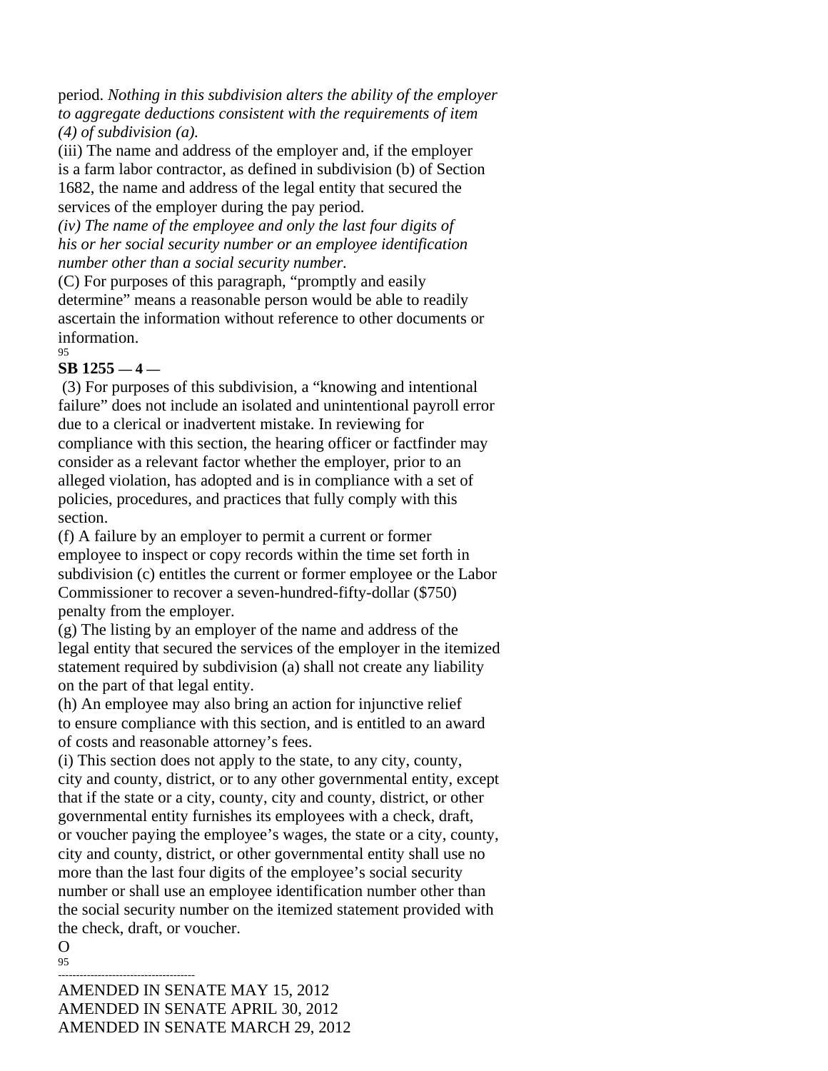period. *Nothing in this subdivision alters the ability of the employer to aggregate deductions consistent with the requirements of item (4) of subdivision (a).*

(iii) The name and address of the employer and, if the employer is a farm labor contractor, as defined in subdivision (b) of Section 1682, the name and address of the legal entity that secured the services of the employer during the pay period.

*(iv) The name of the employee and only the last four digits of his or her social security number or an employee identification number other than a social security number.*

(C) For purposes of this paragraph, "promptly and easily determine" means a reasonable person would be able to readily ascertain the information without reference to other documents or information.

(3) For purposes of this subdivision, a "knowing and intentional failure" does not include an isolated and unintentional payroll error due to a clerical or inadvertent mistake. In reviewing for compliance with this section, the hearing officer or factfinder may consider as a relevant factor whether the employer, prior to an alleged violation, has adopted and is in compliance with a set of policies, procedures, and practices that fully comply with this section.

(f) A failure by an employer to permit a current or former employee to inspect or copy records within the time set forth in subdivision (c) entitles the current or former employee or the Labor Commissioner to recover a seven-hundred-fifty-dollar ($750) penalty from the employer.

(g) The listing by an employer of the name and address of the legal entity that secured the services of the employer in the itemized statement required by subdivision (a) shall not create any liability on the part of that legal entity.

(h) An employee may also bring an action for injunctive relief to ensure compliance with this section, and is entitled to an award of costs and reasonable attorney's fees.

(i) This section does not apply to the state, to any city, county, city and county, district, or to any other governmental entity, except that if the state or a city, county, city and county, district, or other governmental entity furnishes its employees with a check, draft, or voucher paying the employee's wages, the state or a city, county, city and county, district, or other governmental entity shall use no more than the last four digits of the employee's social security number or shall use an employee identification number other than the social security number on the itemized statement provided with the check, draft, or voucher.

O

---

AMENDED IN SENATE MAY 15, 2012
AMENDED IN SENATE APRIL 30, 2012
AMENDED IN SENATE MARCH 29, 2012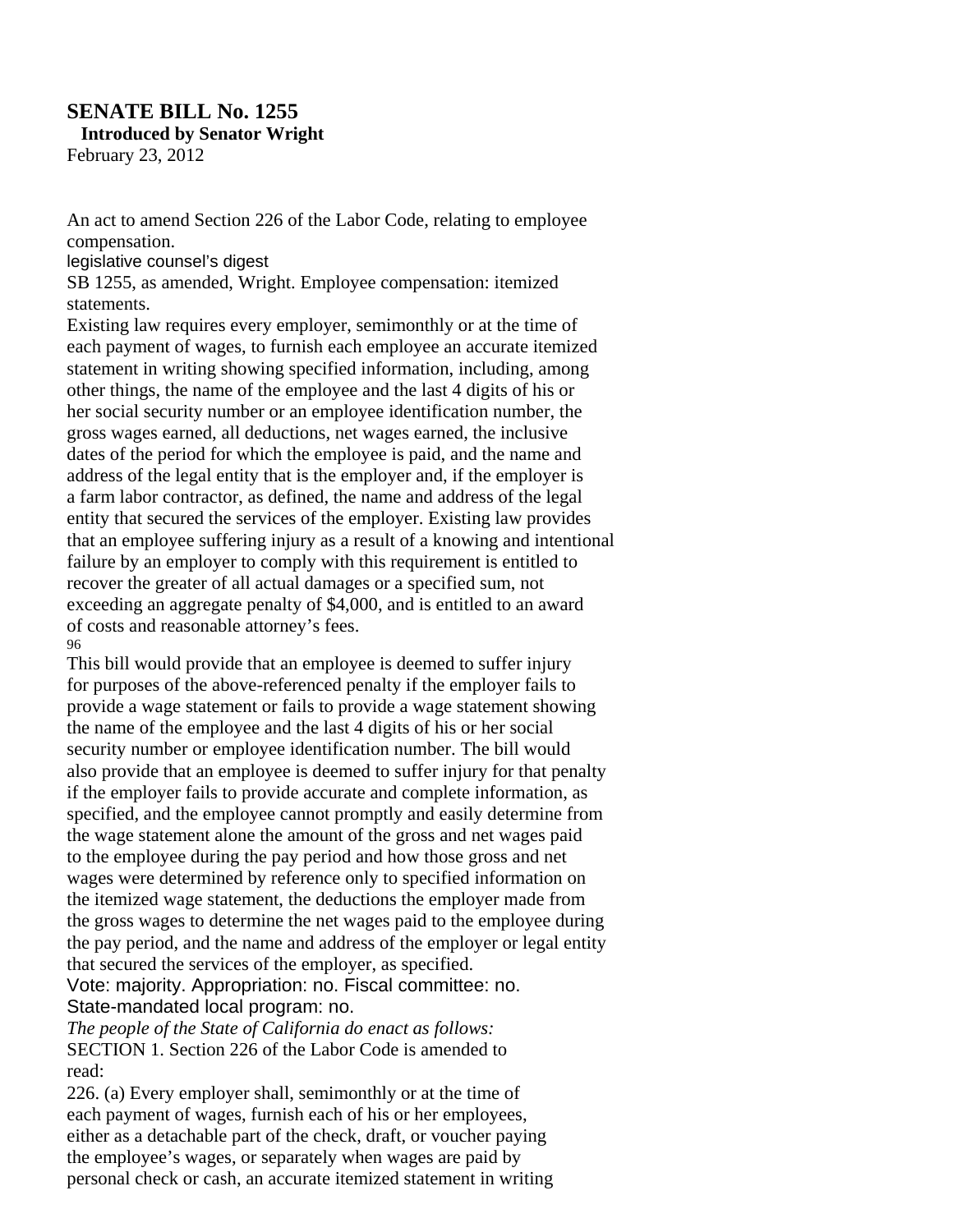## SENATE BILL No. 1255

**Introduced by Senator Wright**

February 23, 2012

An act to amend Section 226 of the Labor Code, relating to employee compensation.

legislative counsel's digest

SB 1255, as amended, Wright. Employee compensation: itemized statements.

Existing law requires every employer, semimonthly or at the time of each payment of wages, to furnish each employee an accurate itemized statement in writing showing specified information, including, among other things, the name of the employee and the last 4 digits of his or her social security number or an employee identification number, the gross wages earned, all deductions, net wages earned, the inclusive dates of the period for which the employee is paid, and the name and address of the legal entity that is the employer and, if the employer is a farm labor contractor, as defined, the name and address of the legal entity that secured the services of the employer. Existing law provides that an employee suffering injury as a result of a knowing and intentional failure by an employer to comply with this requirement is entitled to recover the greater of all actual damages or a specified sum, not exceeding an aggregate penalty of $4,000, and is entitled to an award of costs and reasonable attorney's fees.

96

This bill would provide that an employee is deemed to suffer injury for purposes of the above-referenced penalty if the employer fails to provide a wage statement or fails to provide a wage statement showing the name of the employee and the last 4 digits of his or her social security number or employee identification number. The bill would also provide that an employee is deemed to suffer injury for that penalty if the employer fails to provide accurate and complete information, as specified, and the employee cannot promptly and easily determine from the wage statement alone the amount of the gross and net wages paid to the employee during the pay period and how those gross and net wages were determined by reference only to specified information on the itemized wage statement, the deductions the employer made from the gross wages to determine the net wages paid to the employee during the pay period, and the name and address of the employer or legal entity that secured the services of the employer, as specified.

Vote: majority. Appropriation: no. Fiscal committee: no.
State-mandated local program: no.

*The people of the State of California do enact as follows:*

SECTION 1. Section 226 of the Labor Code is amended to read:

226. (a) Every employer shall, semimonthly or at the time of each payment of wages, furnish each of his or her employees, either as a detachable part of the check, draft, or voucher paying the employee's wages, or separately when wages are paid by personal check or cash, an accurate itemized statement in writing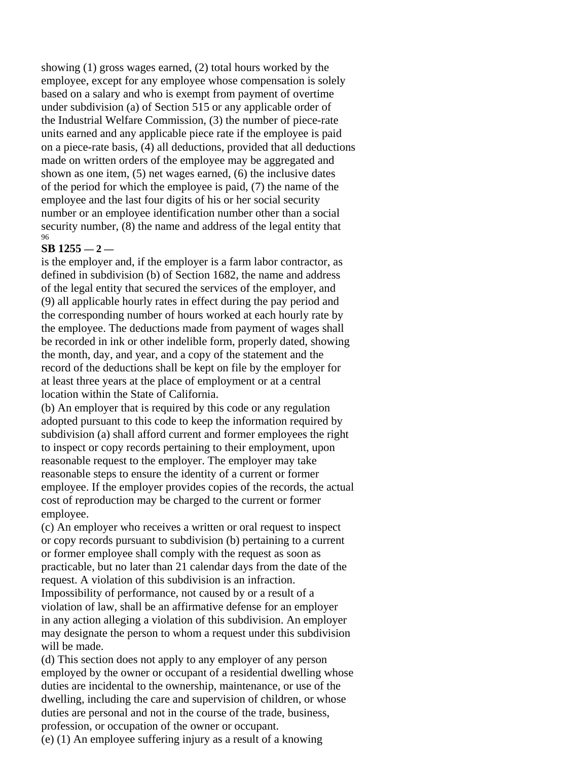showing (1) gross wages earned, (2) total hours worked by the employee, except for any employee whose compensation is solely based on a salary and who is exempt from payment of overtime under subdivision (a) of Section 515 or any applicable order of the Industrial Welfare Commission, (3) the number of piece-rate units earned and any applicable piece rate if the employee is paid on a piece-rate basis, (4) all deductions, provided that all deductions made on written orders of the employee may be aggregated and shown as one item, (5) net wages earned, (6) the inclusive dates of the period for which the employee is paid, (7) the name of the employee and the last four digits of his or her social security number or an employee identification number other than a social security number, (8) the name and address of the legal entity that is the employer and, if the employer is a farm labor contractor, as defined in subdivision (b) of Section 1682, the name and address of the legal entity that secured the services of the employer, and (9) all applicable hourly rates in effect during the pay period and the corresponding number of hours worked at each hourly rate by the employee. The deductions made from payment of wages shall be recorded in ink or other indelible form, properly dated, showing the month, day, and year, and a copy of the statement and the record of the deductions shall be kept on file by the employer for at least three years at the place of employment or at a central location within the State of California.

(b) An employer that is required by this code or any regulation adopted pursuant to this code to keep the information required by subdivision (a) shall afford current and former employees the right to inspect or copy records pertaining to their employment, upon reasonable request to the employer. The employer may take reasonable steps to ensure the identity of a current or former employee. If the employer provides copies of the records, the actual cost of reproduction may be charged to the current or former employee.

(c) An employer who receives a written or oral request to inspect or copy records pursuant to subdivision (b) pertaining to a current or former employee shall comply with the request as soon as practicable, but no later than 21 calendar days from the date of the request. A violation of this subdivision is an infraction. Impossibility of performance, not caused by or a result of a violation of law, shall be an affirmative defense for an employer in any action alleging a violation of this subdivision. An employer may designate the person to whom a request under this subdivision will be made.

(d) This section does not apply to any employer of any person employed by the owner or occupant of a residential dwelling whose duties are incidental to the ownership, maintenance, or use of the dwelling, including the care and supervision of children, or whose duties are personal and not in the course of the trade, business, profession, or occupation of the owner or occupant.

(e) (1) An employee suffering injury as a result of a knowing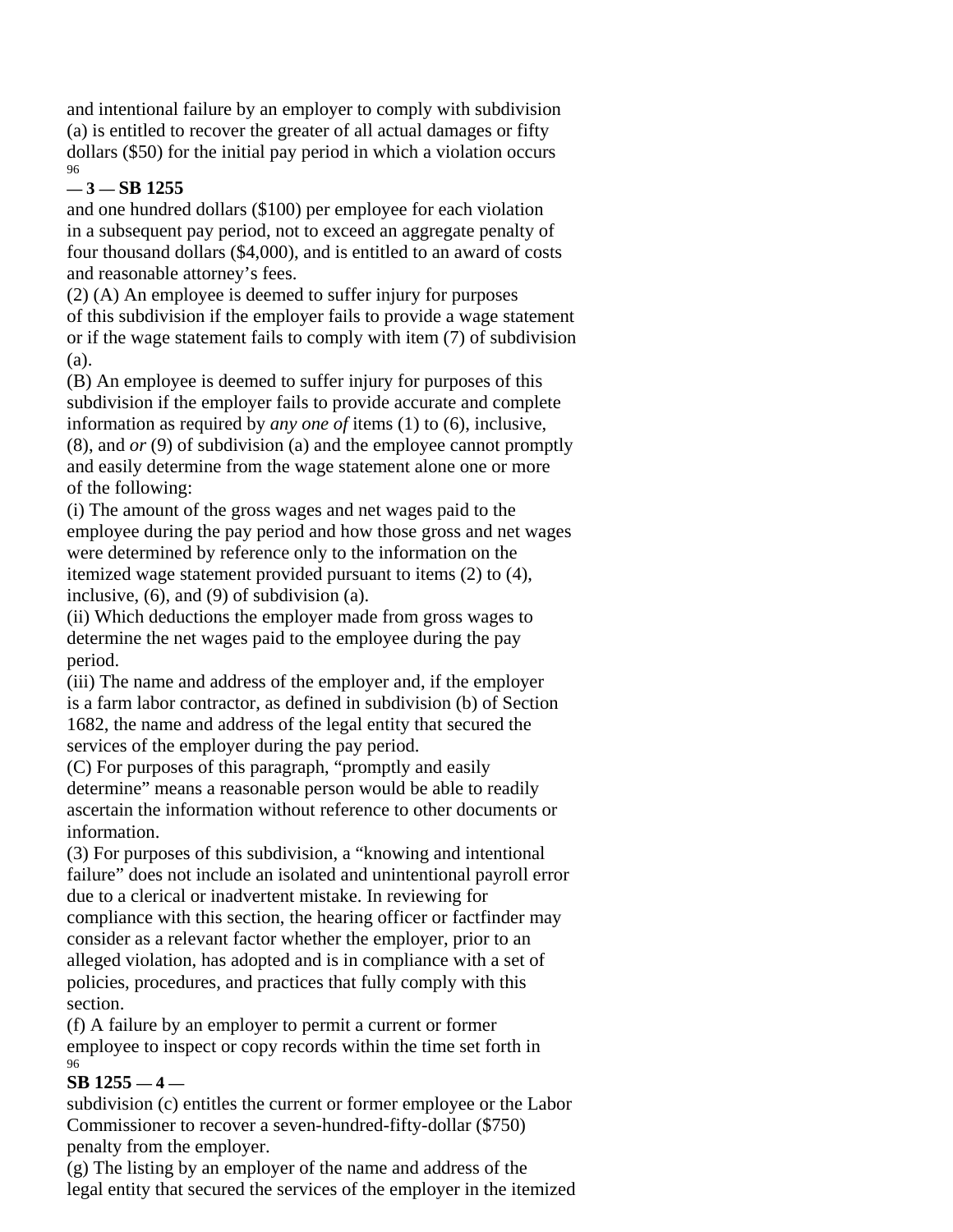and intentional failure by an employer to comply with subdivision (a) is entitled to recover the greater of all actual damages or fifty dollars ($50) for the initial pay period in which a violation occurs and one hundred dollars ($100) per employee for each violation in a subsequent pay period, not to exceed an aggregate penalty of four thousand dollars ($4,000), and is entitled to an award of costs and reasonable attorney's fees.

(2) (A) An employee is deemed to suffer injury for purposes of this subdivision if the employer fails to provide a wage statement or if the wage statement fails to comply with item (7) of subdivision (a).

(B) An employee is deemed to suffer injury for purposes of this subdivision if the employer fails to provide accurate and complete information as required by *any one of* items (1) to (6), inclusive, (8), and *or* (9) of subdivision (a) and the employee cannot promptly and easily determine from the wage statement alone one or more of the following:

(i) The amount of the gross wages and net wages paid to the employee during the pay period and how those gross and net wages were determined by reference only to the information on the itemized wage statement provided pursuant to items (2) to (4), inclusive, (6), and (9) of subdivision (a).

(ii) Which deductions the employer made from gross wages to determine the net wages paid to the employee during the pay period.

(iii) The name and address of the employer and, if the employer is a farm labor contractor, as defined in subdivision (b) of Section 1682, the name and address of the legal entity that secured the services of the employer during the pay period.

(C) For purposes of this paragraph, "promptly and easily determine" means a reasonable person would be able to readily ascertain the information without reference to other documents or information.

(3) For purposes of this subdivision, a "knowing and intentional failure" does not include an isolated and unintentional payroll error due to a clerical or inadvertent mistake. In reviewing for compliance with this section, the hearing officer or factfinder may consider as a relevant factor whether the employer, prior to an alleged violation, has adopted and is in compliance with a set of policies, procedures, and practices that fully comply with this section.

(f) A failure by an employer to permit a current or former employee to inspect or copy records within the time set forth in subdivision (c) entitles the current or former employee or the Labor Commissioner to recover a seven-hundred-fifty-dollar ($750) penalty from the employer.

(g) The listing by an employer of the name and address of the legal entity that secured the services of the employer in the itemized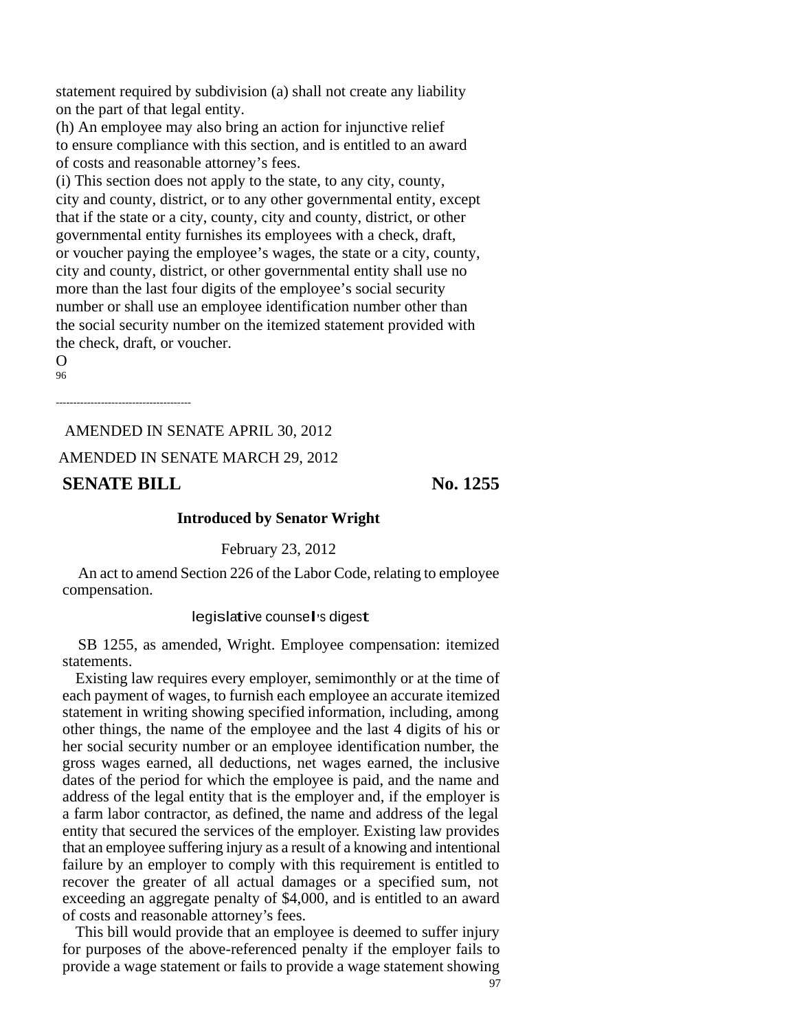statement required by subdivision (a) shall not create any liability on the part of that legal entity.

(h) An employee may also bring an action for injunctive relief to ensure compliance with this section, and is entitled to an award of costs and reasonable attorney's fees.

(i) This section does not apply to the state, to any city, county, city and county, district, or to any other governmental entity, except that if the state or a city, county, city and county, district, or other governmental entity furnishes its employees with a check, draft, or voucher paying the employee's wages, the state or a city, county, city and county, district, or other governmental entity shall use no more than the last four digits of the employee's social security number or shall use an employee identification number other than the social security number on the itemized statement provided with the check, draft, or voucher.

O

96

---

AMENDED IN SENATE APRIL 30, 2012

AMENDED IN SENATE MARCH 29, 2012

## SENATE BILL No. 1255

**Introduced by Senator Wright**

February 23, 2012

An act to amend Section 226 of the Labor Code, relating to employee compensation.

### legislative counsel's digest

SB 1255, as amended, Wright. Employee compensation: itemized statements.

Existing law requires every employer, semimonthly or at the time of each payment of wages, to furnish each employee an accurate itemized statement in writing showing specified information, including, among other things, the name of the employee and the last 4 digits of his or her social security number or an employee identification number, the gross wages earned, all deductions, net wages earned, the inclusive dates of the period for which the employee is paid, and the name and address of the legal entity that is the employer and, if the employer is a farm labor contractor, as defined, the name and address of the legal entity that secured the services of the employer. Existing law provides that an employee suffering injury as a result of a knowing and intentional failure by an employer to comply with this requirement is entitled to recover the greater of all actual damages or a specified sum, not exceeding an aggregate penalty of $4,000, and is entitled to an award of costs and reasonable attorney's fees.

This bill would provide that an employee is deemed to suffer injury for purposes of the above-referenced penalty if the employer fails to provide a wage statement or fails to provide a wage statement showing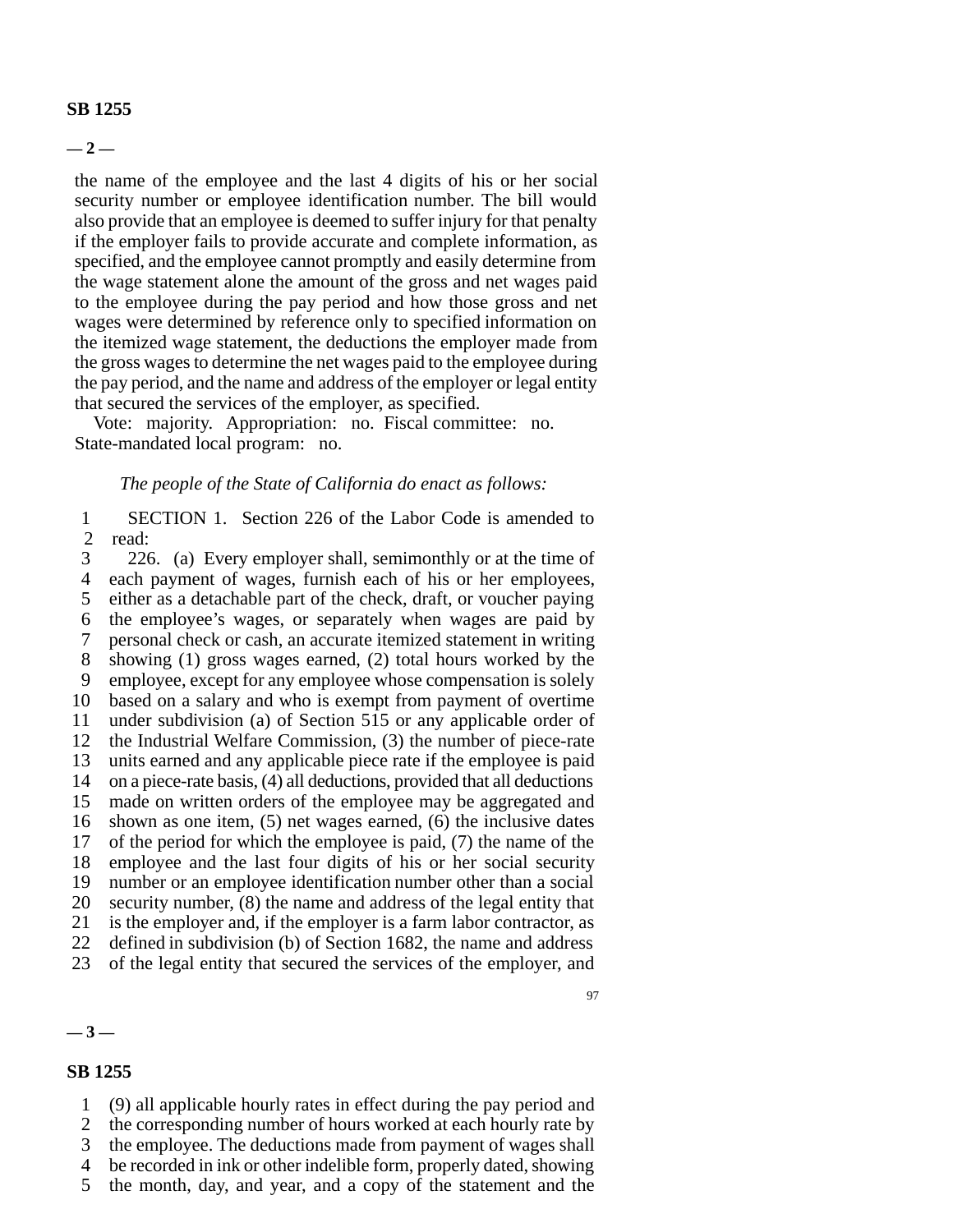the name of the employee and the last 4 digits of his or her social security number or employee identification number. The bill would also provide that an employee is deemed to suffer injury for that penalty if the employer fails to provide accurate and complete information, as specified, and the employee cannot promptly and easily determine from the wage statement alone the amount of the gross and net wages paid to the employee during the pay period and how those gross and net wages were determined by reference only to specified information on the itemized wage statement, the deductions the employer made from the gross wages to determine the net wages paid to the employee during the pay period, and the name and address of the employer or legal entity that secured the services of the employer, as specified.

Vote: majority. Appropriation: no. Fiscal committee: no. State-mandated local program: no.

*The people of the State of California do enact as follows:*

SECTION 1. Section 226 of the Labor Code is amended to read:

226. (a) Every employer shall, semimonthly or at the time of each payment of wages, furnish each of his or her employees, either as a detachable part of the check, draft, or voucher paying the employee's wages, or separately when wages are paid by personal check or cash, an accurate itemized statement in writing showing (1) gross wages earned, (2) total hours worked by the employee, except for any employee whose compensation is solely based on a salary and who is exempt from payment of overtime under subdivision (a) of Section 515 or any applicable order of the Industrial Welfare Commission, (3) the number of piece-rate units earned and any applicable piece rate if the employee is paid on a piece-rate basis, (4) all deductions, provided that all deductions made on written orders of the employee may be aggregated and shown as one item, (5) net wages earned, (6) the inclusive dates of the period for which the employee is paid, (7) the name of the employee and the last four digits of his or her social security number or an employee identification number other than a social security number, (8) the name and address of the legal entity that is the employer and, if the employer is a farm labor contractor, as defined in subdivision (b) of Section 1682, the name and address of the legal entity that secured the services of the employer, and (9) all applicable hourly rates in effect during the pay period and the corresponding number of hours worked at each hourly rate by the employee. The deductions made from payment of wages shall be recorded in ink or other indelible form, properly dated, showing the month, day, and year, and a copy of the statement and the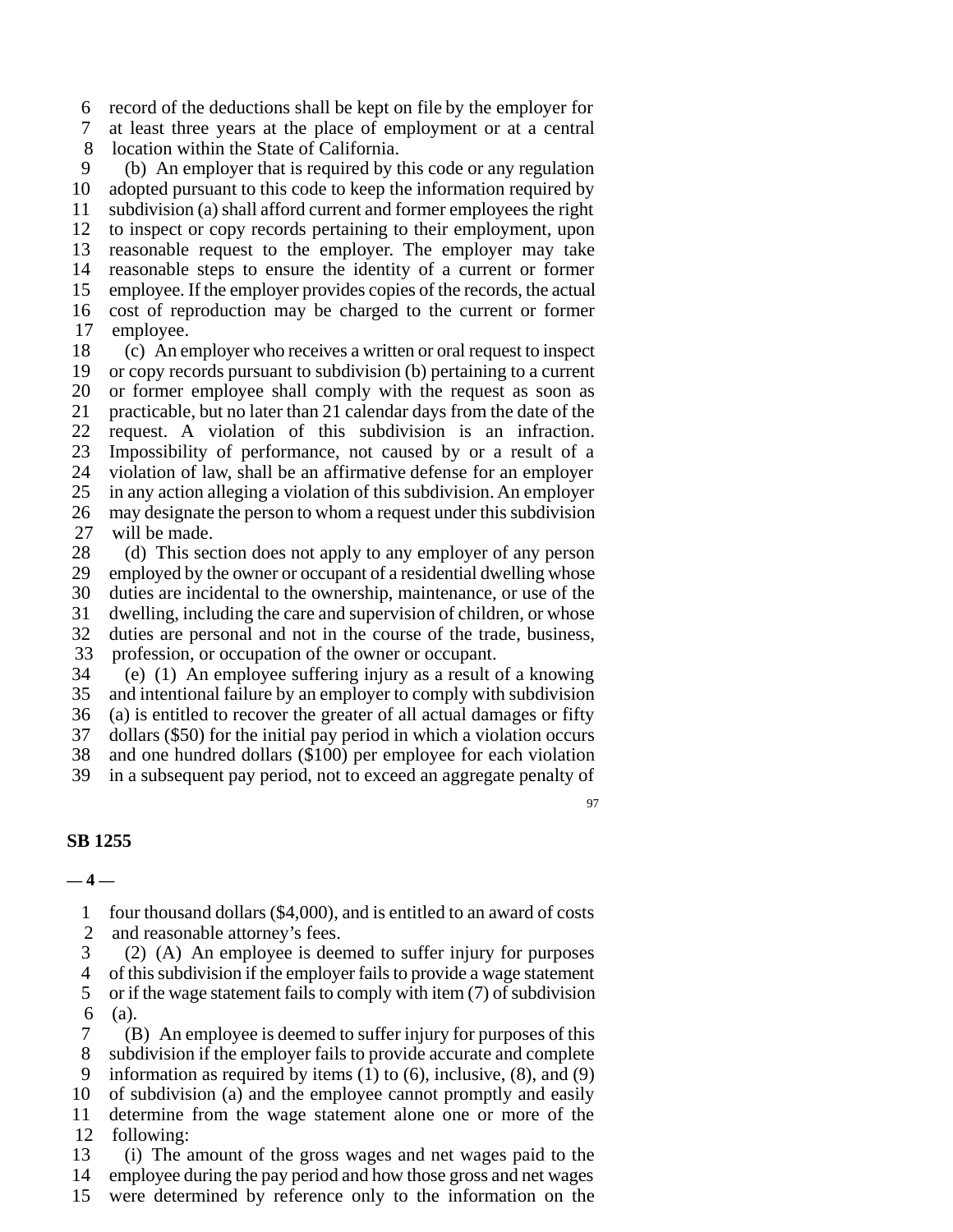record of the deductions shall be kept on file by the employer for at least three years at the place of employment or at a central location within the State of California.

(b) An employer that is required by this code or any regulation adopted pursuant to this code to keep the information required by subdivision (a) shall afford current and former employees the right to inspect or copy records pertaining to their employment, upon reasonable request to the employer. The employer may take reasonable steps to ensure the identity of a current or former employee. If the employer provides copies of the records, the actual cost of reproduction may be charged to the current or former employee.

(c) An employer who receives a written or oral request to inspect or copy records pursuant to subdivision (b) pertaining to a current or former employee shall comply with the request as soon as practicable, but no later than 21 calendar days from the date of the request. A violation of this subdivision is an infraction. Impossibility of performance, not caused by or a result of a violation of law, shall be an affirmative defense for an employer in any action alleging a violation of this subdivision. An employer may designate the person to whom a request under this subdivision will be made.

(d) This section does not apply to any employer of any person employed by the owner or occupant of a residential dwelling whose duties are incidental to the ownership, maintenance, or use of the dwelling, including the care and supervision of children, or whose duties are personal and not in the course of the trade, business, profession, or occupation of the owner or occupant.

(e) (1) An employee suffering injury as a result of a knowing and intentional failure by an employer to comply with subdivision (a) is entitled to recover the greater of all actual damages or fifty dollars ($50) for the initial pay period in which a violation occurs and one hundred dollars ($100) per employee for each violation in a subsequent pay period, not to exceed an aggregate penalty of four thousand dollars ($4,000), and is entitled to an award of costs and reasonable attorney's fees.

(2) (A) An employee is deemed to suffer injury for purposes of this subdivision if the employer fails to provide a wage statement or if the wage statement fails to comply with item (7) of subdivision (a).

(B) An employee is deemed to suffer injury for purposes of this subdivision if the employer fails to provide accurate and complete information as required by items (1) to (6), inclusive, (8), and (9) of subdivision (a) and the employee cannot promptly and easily determine from the wage statement alone one or more of the following:

(i) The amount of the gross wages and net wages paid to the employee during the pay period and how those gross and net wages were determined by reference only to the information on the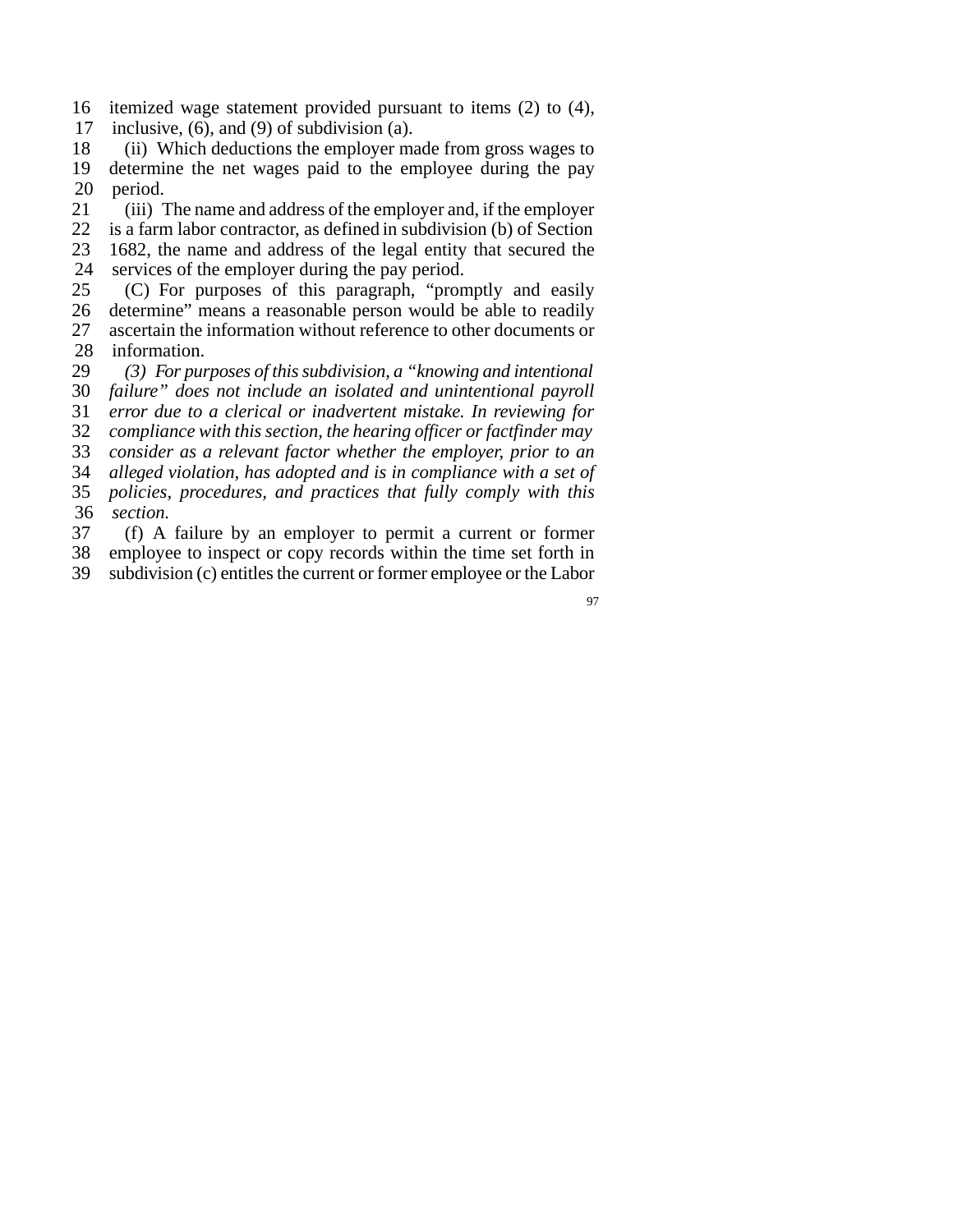itemized wage statement provided pursuant to items (2) to (4), inclusive, (6), and (9) of subdivision (a).

(ii) Which deductions the employer made from gross wages to determine the net wages paid to the employee during the pay period.

(iii) The name and address of the employer and, if the employer is a farm labor contractor, as defined in subdivision (b) of Section 1682, the name and address of the legal entity that secured the services of the employer during the pay period.

(C) For purposes of this paragraph, "promptly and easily determine" means a reasonable person would be able to readily ascertain the information without reference to other documents or information.

*(3) For purposes of this subdivision, a "knowing and intentional failure" does not include an isolated and unintentional payroll error due to a clerical or inadvertent mistake. In reviewing for compliance with this section, the hearing officer or factfinder may consider as a relevant factor whether the employer, prior to an alleged violation, has adopted and is in compliance with a set of policies, procedures, and practices that fully comply with this section.*

(f) A failure by an employer to permit a current or former employee to inspect or copy records within the time set forth in subdivision (c) entitles the current or former employee or the Labor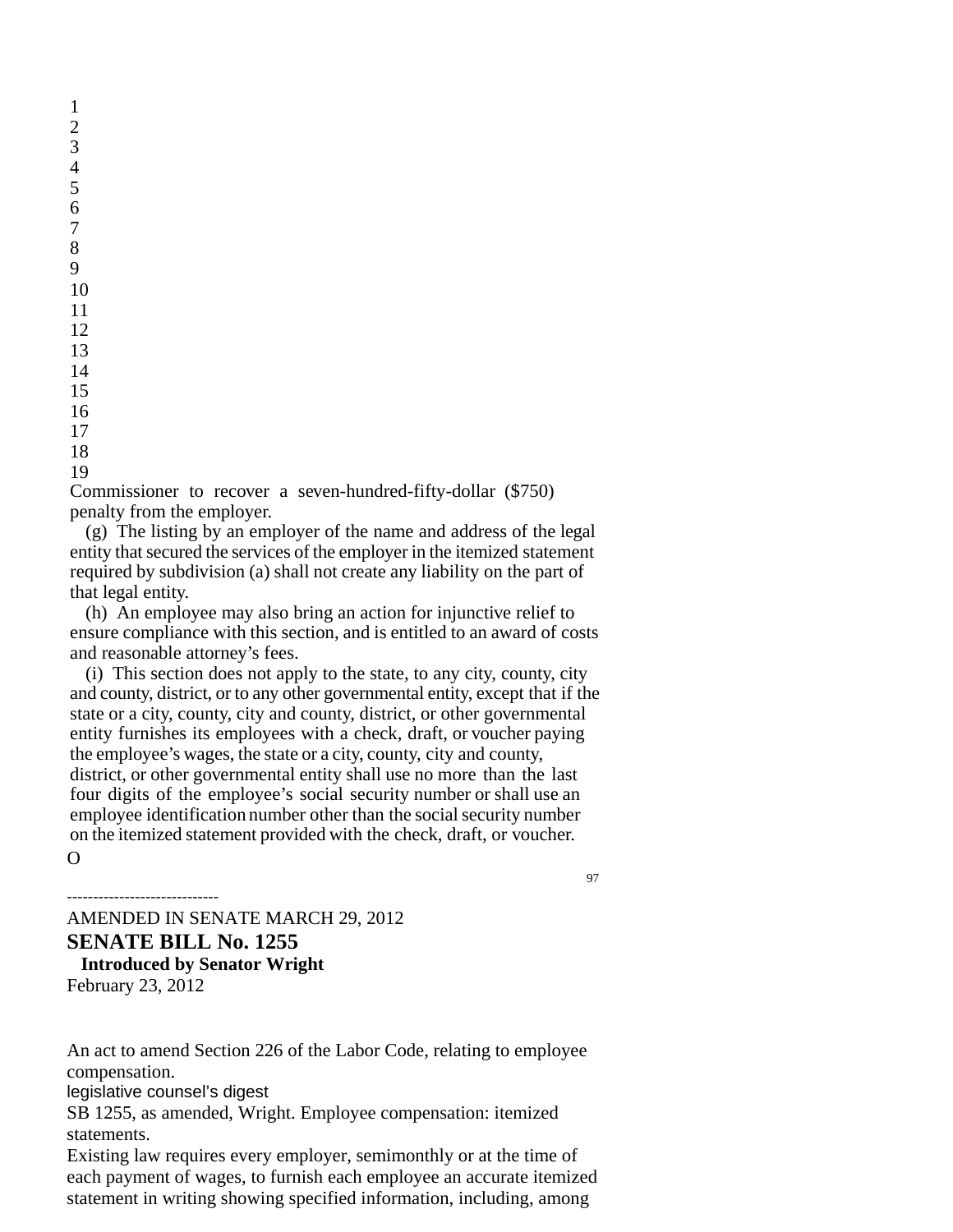Commissioner to recover a seven-hundred-fifty-dollar ($750) penalty from the employer.

(g) The listing by an employer of the name and address of the legal entity that secured the services of the employer in the itemized statement required by subdivision (a) shall not create any liability on the part of that legal entity.

(h) An employee may also bring an action for injunctive relief to ensure compliance with this section, and is entitled to an award of costs and reasonable attorney's fees.

(i) This section does not apply to the state, to any city, county, city and county, district, or to any other governmental entity, except that if the state or a city, county, city and county, district, or other governmental entity furnishes its employees with a check, draft, or voucher paying the employee's wages, the state or a city, county, city and county, district, or other governmental entity shall use no more than the last four digits of the employee's social security number or shall use an employee identification number other than the social security number on the itemized statement provided with the check, draft, or voucher.

O

-----------------------------

AMENDED IN SENATE MARCH 29, 2012

# SENATE BILL No. 1255

**Introduced by Senator Wright**

February 23, 2012

An act to amend Section 226 of the Labor Code, relating to employee compensation.

legislative counsel's digest

SB 1255, as amended, Wright. Employee compensation: itemized statements.

Existing law requires every employer, semimonthly or at the time of each payment of wages, to furnish each employee an accurate itemized statement in writing showing specified information, including, among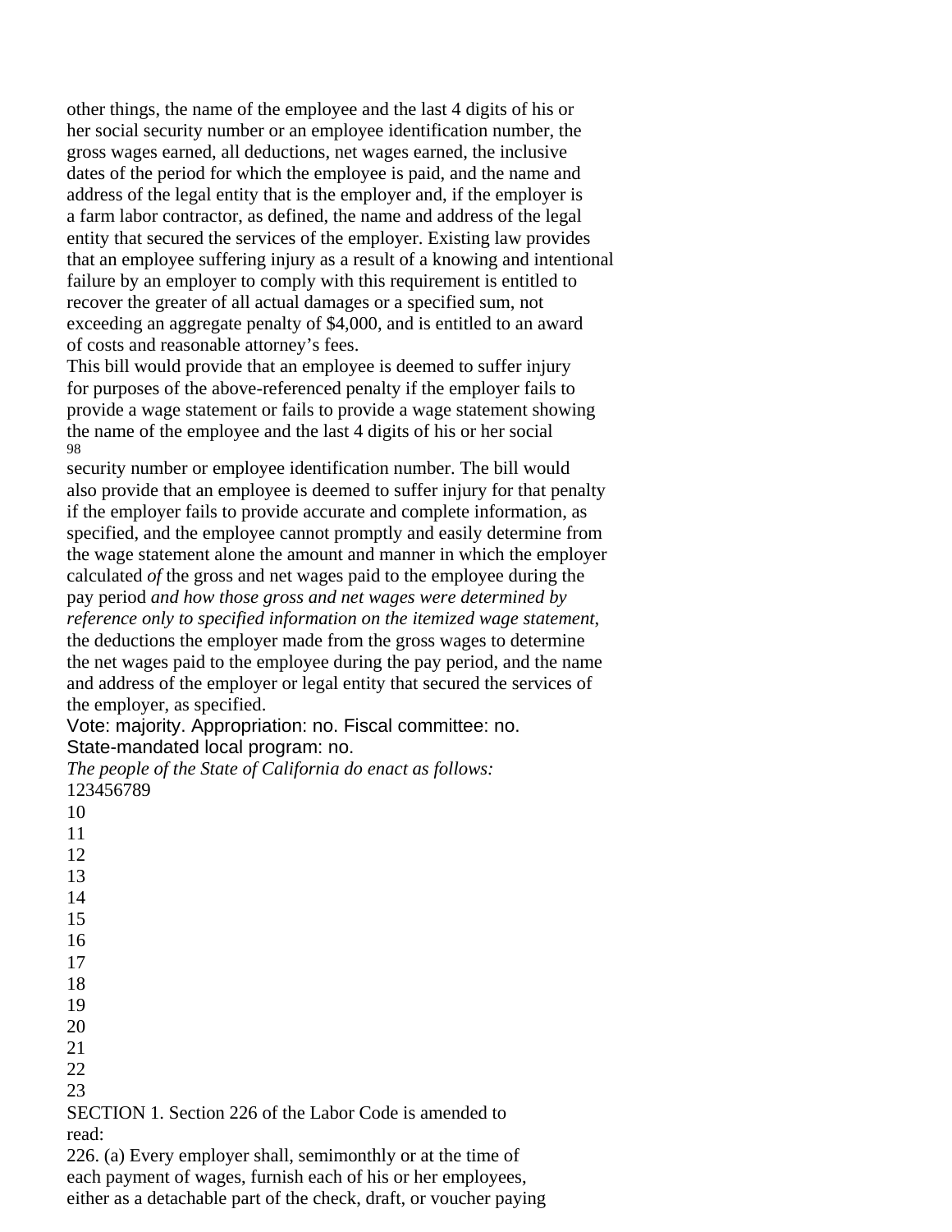other things, the name of the employee and the last 4 digits of his or her social security number or an employee identification number, the gross wages earned, all deductions, net wages earned, the inclusive dates of the period for which the employee is paid, and the name and address of the legal entity that is the employer and, if the employer is a farm labor contractor, as defined, the name and address of the legal entity that secured the services of the employer. Existing law provides that an employee suffering injury as a result of a knowing and intentional failure by an employer to comply with this requirement is entitled to recover the greater of all actual damages or a specified sum, not exceeding an aggregate penalty of $4,000, and is entitled to an award of costs and reasonable attorney's fees.

This bill would provide that an employee is deemed to suffer injury for purposes of the above-referenced penalty if the employer fails to provide a wage statement or fails to provide a wage statement showing the name of the employee and the last 4 digits of his or her social security number or employee identification number. The bill would also provide that an employee is deemed to suffer injury for that penalty if the employer fails to provide accurate and complete information, as specified, and the employee cannot promptly and easily determine from the wage statement alone the amount and manner in which the employer calculated *of* the gross and net wages paid to the employee during the pay period *and how those gross and net wages were determined by reference only to specified information on the itemized wage statement*, the deductions the employer made from the gross wages to determine the net wages paid to the employee during the pay period, and the name and address of the employer or legal entity that secured the services of the employer, as specified.

Vote: majority. Appropriation: no. Fiscal committee: no. State-mandated local program: no.

*The people of the State of California do enact as follows:*

SECTION 1. Section 226 of the Labor Code is amended to read:

226. (a) Every employer shall, semimonthly or at the time of each payment of wages, furnish each of his or her employees, either as a detachable part of the check, draft, or voucher paying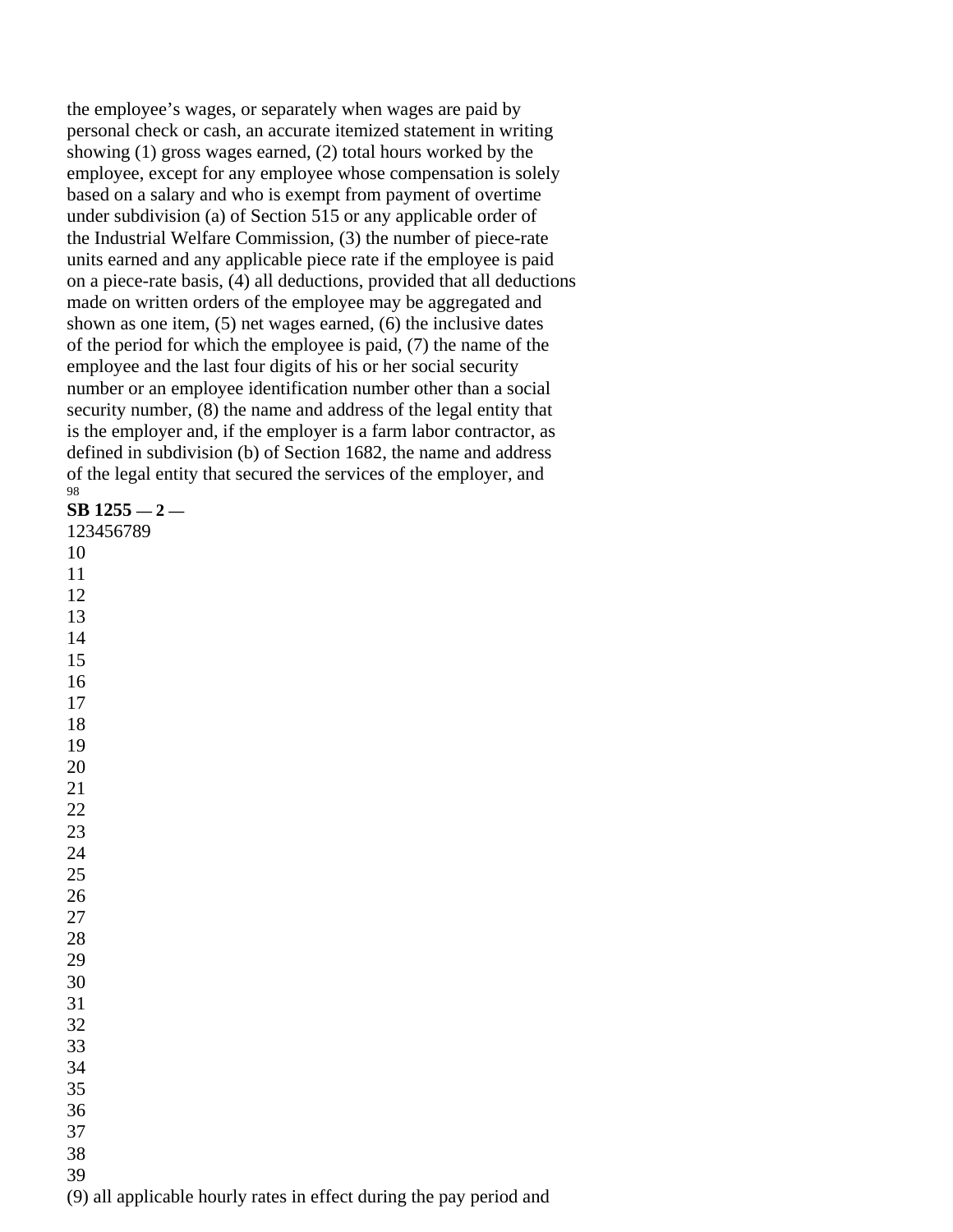the employee's wages, or separately when wages are paid by personal check or cash, an accurate itemized statement in writing showing (1) gross wages earned, (2) total hours worked by the employee, except for any employee whose compensation is solely based on a salary and who is exempt from payment of overtime under subdivision (a) of Section 515 or any applicable order of the Industrial Welfare Commission, (3) the number of piece-rate units earned and any applicable piece rate if the employee is paid on a piece-rate basis, (4) all deductions, provided that all deductions made on written orders of the employee may be aggregated and shown as one item, (5) net wages earned, (6) the inclusive dates of the period for which the employee is paid, (7) the name of the employee and the last four digits of his or her social security number or an employee identification number other than a social security number, (8) the name and address of the legal entity that is the employer and, if the employer is a farm labor contractor, as defined in subdivision (b) of Section 1682, the name and address of the legal entity that secured the services of the employer, and

(9) all applicable hourly rates in effect during the pay period and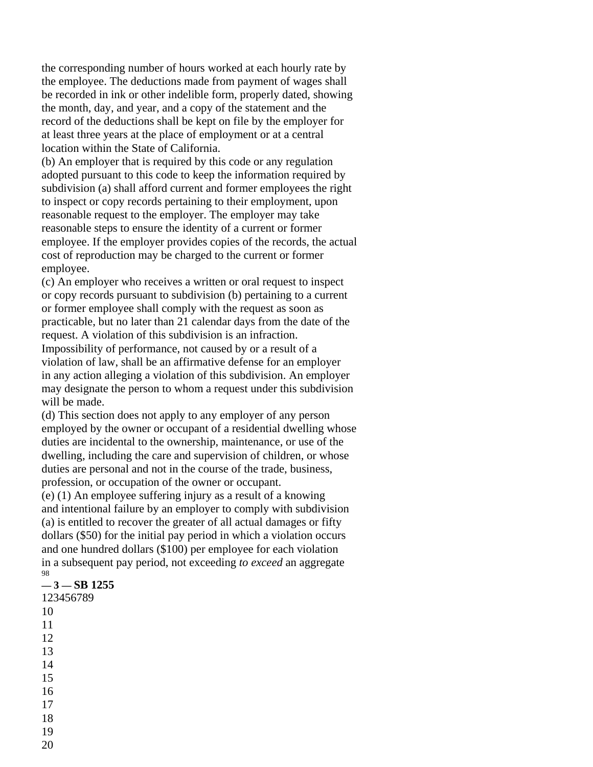the corresponding number of hours worked at each hourly rate by the employee. The deductions made from payment of wages shall be recorded in ink or other indelible form, properly dated, showing the month, day, and year, and a copy of the statement and the record of the deductions shall be kept on file by the employer for at least three years at the place of employment or at a central location within the State of California.

(b) An employer that is required by this code or any regulation adopted pursuant to this code to keep the information required by subdivision (a) shall afford current and former employees the right to inspect or copy records pertaining to their employment, upon reasonable request to the employer. The employer may take reasonable steps to ensure the identity of a current or former employee. If the employer provides copies of the records, the actual cost of reproduction may be charged to the current or former employee.

(c) An employer who receives a written or oral request to inspect or copy records pursuant to subdivision (b) pertaining to a current or former employee shall comply with the request as soon as practicable, but no later than 21 calendar days from the date of the request. A violation of this subdivision is an infraction. Impossibility of performance, not caused by or a result of a violation of law, shall be an affirmative defense for an employer in any action alleging a violation of this subdivision. An employer may designate the person to whom a request under this subdivision will be made.

(d) This section does not apply to any employer of any person employed by the owner or occupant of a residential dwelling whose duties are incidental to the ownership, maintenance, or use of the dwelling, including the care and supervision of children, or whose duties are personal and not in the course of the trade, business, profession, or occupation of the owner or occupant.

(e) (1) An employee suffering injury as a result of a knowing and intentional failure by an employer to comply with subdivision (a) is entitled to recover the greater of all actual damages or fifty dollars ($50) for the initial pay period in which a violation occurs and one hundred dollars ($100) per employee for each violation in a subsequent pay period, not exceeding *to exceed* an aggregate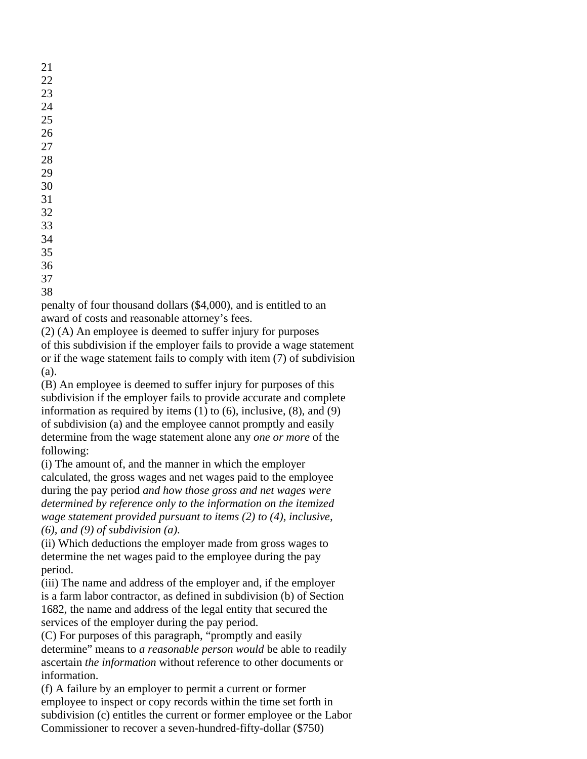penalty of four thousand dollars ($4,000), and is entitled to an award of costs and reasonable attorney's fees.

(2) (A) An employee is deemed to suffer injury for purposes of this subdivision if the employer fails to provide a wage statement or if the wage statement fails to comply with item (7) of subdivision (a).

(B) An employee is deemed to suffer injury for purposes of this subdivision if the employer fails to provide accurate and complete information as required by items (1) to (6), inclusive, (8), and (9) of subdivision (a) and the employee cannot promptly and easily determine from the wage statement alone any *one or more* of the following:

(i) The amount of, and the manner in which the employer calculated, the gross wages and net wages paid to the employee during the pay period *and how those gross and net wages were determined by reference only to the information on the itemized wage statement provided pursuant to items (2) to (4), inclusive, (6), and (9) of subdivision (a)*.

(ii) Which deductions the employer made from gross wages to determine the net wages paid to the employee during the pay period.

(iii) The name and address of the employer and, if the employer is a farm labor contractor, as defined in subdivision (b) of Section 1682, the name and address of the legal entity that secured the services of the employer during the pay period.

(C) For purposes of this paragraph, "promptly and easily determine" means to *a reasonable person would* be able to readily ascertain *the information* without reference to other documents or information.

(f) A failure by an employer to permit a current or former employee to inspect or copy records within the time set forth in subdivision (c) entitles the current or former employee or the Labor Commissioner to recover a seven-hundred-fifty-dollar ($750)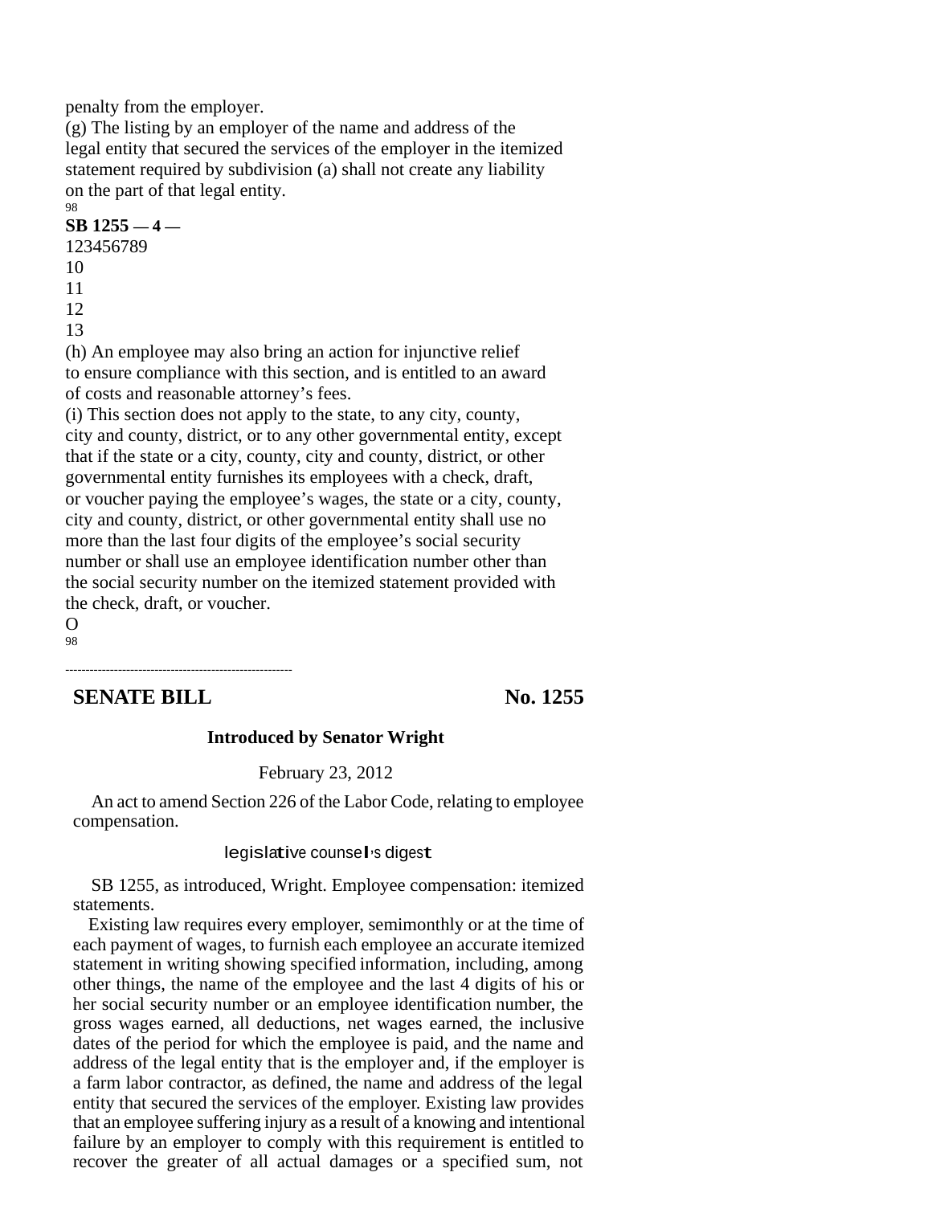penalty from the employer.

(g) The listing by an employer of the name and address of the legal entity that secured the services of the employer in the itemized statement required by subdivision (a) shall not create any liability on the part of that legal entity.

(h) An employee may also bring an action for injunctive relief to ensure compliance with this section, and is entitled to an award of costs and reasonable attorney's fees.

(i) This section does not apply to the state, to any city, county, city and county, district, or to any other governmental entity, except that if the state or a city, county, city and county, district, or other governmental entity furnishes its employees with a check, draft, or voucher paying the employee's wages, the state or a city, county, city and county, district, or other governmental entity shall use no more than the last four digits of the employee's social security number or shall use an employee identification number other than the social security number on the itemized statement provided with the check, draft, or voucher.

O

---

## SENATE BILL No. 1255

**Introduced by Senator Wright**

February 23, 2012

An act to amend Section 226 of the Labor Code, relating to employee compensation.

### legislative counsel's digest

SB 1255, as introduced, Wright. Employee compensation: itemized statements.

Existing law requires every employer, semimonthly or at the time of each payment of wages, to furnish each employee an accurate itemized statement in writing showing specified information, including, among other things, the name of the employee and the last 4 digits of his or her social security number or an employee identification number, the gross wages earned, all deductions, net wages earned, the inclusive dates of the period for which the employee is paid, and the name and address of the legal entity that is the employer and, if the employer is a farm labor contractor, as defined, the name and address of the legal entity that secured the services of the employer. Existing law provides that an employee suffering injury as a result of a knowing and intentional failure by an employer to comply with this requirement is entitled to recover the greater of all actual damages or a specified sum, not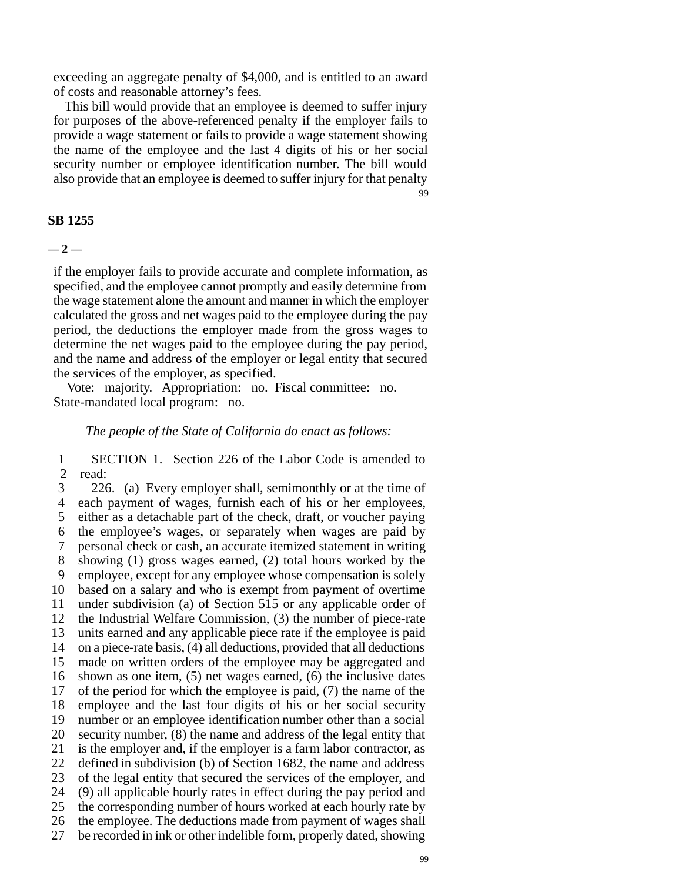exceeding an aggregate penalty of $4,000, and is entitled to an award of costs and reasonable attorney's fees.

This bill would provide that an employee is deemed to suffer injury for purposes of the above-referenced penalty if the employer fails to provide a wage statement or fails to provide a wage statement showing the name of the employee and the last 4 digits of his or her social security number or employee identification number. The bill would also provide that an employee is deemed to suffer injury for that penalty if the employer fails to provide accurate and complete information, as specified, and the employee cannot promptly and easily determine from the wage statement alone the amount and manner in which the employer calculated the gross and net wages paid to the employee during the pay period, the deductions the employer made from the gross wages to determine the net wages paid to the employee during the pay period, and the name and address of the employer or legal entity that secured the services of the employer, as specified.

Vote: majority. Appropriation: no. Fiscal committee: no. State-mandated local program: no.

*The people of the State of California do enact as follows:*

SECTION 1. Section 226 of the Labor Code is amended to read:

226. (a) Every employer shall, semimonthly or at the time of each payment of wages, furnish each of his or her employees, either as a detachable part of the check, draft, or voucher paying the employee's wages, or separately when wages are paid by personal check or cash, an accurate itemized statement in writing showing (1) gross wages earned, (2) total hours worked by the employee, except for any employee whose compensation is solely based on a salary and who is exempt from payment of overtime under subdivision (a) of Section 515 or any applicable order of the Industrial Welfare Commission, (3) the number of piece-rate units earned and any applicable piece rate if the employee is paid on a piece-rate basis, (4) all deductions, provided that all deductions made on written orders of the employee may be aggregated and shown as one item, (5) net wages earned, (6) the inclusive dates of the period for which the employee is paid, (7) the name of the employee and the last four digits of his or her social security number or an employee identification number other than a social security number, (8) the name and address of the legal entity that is the employer and, if the employer is a farm labor contractor, as defined in subdivision (b) of Section 1682, the name and address of the legal entity that secured the services of the employer, and (9) all applicable hourly rates in effect during the pay period and the corresponding number of hours worked at each hourly rate by the employee. The deductions made from payment of wages shall be recorded in ink or other indelible form, properly dated, showing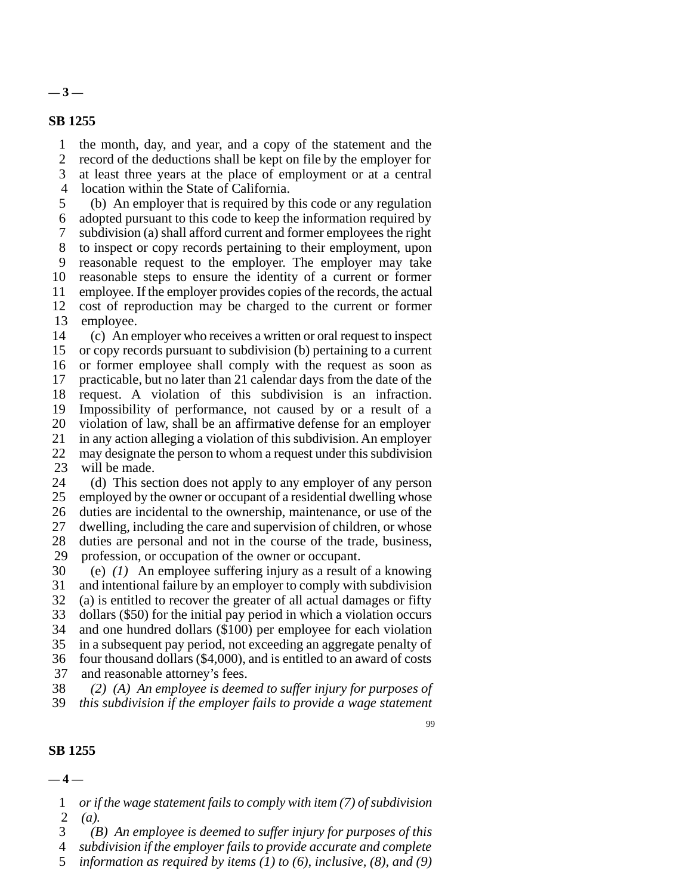the month, day, and year, and a copy of the statement and the record of the deductions shall be kept on file by the employer for at least three years at the place of employment or at a central location within the State of California.

(b) An employer that is required by this code or any regulation adopted pursuant to this code to keep the information required by subdivision (a) shall afford current and former employees the right to inspect or copy records pertaining to their employment, upon reasonable request to the employer. The employer may take reasonable steps to ensure the identity of a current or former employee. If the employer provides copies of the records, the actual cost of reproduction may be charged to the current or former employee.

(c) An employer who receives a written or oral request to inspect or copy records pursuant to subdivision (b) pertaining to a current or former employee shall comply with the request as soon as practicable, but no later than 21 calendar days from the date of the request. A violation of this subdivision is an infraction. Impossibility of performance, not caused by or a result of a violation of law, shall be an affirmative defense for an employer in any action alleging a violation of this subdivision. An employer may designate the person to whom a request under this subdivision will be made.

(d) This section does not apply to any employer of any person employed by the owner or occupant of a residential dwelling whose duties are incidental to the ownership, maintenance, or use of the dwelling, including the care and supervision of children, or whose duties are personal and not in the course of the trade, business, profession, or occupation of the owner or occupant.

(e) *(1)* An employee suffering injury as a result of a knowing and intentional failure by an employer to comply with subdivision (a) is entitled to recover the greater of all actual damages or fifty dollars ($50) for the initial pay period in which a violation occurs and one hundred dollars ($100) per employee for each violation in a subsequent pay period, not exceeding an aggregate penalty of four thousand dollars ($4,000), and is entitled to an award of costs and reasonable attorney's fees.

*(2) (A) An employee is deemed to suffer injury for purposes of this subdivision if the employer fails to provide a wage statement or if the wage statement fails to comply with item (7) of subdivision (a).*

*(B) An employee is deemed to suffer injury for purposes of this subdivision if the employer fails to provide accurate and complete information as required by items (1) to (6), inclusive, (8), and (9)*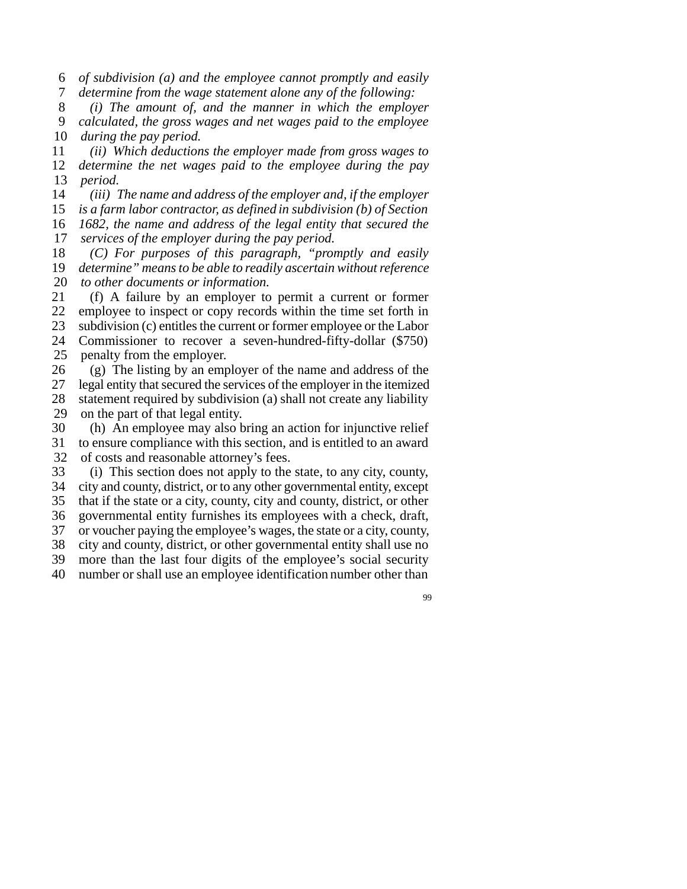*of subdivision (a) and the employee cannot promptly and easily determine from the wage statement alone any of the following:*

*(i) The amount of, and the manner in which the employer calculated, the gross wages and net wages paid to the employee during the pay period.*

*(ii) Which deductions the employer made from gross wages to determine the net wages paid to the employee during the pay period.*

*(iii) The name and address of the employer and, if the employer is a farm labor contractor, as defined in subdivision (b) of Section 1682, the name and address of the legal entity that secured the services of the employer during the pay period.*

*(C) For purposes of this paragraph, "promptly and easily determine" means to be able to readily ascertain without reference to other documents or information.*

(f) A failure by an employer to permit a current or former employee to inspect or copy records within the time set forth in subdivision (c) entitles the current or former employee or the Labor Commissioner to recover a seven-hundred-fifty-dollar ($750) penalty from the employer.

(g) The listing by an employer of the name and address of the legal entity that secured the services of the employer in the itemized statement required by subdivision (a) shall not create any liability on the part of that legal entity.

(h) An employee may also bring an action for injunctive relief to ensure compliance with this section, and is entitled to an award of costs and reasonable attorney's fees.

(i) This section does not apply to the state, to any city, county, city and county, district, or to any other governmental entity, except that if the state or a city, county, city and county, district, or other governmental entity furnishes its employees with a check, draft, or voucher paying the employee's wages, the state or a city, county, city and county, district, or other governmental entity shall use no more than the last four digits of the employee's social security number or shall use an employee identification number other than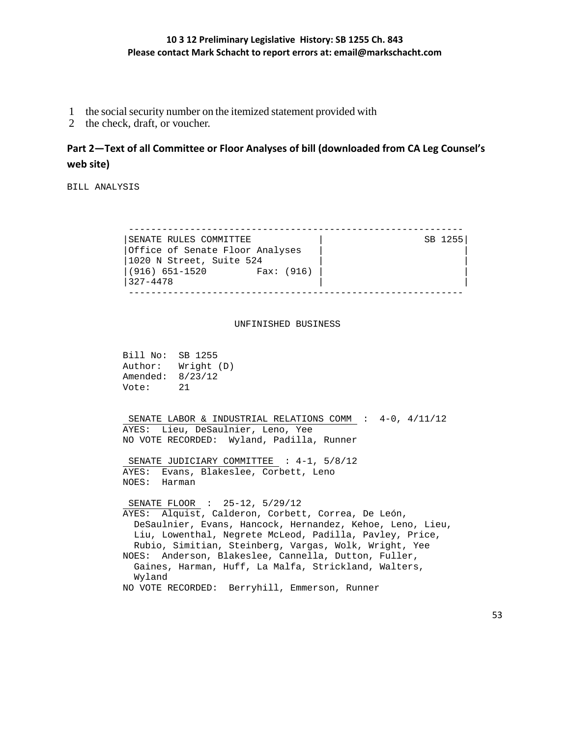1 the social security number on the itemized statement provided with
2 the check, draft, or voucher.

## Part 2—Text of all Committee or Floor Analyses of bill (downloaded from CA Leg Counsel's web site)

BILL ANALYSIS

```
 ------------------------------------------------------------
|SENATE RULES COMMITTEE            |                  SB 1255|
|Office of Senate Floor Analyses   |                         |
|1020 N Street, Suite 524          |                         |
|(916) 651-1520         Fax: (916) |                         |
|327-4478                          |                         |
 ------------------------------------------------------------
```

UNFINISHED BUSINESS

```
Bill No:  SB 1255
Author:   Wright (D)
Amended:  8/23/12
Vote:     21
```

SENATE LABOR & INDUSTRIAL RELATIONS COMM : 4-0, 4/11/12
AYES: Lieu, DeSaulnier, Leno, Yee
NO VOTE RECORDED: Wyland, Padilla, Runner

SENATE JUDICIARY COMMITTEE : 4-1, 5/8/12
AYES: Evans, Blakeslee, Corbett, Leno
NOES: Harman

SENATE FLOOR : 25-12, 5/29/12
AYES: Alquist, Calderon, Corbett, Correa, De León, DeSaulnier, Evans, Hancock, Hernandez, Kehoe, Leno, Lieu, Liu, Lowenthal, Negrete McLeod, Padilla, Pavley, Price, Rubio, Simitian, Steinberg, Vargas, Wolk, Wright, Yee
NOES: Anderson, Blakeslee, Cannella, Dutton, Fuller, Gaines, Harman, Huff, La Malfa, Strickland, Walters, Wyland
NO VOTE RECORDED: Berryhill, Emmerson, Runner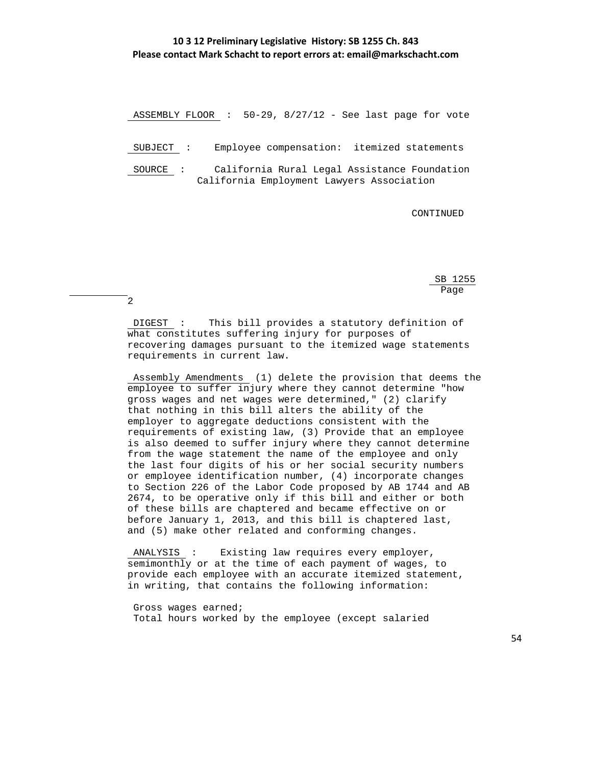ASSEMBLY FLOOR : 50-29, 8/27/12 - See last page for vote

SUBJECT : Employee compensation: itemized statements

SOURCE : California Rural Legal Assistance Foundation
California Employment Lawyers Association

CONTINUED

SB 1255
Page 2

DIGEST : This bill provides a statutory definition of what constitutes suffering injury for purposes of recovering damages pursuant to the itemized wage statements requirements in current law.

Assembly Amendments (1) delete the provision that deems the employee to suffer injury where they cannot determine "how gross wages and net wages were determined," (2) clarify that nothing in this bill alters the ability of the employer to aggregate deductions consistent with the requirements of existing law, (3) Provide that an employee is also deemed to suffer injury where they cannot determine from the wage statement the name of the employee and only the last four digits of his or her social security numbers or employee identification number, (4) incorporate changes to Section 226 of the Labor Code proposed by AB 1744 and AB 2674, to be operative only if this bill and either or both of these bills are chaptered and became effective on or before January 1, 2013, and this bill is chaptered last, and (5) make other related and conforming changes.

ANALYSIS : Existing law requires every employer, semimonthly or at the time of each payment of wages, to provide each employee with an accurate itemized statement, in writing, that contains the following information:

Gross wages earned;
Total hours worked by the employee (except salaried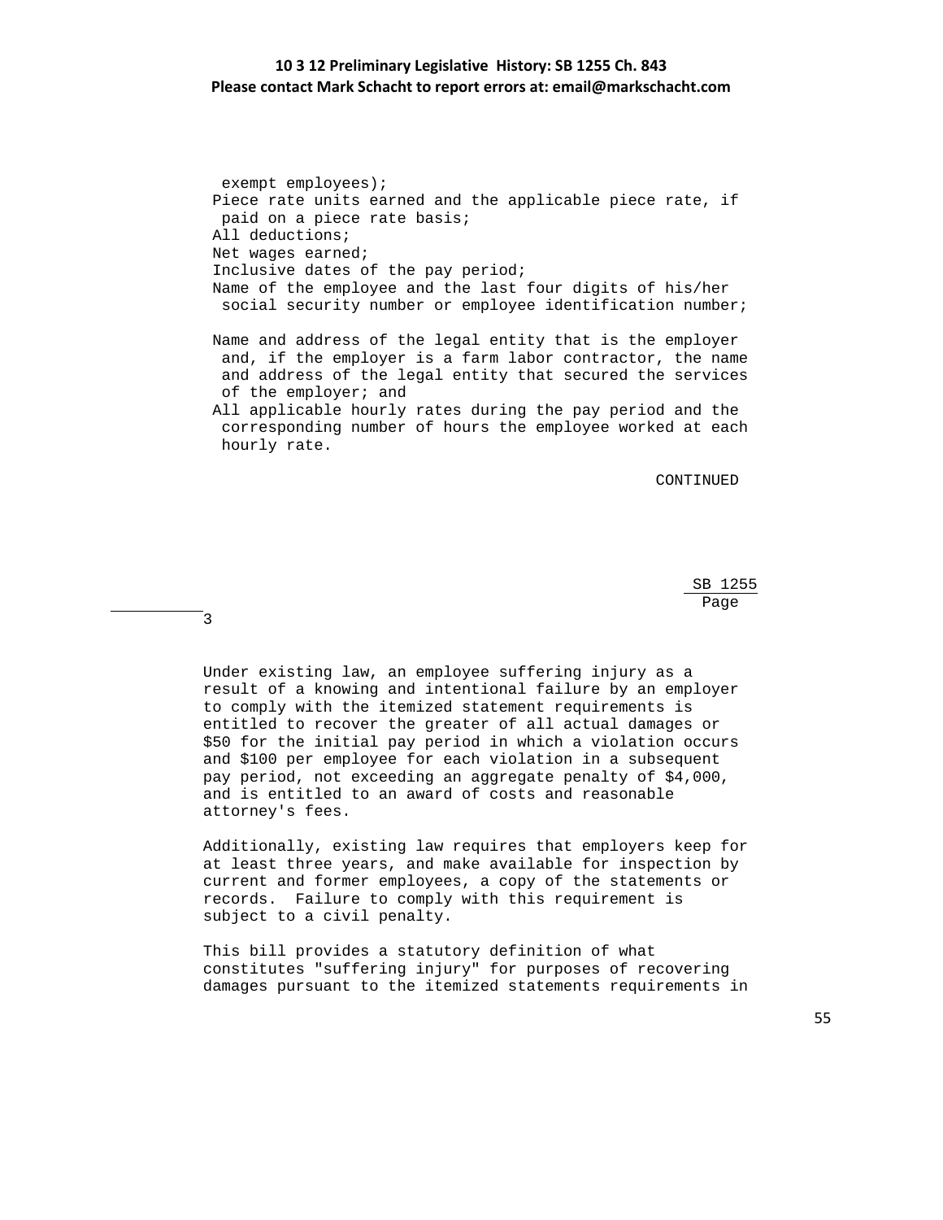exempt employees);
- Piece rate units earned and the applicable piece rate, if paid on a piece rate basis;
- All deductions;
- Net wages earned;
- Inclusive dates of the pay period;
- Name of the employee and the last four digits of his/her social security number or employee identification number;
- Name and address of the legal entity that is the employer and, if the employer is a farm labor contractor, the name and address of the legal entity that secured the services of the employer; and
- All applicable hourly rates during the pay period and the corresponding number of hours the employee worked at each hourly rate.

CONTINUED

SB 1255
Page 3

Under existing law, an employee suffering injury as a result of a knowing and intentional failure by an employer to comply with the itemized statement requirements is entitled to recover the greater of all actual damages or $50 for the initial pay period in which a violation occurs and $100 per employee for each violation in a subsequent pay period, not exceeding an aggregate penalty of $4,000, and is entitled to an award of costs and reasonable attorney's fees.

Additionally, existing law requires that employers keep for at least three years, and make available for inspection by current and former employees, a copy of the statements or records. Failure to comply with this requirement is subject to a civil penalty.

This bill provides a statutory definition of what constitutes "suffering injury" for purposes of recovering damages pursuant to the itemized statements requirements in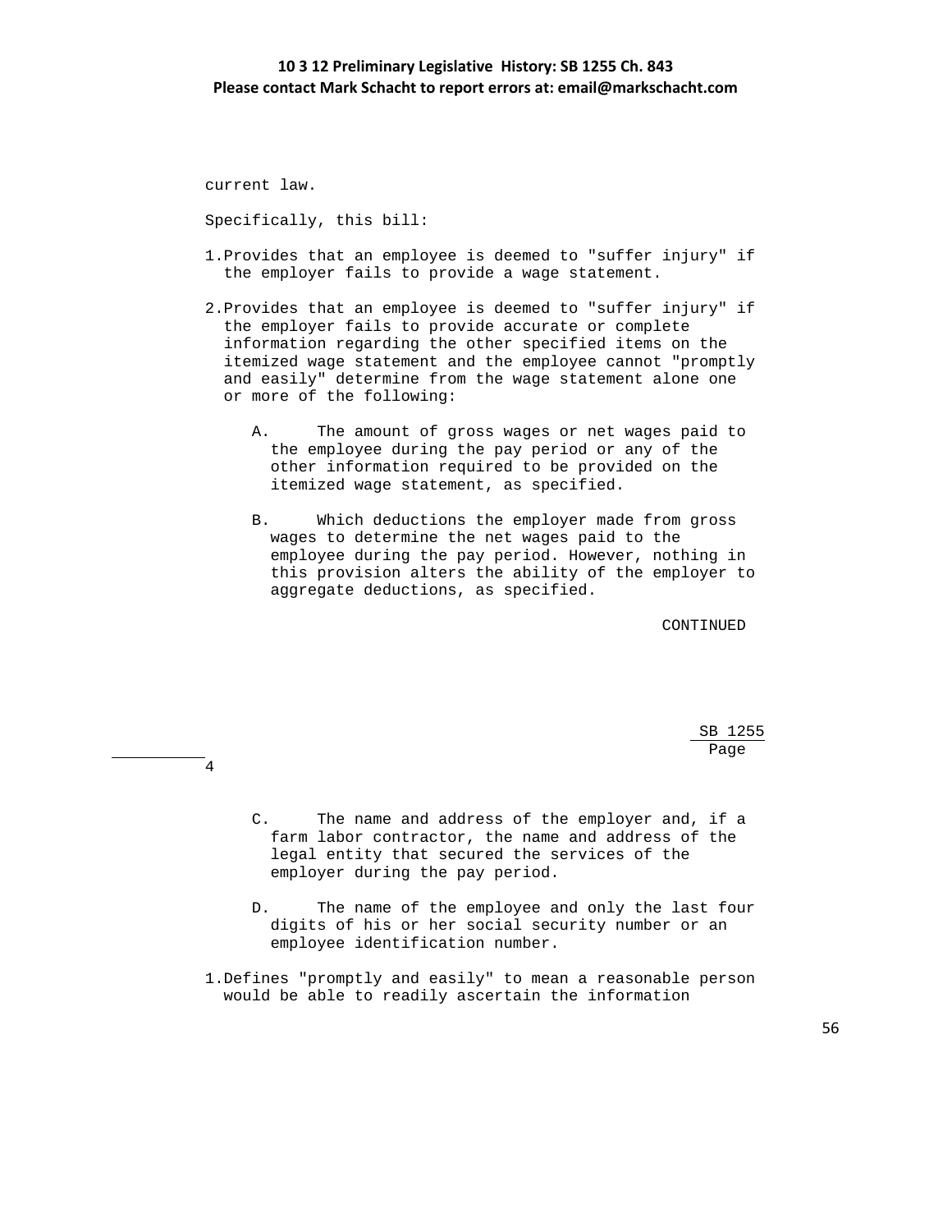current law.

Specifically, this bill:

1. Provides that an employee is deemed to "suffer injury" if the employer fails to provide a wage statement.

2. Provides that an employee is deemed to "suffer injury" if the employer fails to provide accurate or complete information regarding the other specified items on the itemized wage statement and the employee cannot "promptly and easily" determine from the wage statement alone one or more of the following:

   A. The amount of gross wages or net wages paid to the employee during the pay period or any of the other information required to be provided on the itemized wage statement, as specified.

   B. Which deductions the employer made from gross wages to determine the net wages paid to the employee during the pay period. However, nothing in this provision alters the ability of the employer to aggregate deductions, as specified.

CONTINUED

SB 1255
Page 4

   C. The name and address of the employer and, if a farm labor contractor, the name and address of the legal entity that secured the services of the employer during the pay period.

   D. The name of the employee and only the last four digits of his or her social security number or an employee identification number.

1. Defines "promptly and easily" to mean a reasonable person would be able to readily ascertain the information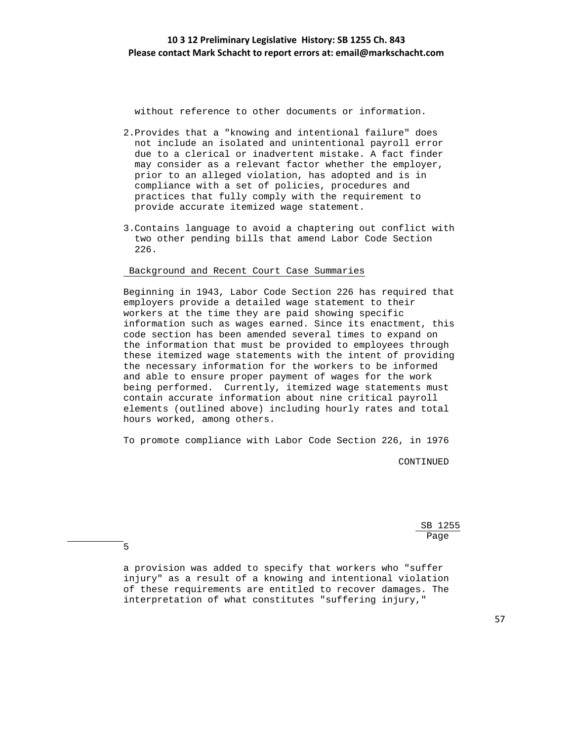without reference to other documents or information.

2. Provides that a "knowing and intentional failure" does not include an isolated and unintentional payroll error due to a clerical or inadvertent mistake. A fact finder may consider as a relevant factor whether the employer, prior to an alleged violation, has adopted and is in compliance with a set of policies, procedures and practices that fully comply with the requirement to provide accurate itemized wage statement.

3. Contains language to avoid a chaptering out conflict with two other pending bills that amend Labor Code Section 226.

Background and Recent Court Case Summaries

Beginning in 1943, Labor Code Section 226 has required that employers provide a detailed wage statement to their workers at the time they are paid showing specific information such as wages earned. Since its enactment, this code section has been amended several times to expand on the information that must be provided to employees through these itemized wage statements with the intent of providing the necessary information for the workers to be informed and able to ensure proper payment of wages for the work being performed. Currently, itemized wage statements must contain accurate information about nine critical payroll elements (outlined above) including hourly rates and total hours worked, among others.

To promote compliance with Labor Code Section 226, in 1976

CONTINUED

SB 1255
Page 5

a provision was added to specify that workers who "suffer injury" as a result of a knowing and intentional violation of these requirements are entitled to recover damages. The interpretation of what constitutes "suffering injury,"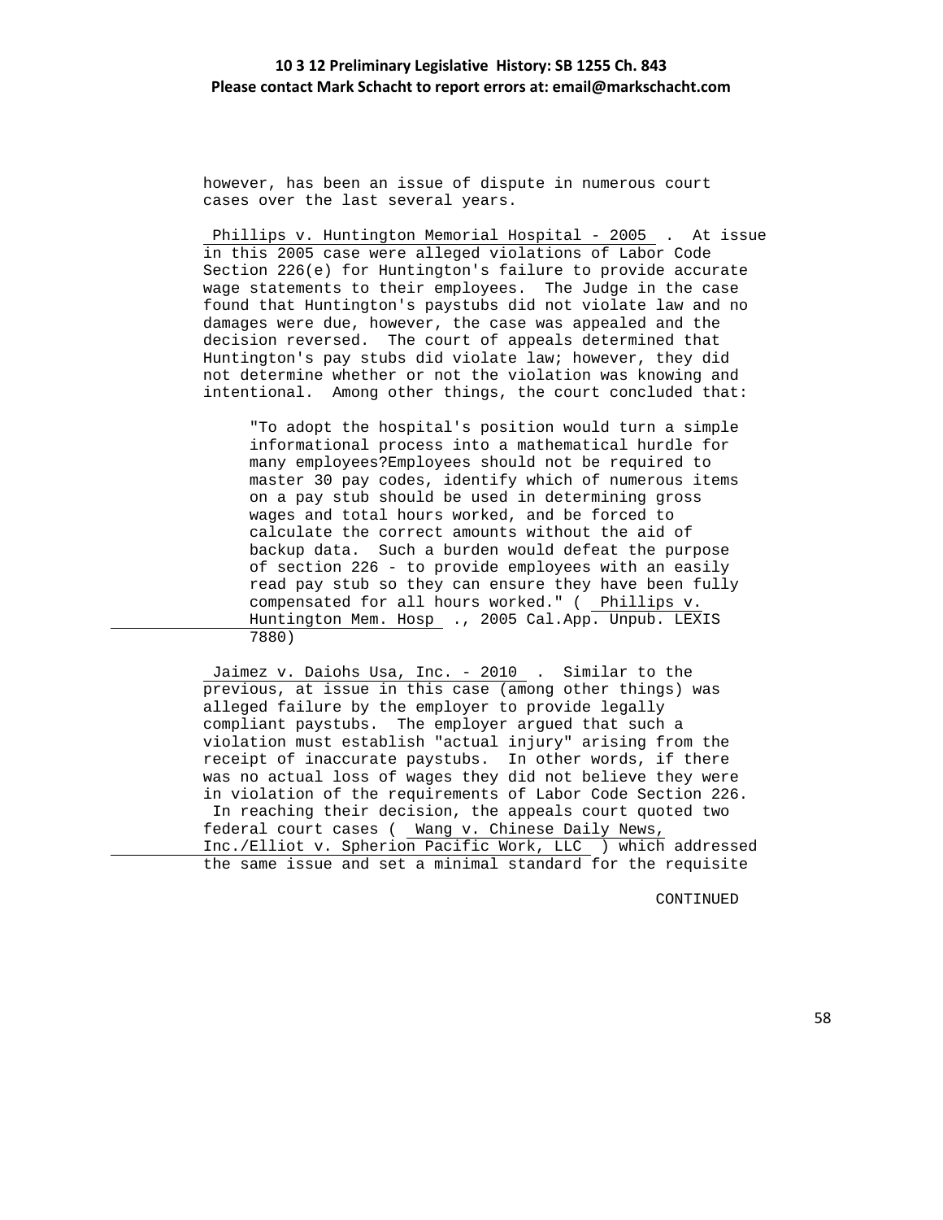however, has been an issue of dispute in numerous court cases over the last several years.

Phillips v. Huntington Memorial Hospital - 2005. At issue in this 2005 case were alleged violations of Labor Code Section 226(e) for Huntington's failure to provide accurate wage statements to their employees. The Judge in the case found that Huntington's paystubs did not violate law and no damages were due, however, the case was appealed and the decision reversed. The court of appeals determined that Huntington's pay stubs did violate law; however, they did not determine whether or not the violation was knowing and intentional. Among other things, the court concluded that:

> "To adopt the hospital's position would turn a simple informational process into a mathematical hurdle for many employees?Employees should not be required to master 30 pay codes, identify which of numerous items on a pay stub should be used in determining gross wages and total hours worked, and be forced to calculate the correct amounts without the aid of backup data. Such a burden would defeat the purpose of section 226 - to provide employees with an easily read pay stub so they can ensure they have been fully compensated for all hours worked." ( Phillips v. Huntington Mem. Hosp., 2005 Cal.App. Unpub. LEXIS 7880)

Jaimez v. Daiohs Usa, Inc. - 2010. Similar to the previous, at issue in this case (among other things) was alleged failure by the employer to provide legally compliant paystubs. The employer argued that such a violation must establish "actual injury" arising from the receipt of inaccurate paystubs. In other words, if there was no actual loss of wages they did not believe they were in violation of the requirements of Labor Code Section 226. In reaching their decision, the appeals court quoted two federal court cases ( Wang v. Chinese Daily News, Inc./Elliot v. Spherion Pacific Work, LLC ) which addressed the same issue and set a minimal standard for the requisite

CONTINUED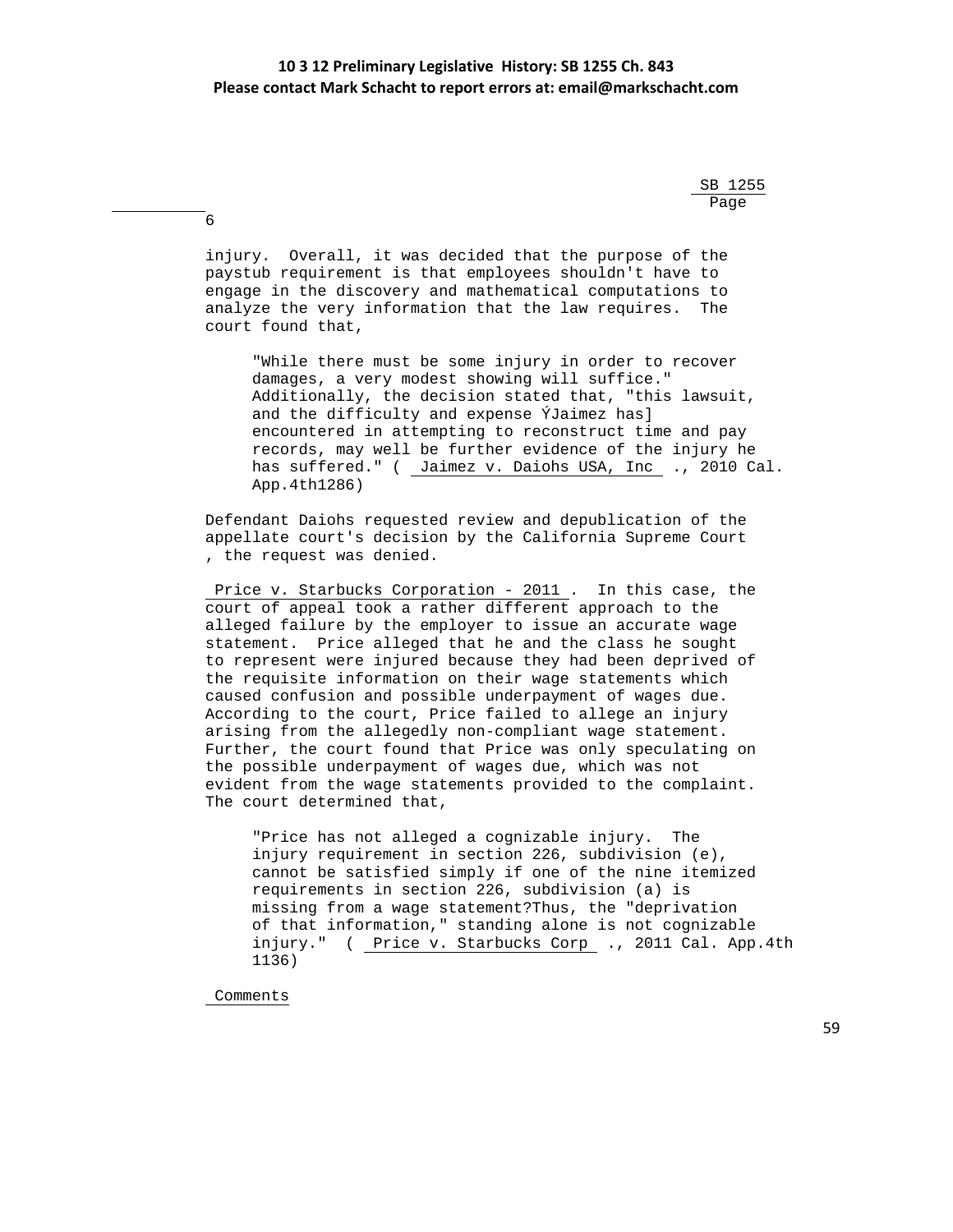injury. Overall, it was decided that the purpose of the paystub requirement is that employees shouldn't have to engage in the discovery and mathematical computations to analyze the very information that the law requires. The court found that,

> "While there must be some injury in order to recover damages, a very modest showing will suffice." Additionally, the decision stated that, "this lawsuit, and the difficulty and expense ÝJaimez has] encountered in attempting to reconstruct time and pay records, may well be further evidence of the injury he has suffered." ( Jaimez v. Daiohs USA, Inc ., 2010 Cal. App.4th1286)

Defendant Daiohs requested review and depublication of the appellate court's decision by the California Supreme Court , the request was denied.

Price v. Starbucks Corporation - 2011 . In this case, the court of appeal took a rather different approach to the alleged failure by the employer to issue an accurate wage statement. Price alleged that he and the class he sought to represent were injured because they had been deprived of the requisite information on their wage statements which caused confusion and possible underpayment of wages due. According to the court, Price failed to allege an injury arising from the allegedly non-compliant wage statement. Further, the court found that Price was only speculating on the possible underpayment of wages due, which was not evident from the wage statements provided to the complaint. The court determined that,

> "Price has not alleged a cognizable injury. The injury requirement in section 226, subdivision (e), cannot be satisfied simply if one of the nine itemized requirements in section 226, subdivision (a) is missing from a wage statement?Thus, the "deprivation of that information," standing alone is not cognizable injury." ( Price v. Starbucks Corp ., 2011 Cal. App.4th 1136)

Comments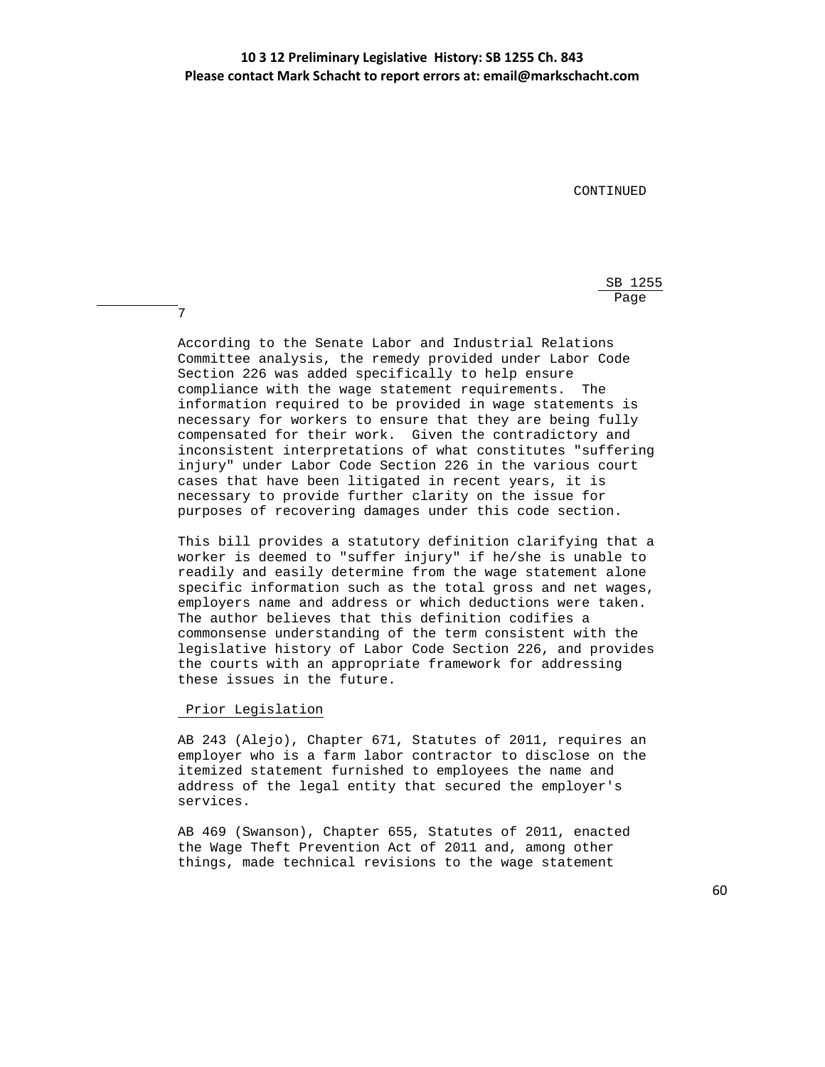CONTINUED

SB 1255
Page 7

According to the Senate Labor and Industrial Relations Committee analysis, the remedy provided under Labor Code Section 226 was added specifically to help ensure compliance with the wage statement requirements. The information required to be provided in wage statements is necessary for workers to ensure that they are being fully compensated for their work. Given the contradictory and inconsistent interpretations of what constitutes "suffering injury" under Labor Code Section 226 in the various court cases that have been litigated in recent years, it is necessary to provide further clarity on the issue for purposes of recovering damages under this code section.

This bill provides a statutory definition clarifying that a worker is deemed to "suffer injury" if he/she is unable to readily and easily determine from the wage statement alone specific information such as the total gross and net wages, employers name and address or which deductions were taken. The author believes that this definition codifies a commonsense understanding of the term consistent with the legislative history of Labor Code Section 226, and provides the courts with an appropriate framework for addressing these issues in the future.

Prior Legislation

AB 243 (Alejo), Chapter 671, Statutes of 2011, requires an employer who is a farm labor contractor to disclose on the itemized statement furnished to employees the name and address of the legal entity that secured the employer's services.

AB 469 (Swanson), Chapter 655, Statutes of 2011, enacted the Wage Theft Prevention Act of 2011 and, among other things, made technical revisions to the wage statement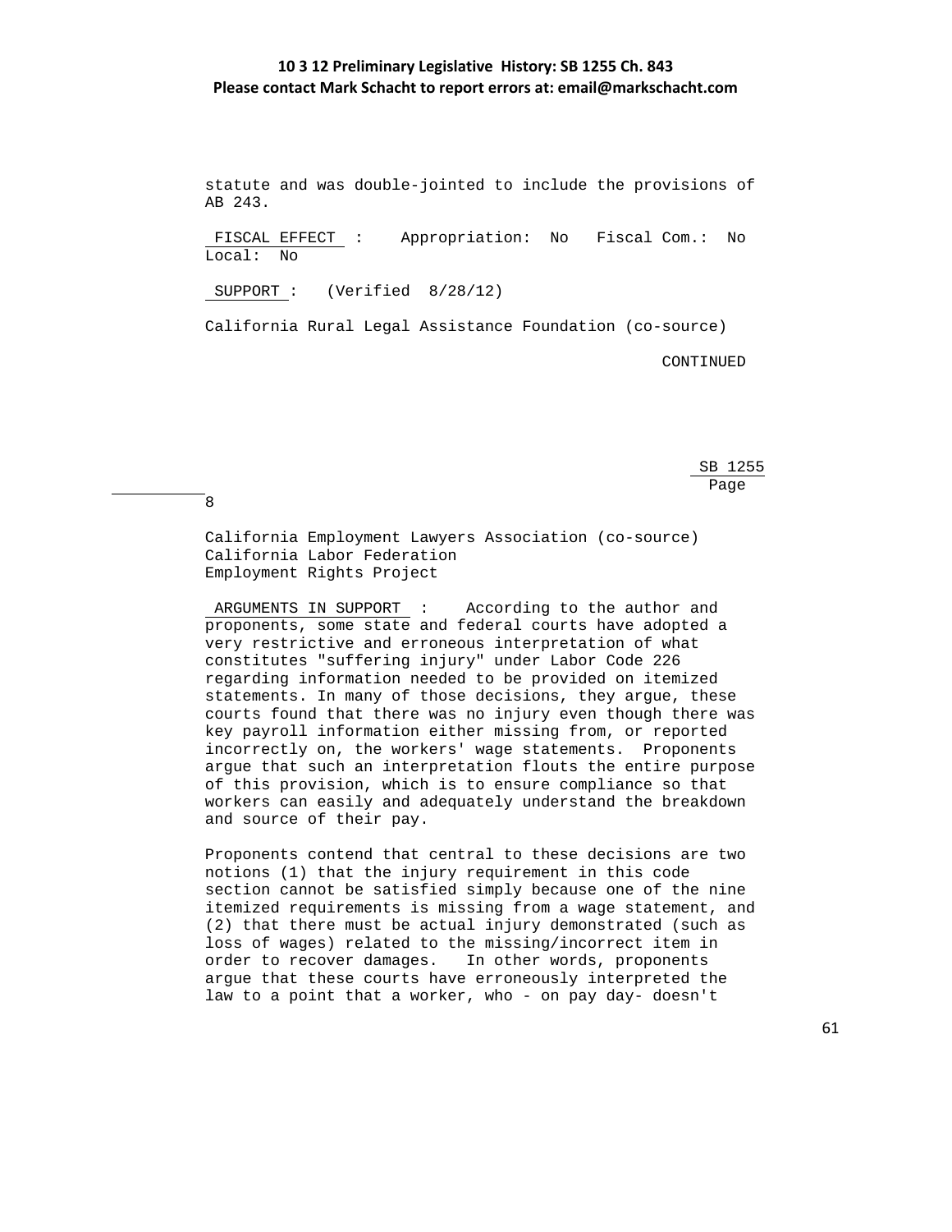statute and was double-jointed to include the provisions of AB 243.

FISCAL EFFECT : Appropriation: No Fiscal Com.: No Local: No

SUPPORT : (Verified 8/28/12)

California Rural Legal Assistance Foundation (co-source)

CONTINUED

SB 1255
Page 8

California Employment Lawyers Association (co-source)
California Labor Federation
Employment Rights Project

ARGUMENTS IN SUPPORT : According to the author and proponents, some state and federal courts have adopted a very restrictive and erroneous interpretation of what constitutes "suffering injury" under Labor Code 226 regarding information needed to be provided on itemized statements. In many of those decisions, they argue, these courts found that there was no injury even though there was key payroll information either missing from, or reported incorrectly on, the workers' wage statements. Proponents argue that such an interpretation flouts the entire purpose of this provision, which is to ensure compliance so that workers can easily and adequately understand the breakdown and source of their pay.

Proponents contend that central to these decisions are two notions (1) that the injury requirement in this code section cannot be satisfied simply because one of the nine itemized requirements is missing from a wage statement, and (2) that there must be actual injury demonstrated (such as loss of wages) related to the missing/incorrect item in order to recover damages. In other words, proponents argue that these courts have erroneously interpreted the law to a point that a worker, who - on pay day- doesn't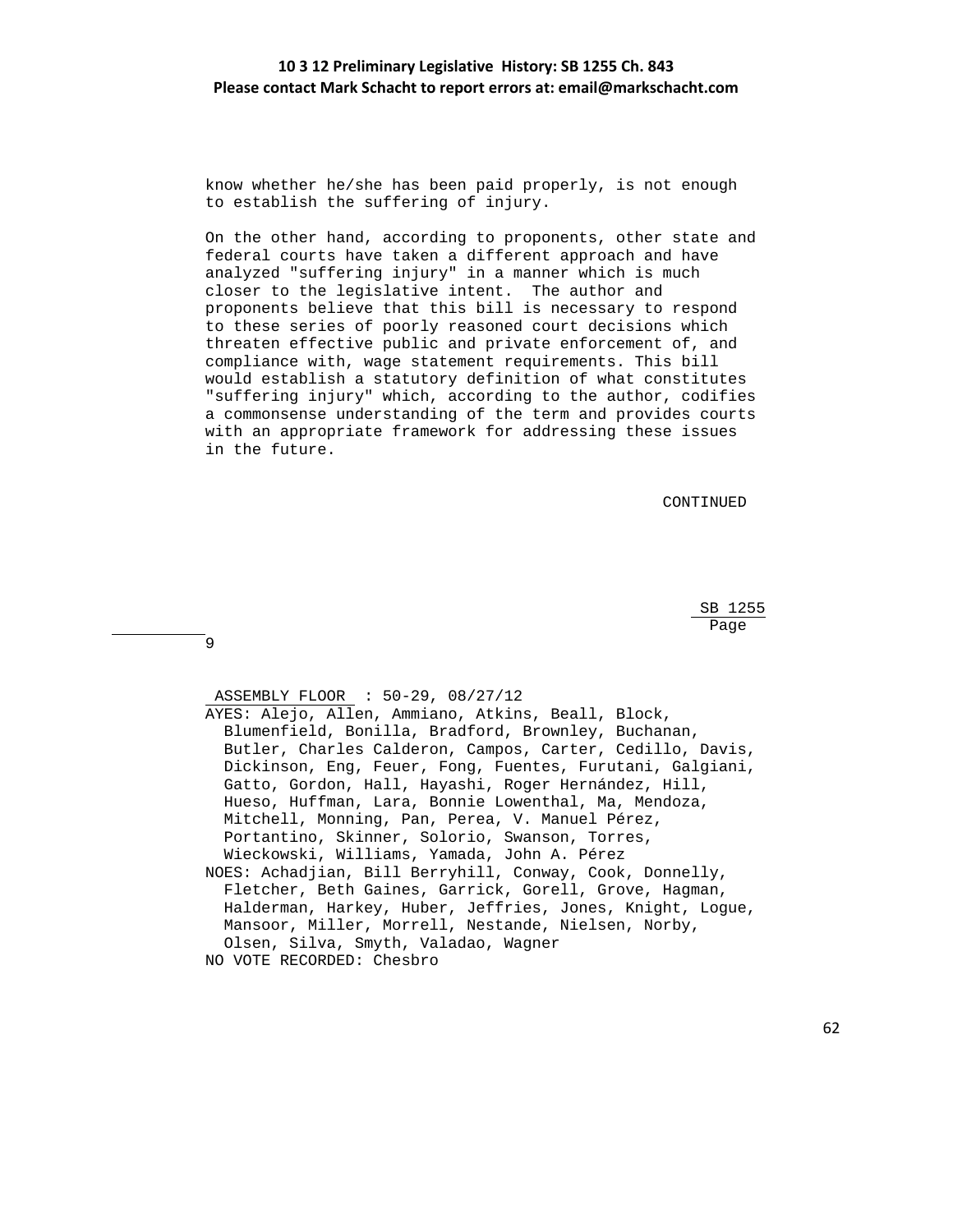know whether he/she has been paid properly, is not enough to establish the suffering of injury.

On the other hand, according to proponents, other state and federal courts have taken a different approach and have analyzed "suffering injury" in a manner which is much closer to the legislative intent. The author and proponents believe that this bill is necessary to respond to these series of poorly reasoned court decisions which threaten effective public and private enforcement of, and compliance with, wage statement requirements. This bill would establish a statutory definition of what constitutes "suffering injury" which, according to the author, codifies a commonsense understanding of the term and provides courts with an appropriate framework for addressing these issues in the future.

CONTINUED

SB 1255
Page 9

ASSEMBLY FLOOR : 50-29, 08/27/12

AYES: Alejo, Allen, Ammiano, Atkins, Beall, Block, Blumenfield, Bonilla, Bradford, Brownley, Buchanan, Butler, Charles Calderon, Campos, Carter, Cedillo, Davis, Dickinson, Eng, Feuer, Fong, Fuentes, Furutani, Galgiani, Gatto, Gordon, Hall, Hayashi, Roger Hernández, Hill, Hueso, Huffman, Lara, Bonnie Lowenthal, Ma, Mendoza, Mitchell, Monning, Pan, Perea, V. Manuel Pérez, Portantino, Skinner, Solorio, Swanson, Torres, Wieckowski, Williams, Yamada, John A. Pérez

NOES: Achadjian, Bill Berryhill, Conway, Cook, Donnelly, Fletcher, Beth Gaines, Garrick, Gorell, Grove, Hagman, Halderman, Harkey, Huber, Jeffries, Jones, Knight, Logue, Mansoor, Miller, Morrell, Nestande, Nielsen, Norby, Olsen, Silva, Smyth, Valadao, Wagner

NO VOTE RECORDED: Chesbro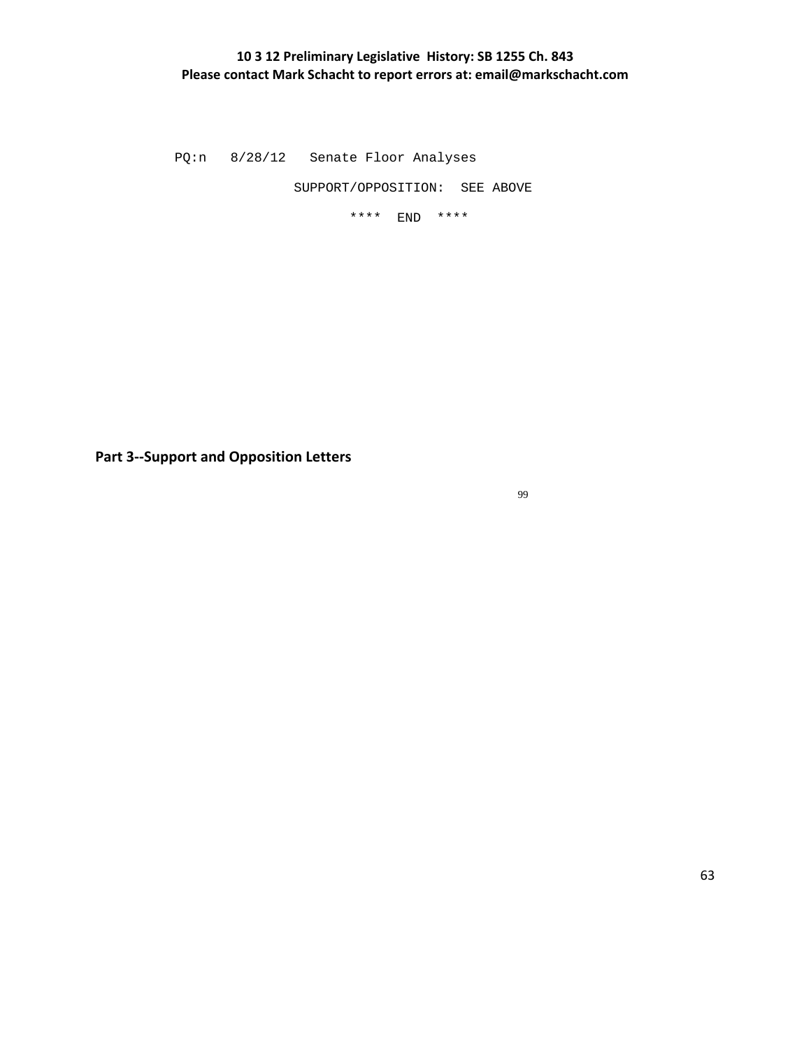PQ:n 8/28/12 Senate Floor Analyses

SUPPORT/OPPOSITION: SEE ABOVE

**** END ****

**Part 3--Support and Opposition Letters**